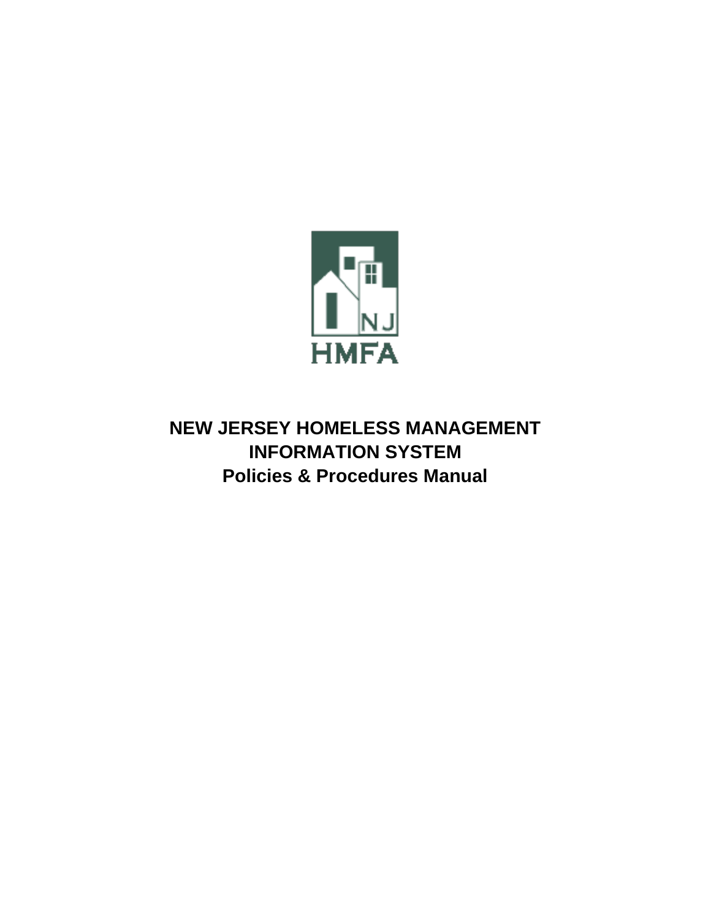# NEW JERSEY HOMELESS MANAGEMENT INFORMATION SYSTEM

## Policies & Procedures Manual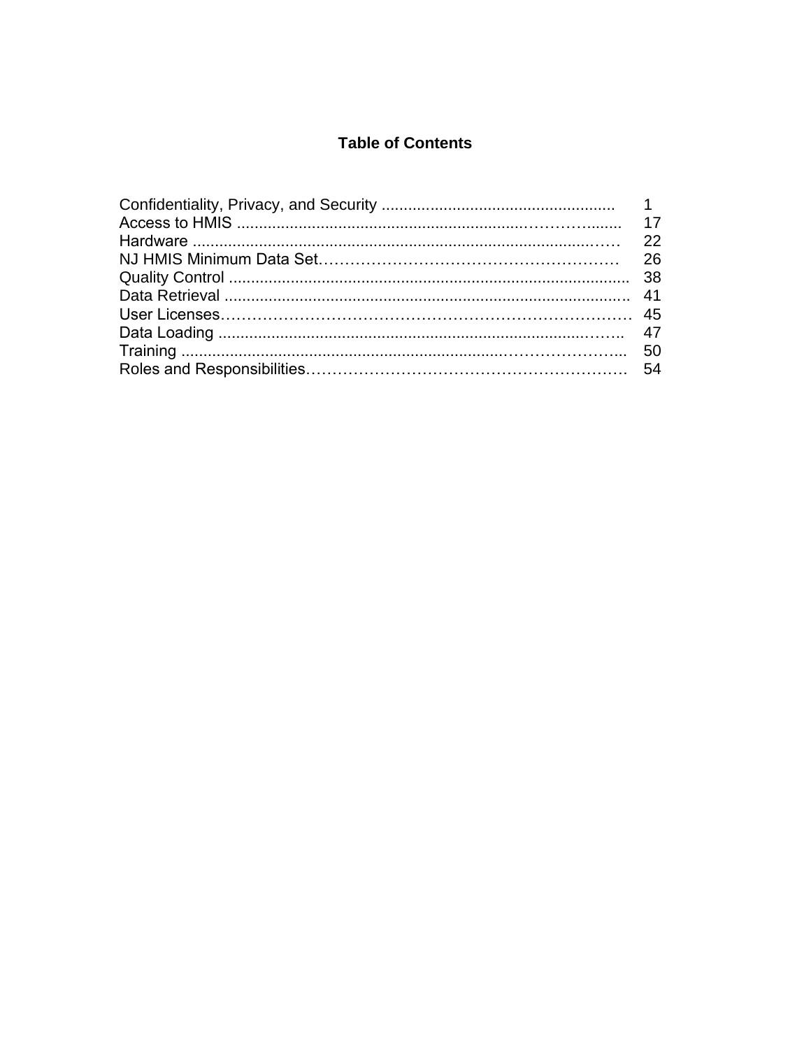# Table of Contents

| | |
|---|---|
| Confidentiality, Privacy, and Security | 1 |
| Access to HMIS | 17 |
| Hardware | 22 |
| NJ HMIS Minimum Data Set | 26 |
| Quality Control | 38 |
| Data Retrieval | 41 |
| User Licenses | 45 |
| Data Loading | 47 |
| Training | 50 |
| Roles and Responsibilities | 54 |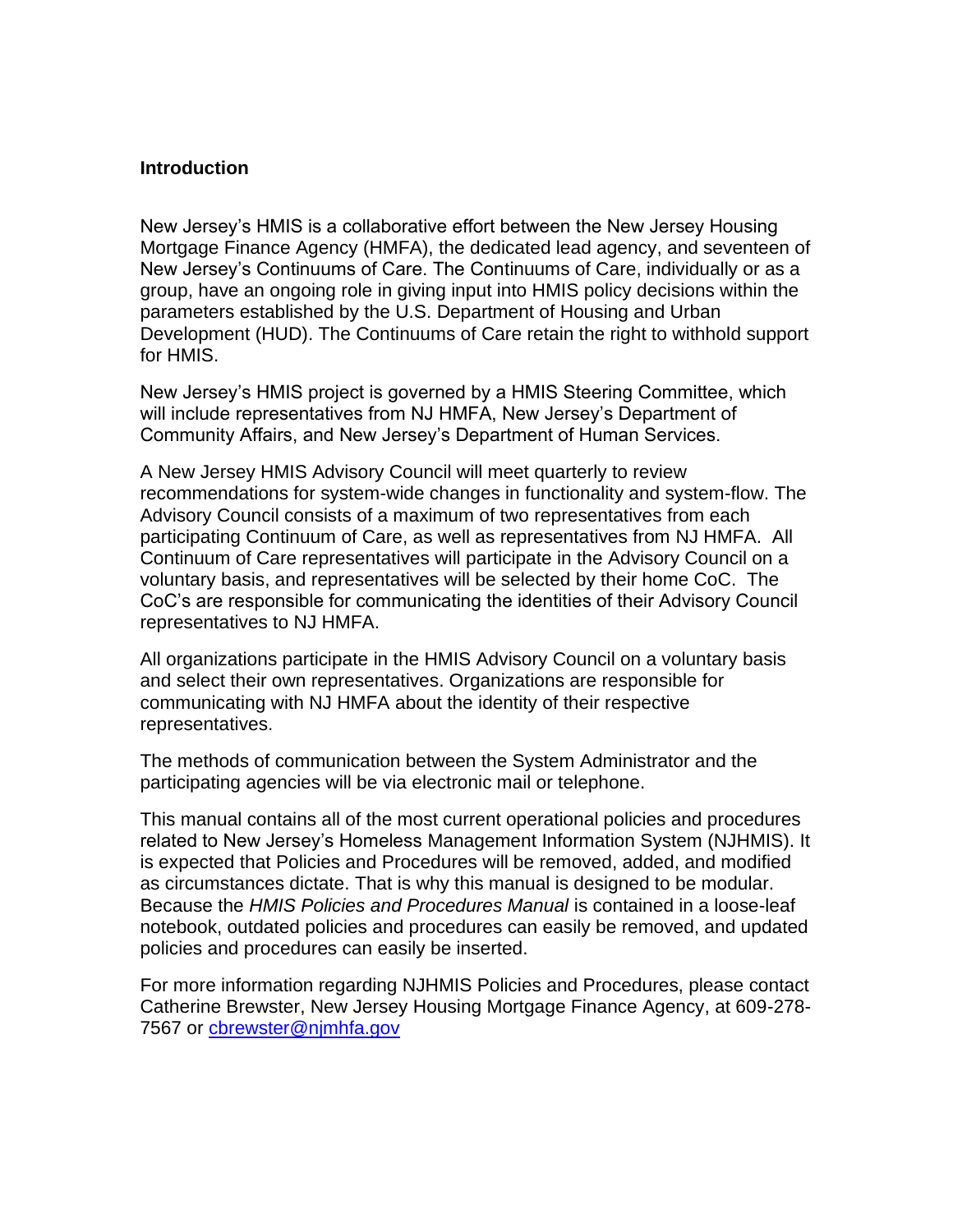## Introduction

New Jersey's HMIS is a collaborative effort between the New Jersey Housing Mortgage Finance Agency (HMFA), the dedicated lead agency, and seventeen of New Jersey's Continuums of Care. The Continuums of Care, individually or as a group, have an ongoing role in giving input into HMIS policy decisions within the parameters established by the U.S. Department of Housing and Urban Development (HUD). The Continuums of Care retain the right to withhold support for HMIS.

New Jersey's HMIS project is governed by a HMIS Steering Committee, which will include representatives from NJ HMFA, New Jersey's Department of Community Affairs, and New Jersey's Department of Human Services.

A New Jersey HMIS Advisory Council will meet quarterly to review recommendations for system-wide changes in functionality and system-flow. The Advisory Council consists of a maximum of two representatives from each participating Continuum of Care, as well as representatives from NJ HMFA. All Continuum of Care representatives will participate in the Advisory Council on a voluntary basis, and representatives will be selected by their home CoC. The CoC's are responsible for communicating the identities of their Advisory Council representatives to NJ HMFA.

All organizations participate in the HMIS Advisory Council on a voluntary basis and select their own representatives. Organizations are responsible for communicating with NJ HMFA about the identity of their respective representatives.

The methods of communication between the System Administrator and the participating agencies will be via electronic mail or telephone.

This manual contains all of the most current operational policies and procedures related to New Jersey's Homeless Management Information System (NJHMIS). It is expected that Policies and Procedures will be removed, added, and modified as circumstances dictate. That is why this manual is designed to be modular. Because the *HMIS Policies and Procedures Manual* is contained in a loose-leaf notebook, outdated policies and procedures can easily be removed, and updated policies and procedures can easily be inserted.

For more information regarding NJHMIS Policies and Procedures, please contact Catherine Brewster, New Jersey Housing Mortgage Finance Agency, at 609-278-7567 or cbrewster@njmhfa.gov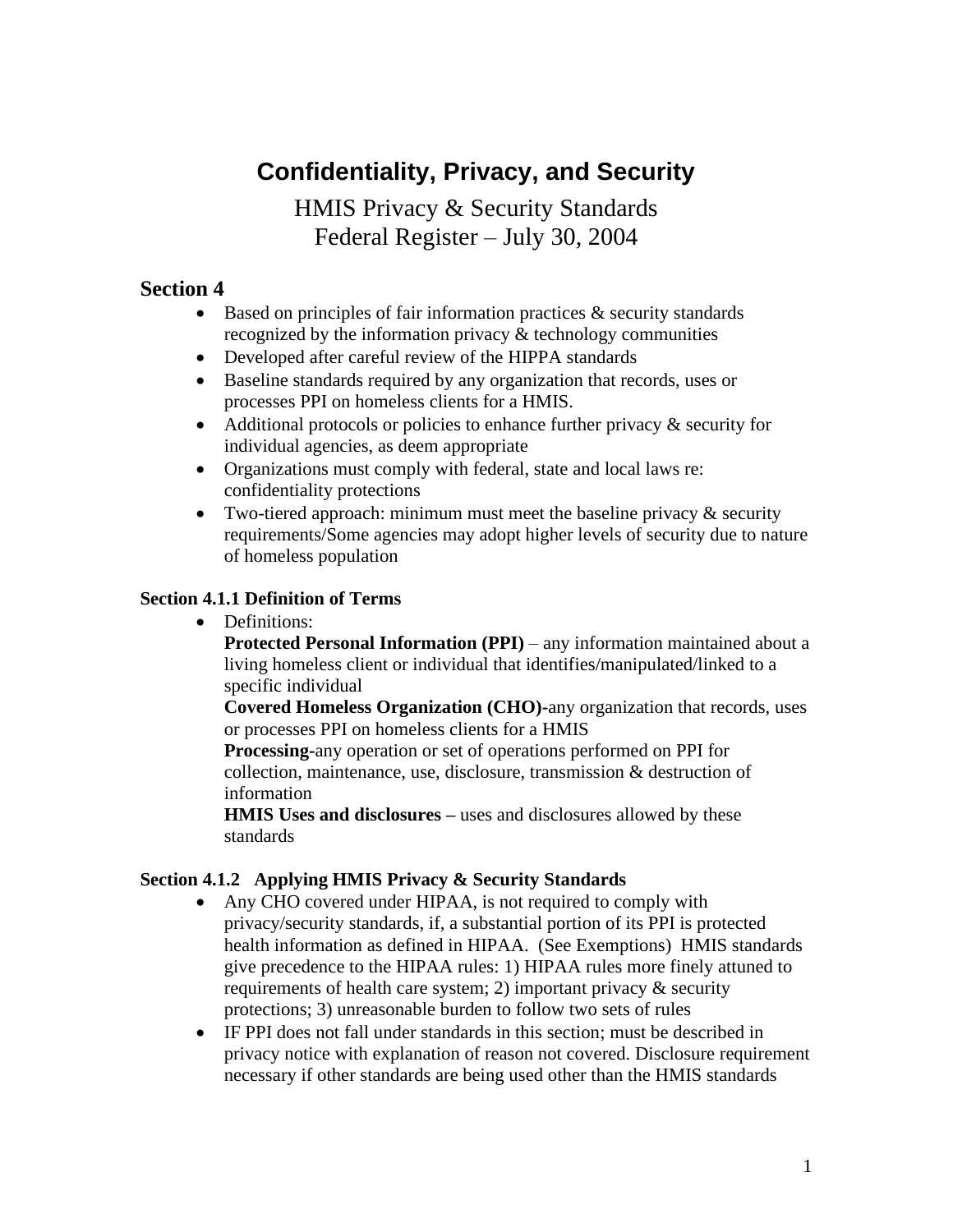# Confidentiality, Privacy, and Security

HMIS Privacy & Security Standards
Federal Register – July 30, 2004

## Section 4

- Based on principles of fair information practices & security standards recognized by the information privacy & technology communities
- Developed after careful review of the HIPPA standards
- Baseline standards required by any organization that records, uses or processes PPI on homeless clients for a HMIS.
- Additional protocols or policies to enhance further privacy & security for individual agencies, as deem appropriate
- Organizations must comply with federal, state and local laws re: confidentiality protections
- Two-tiered approach: minimum must meet the baseline privacy & security requirements/Some agencies may adopt higher levels of security due to nature of homeless population

### Section 4.1.1 Definition of Terms

- Definitions:
  **Protected Personal Information (PPI)** – any information maintained about a living homeless client or individual that identifies/manipulated/linked to a specific individual
  **Covered Homeless Organization (CHO)-**any organization that records, uses or processes PPI on homeless clients for a HMIS
  **Processing-**any operation or set of operations performed on PPI for collection, maintenance, use, disclosure, transmission & destruction of information
  **HMIS Uses and disclosures –** uses and disclosures allowed by these standards

### Section 4.1.2 Applying HMIS Privacy & Security Standards

- Any CHO covered under HIPAA, is not required to comply with privacy/security standards, if, a substantial portion of its PPI is protected health information as defined in HIPAA. (See Exemptions) HMIS standards give precedence to the HIPAA rules: 1) HIPAA rules more finely attuned to requirements of health care system; 2) important privacy & security protections; 3) unreasonable burden to follow two sets of rules
- IF PPI does not fall under standards in this section; must be described in privacy notice with explanation of reason not covered. Disclosure requirement necessary if other standards are being used other than the HMIS standards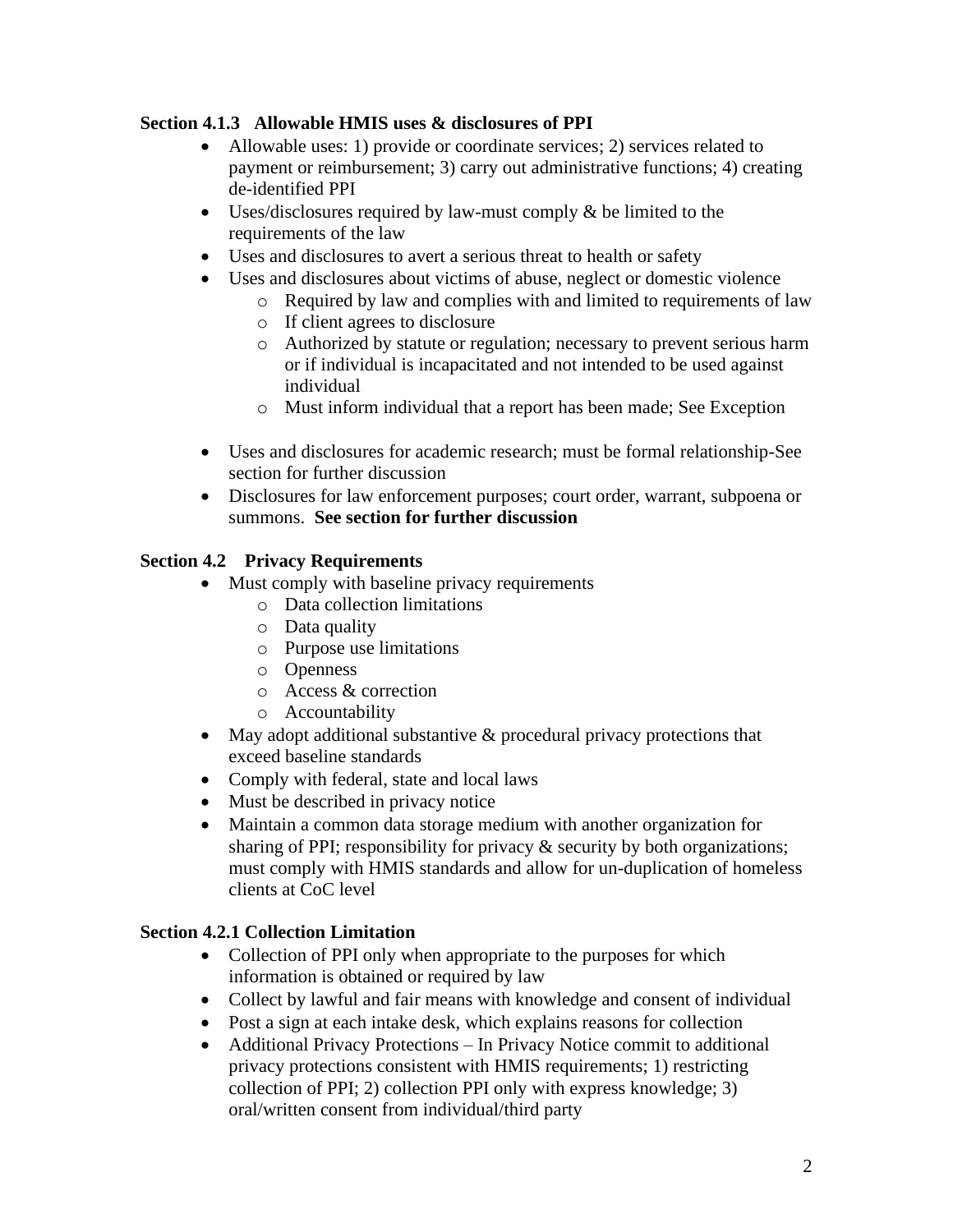### Section 4.1.3 Allowable HMIS uses & disclosures of PPI

- Allowable uses: 1) provide or coordinate services; 2) services related to payment or reimbursement; 3) carry out administrative functions; 4) creating de-identified PPI
- Uses/disclosures required by law-must comply & be limited to the requirements of the law
- Uses and disclosures to avert a serious threat to health or safety
- Uses and disclosures about victims of abuse, neglect or domestic violence
  - Required by law and complies with and limited to requirements of law
  - If client agrees to disclosure
  - Authorized by statute or regulation; necessary to prevent serious harm or if individual is incapacitated and not intended to be used against individual
  - Must inform individual that a report has been made; See Exception
- Uses and disclosures for academic research; must be formal relationship-See section for further discussion
- Disclosures for law enforcement purposes; court order, warrant, subpoena or summons. **See section for further discussion**

### Section 4.2 Privacy Requirements

- Must comply with baseline privacy requirements
  - Data collection limitations
  - Data quality
  - Purpose use limitations
  - Openness
  - Access & correction
  - Accountability
- May adopt additional substantive & procedural privacy protections that exceed baseline standards
- Comply with federal, state and local laws
- Must be described in privacy notice
- Maintain a common data storage medium with another organization for sharing of PPI; responsibility for privacy & security by both organizations; must comply with HMIS standards and allow for un-duplication of homeless clients at CoC level

### Section 4.2.1 Collection Limitation

- Collection of PPI only when appropriate to the purposes for which information is obtained or required by law
- Collect by lawful and fair means with knowledge and consent of individual
- Post a sign at each intake desk, which explains reasons for collection
- Additional Privacy Protections – In Privacy Notice commit to additional privacy protections consistent with HMIS requirements; 1) restricting collection of PPI; 2) collection PPI only with express knowledge; 3) oral/written consent from individual/third party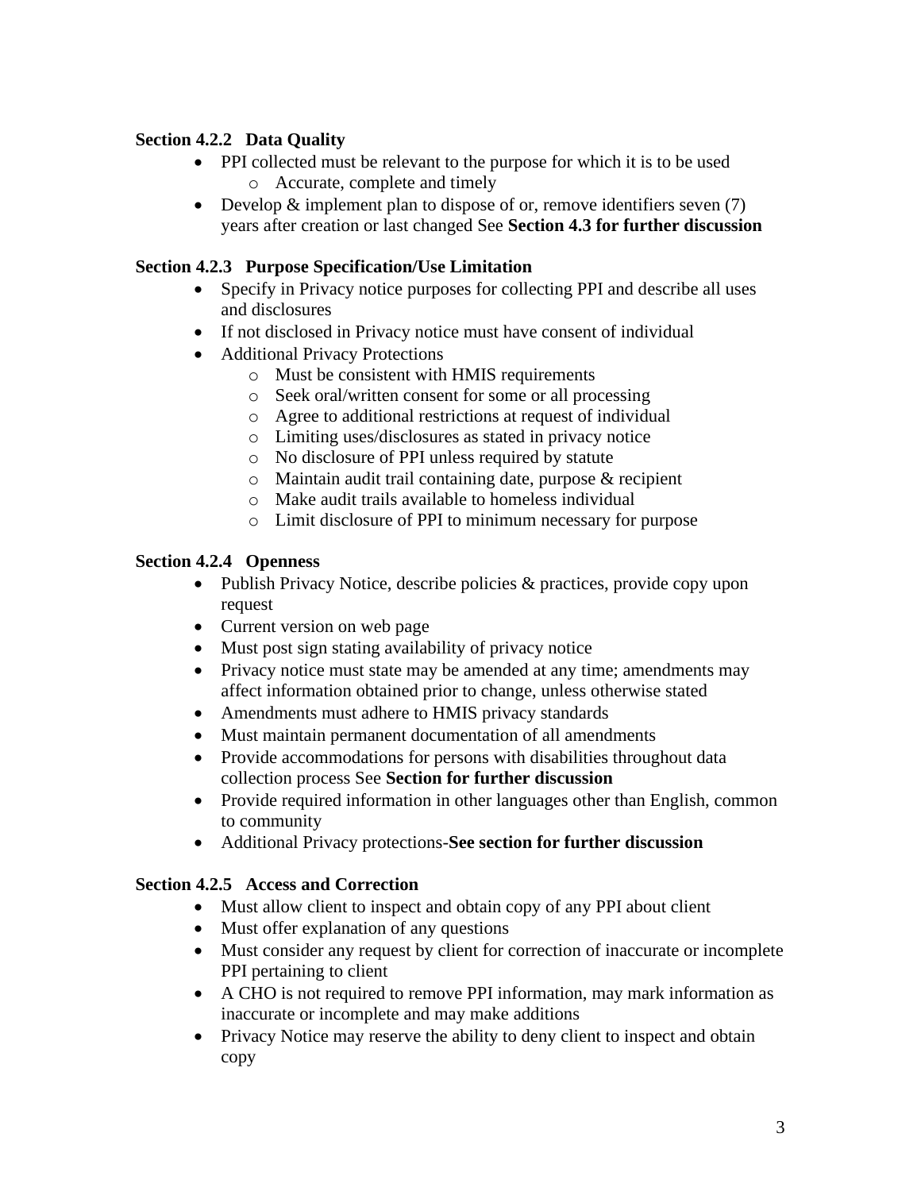**Section 4.2.2 Data Quality**

- PPI collected must be relevant to the purpose for which it is to be used
  - Accurate, complete and timely
- Develop & implement plan to dispose of or, remove identifiers seven (7) years after creation or last changed See **Section 4.3 for further discussion**

**Section 4.2.3 Purpose Specification/Use Limitation**

- Specify in Privacy notice purposes for collecting PPI and describe all uses and disclosures
- If not disclosed in Privacy notice must have consent of individual
- Additional Privacy Protections
  - Must be consistent with HMIS requirements
  - Seek oral/written consent for some or all processing
  - Agree to additional restrictions at request of individual
  - Limiting uses/disclosures as stated in privacy notice
  - No disclosure of PPI unless required by statute
  - Maintain audit trail containing date, purpose & recipient
  - Make audit trails available to homeless individual
  - Limit disclosure of PPI to minimum necessary for purpose

**Section 4.2.4 Openness**

- Publish Privacy Notice, describe policies & practices, provide copy upon request
- Current version on web page
- Must post sign stating availability of privacy notice
- Privacy notice must state may be amended at any time; amendments may affect information obtained prior to change, unless otherwise stated
- Amendments must adhere to HMIS privacy standards
- Must maintain permanent documentation of all amendments
- Provide accommodations for persons with disabilities throughout data collection process See **Section for further discussion**
- Provide required information in other languages other than English, common to community
- Additional Privacy protections-**See section for further discussion**

**Section 4.2.5 Access and Correction**

- Must allow client to inspect and obtain copy of any PPI about client
- Must offer explanation of any questions
- Must consider any request by client for correction of inaccurate or incomplete PPI pertaining to client
- A CHO is not required to remove PPI information, may mark information as inaccurate or incomplete and may make additions
- Privacy Notice may reserve the ability to deny client to inspect and obtain copy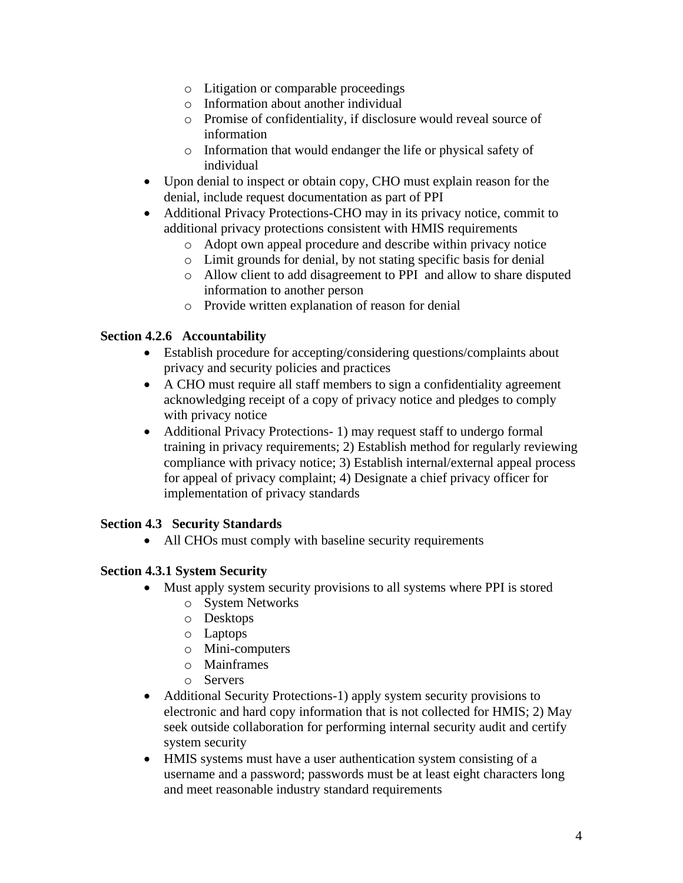- Litigation or comparable proceedings
  - Information about another individual
  - Promise of confidentiality, if disclosure would reveal source of information
  - Information that would endanger the life or physical safety of individual
- Upon denial to inspect or obtain copy, CHO must explain reason for the denial, include request documentation as part of PPI
- Additional Privacy Protections-CHO may in its privacy notice, commit to additional privacy protections consistent with HMIS requirements
  - Adopt own appeal procedure and describe within privacy notice
  - Limit grounds for denial, by not stating specific basis for denial
  - Allow client to add disagreement to PPI and allow to share disputed information to another person
  - Provide written explanation of reason for denial

**Section 4.2.6 Accountability**

- Establish procedure for accepting/considering questions/complaints about privacy and security policies and practices
- A CHO must require all staff members to sign a confidentiality agreement acknowledging receipt of a copy of privacy notice and pledges to comply with privacy notice
- Additional Privacy Protections- 1) may request staff to undergo formal training in privacy requirements; 2) Establish method for regularly reviewing compliance with privacy notice; 3) Establish internal/external appeal process for appeal of privacy complaint; 4) Designate a chief privacy officer for implementation of privacy standards

**Section 4.3 Security Standards**

- All CHOs must comply with baseline security requirements

**Section 4.3.1 System Security**

- Must apply system security provisions to all systems where PPI is stored
  - System Networks
  - Desktops
  - Laptops
  - Mini-computers
  - Mainframes
  - Servers
- Additional Security Protections-1) apply system security provisions to electronic and hard copy information that is not collected for HMIS; 2) May seek outside collaboration for performing internal security audit and certify system security
- HMIS systems must have a user authentication system consisting of a username and a password; passwords must be at least eight characters long and meet reasonable industry standard requirements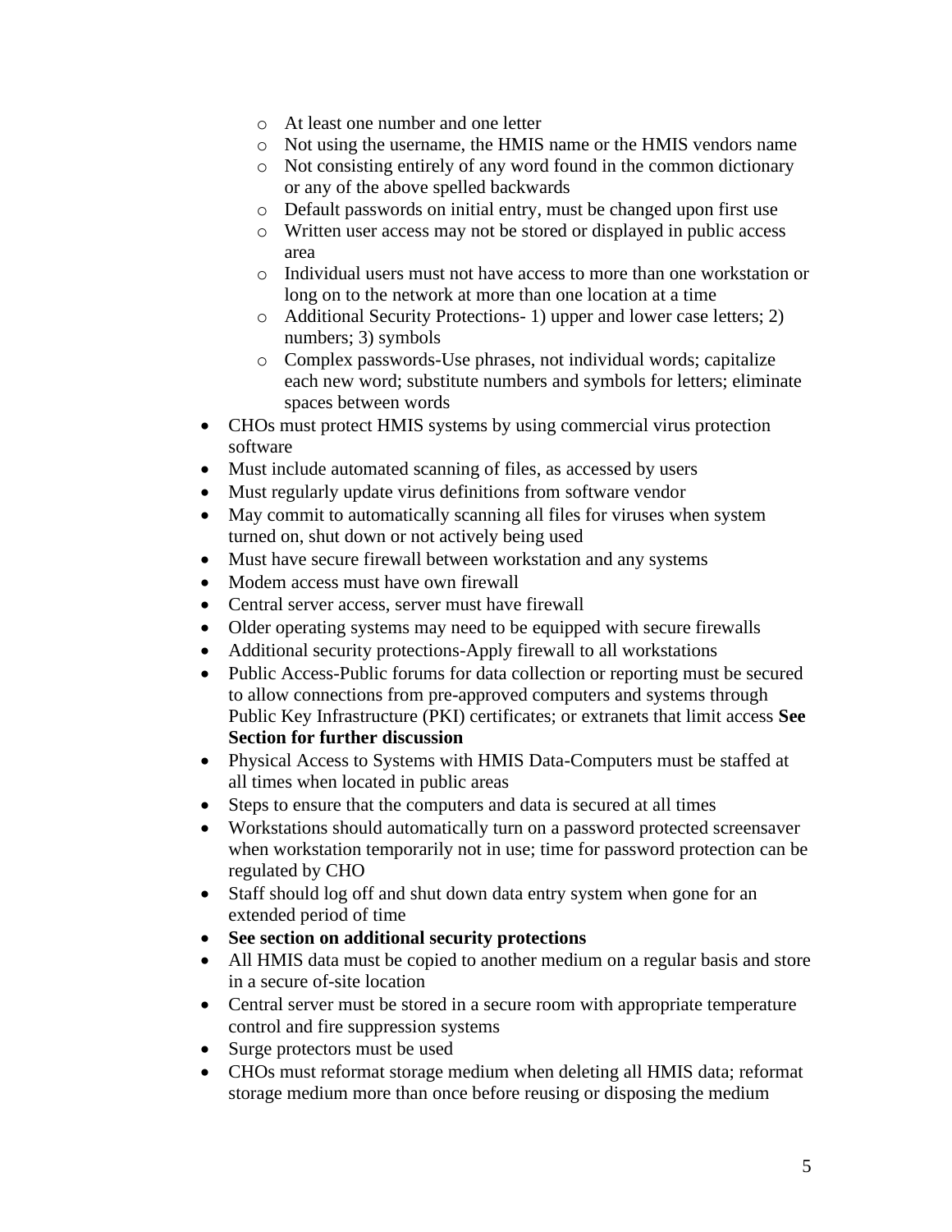- At least one number and one letter
  - Not using the username, the HMIS name or the HMIS vendors name
  - Not consisting entirely of any word found in the common dictionary or any of the above spelled backwards
  - Default passwords on initial entry, must be changed upon first use
  - Written user access may not be stored or displayed in public access area
  - Individual users must not have access to more than one workstation or long on to the network at more than one location at a time
  - Additional Security Protections- 1) upper and lower case letters; 2) numbers; 3) symbols
  - Complex passwords-Use phrases, not individual words; capitalize each new word; substitute numbers and symbols for letters; eliminate spaces between words
- CHOs must protect HMIS systems by using commercial virus protection software
- Must include automated scanning of files, as accessed by users
- Must regularly update virus definitions from software vendor
- May commit to automatically scanning all files for viruses when system turned on, shut down or not actively being used
- Must have secure firewall between workstation and any systems
- Modem access must have own firewall
- Central server access, server must have firewall
- Older operating systems may need to be equipped with secure firewalls
- Additional security protections-Apply firewall to all workstations
- Public Access-Public forums for data collection or reporting must be secured to allow connections from pre-approved computers and systems through Public Key Infrastructure (PKI) certificates; or extranets that limit access **See Section for further discussion**
- Physical Access to Systems with HMIS Data-Computers must be staffed at all times when located in public areas
- Steps to ensure that the computers and data is secured at all times
- Workstations should automatically turn on a password protected screensaver when workstation temporarily not in use; time for password protection can be regulated by CHO
- Staff should log off and shut down data entry system when gone for an extended period of time
- **See section on additional security protections**
- All HMIS data must be copied to another medium on a regular basis and store in a secure of-site location
- Central server must be stored in a secure room with appropriate temperature control and fire suppression systems
- Surge protectors must be used
- CHOs must reformat storage medium when deleting all HMIS data; reformat storage medium more than once before reusing or disposing the medium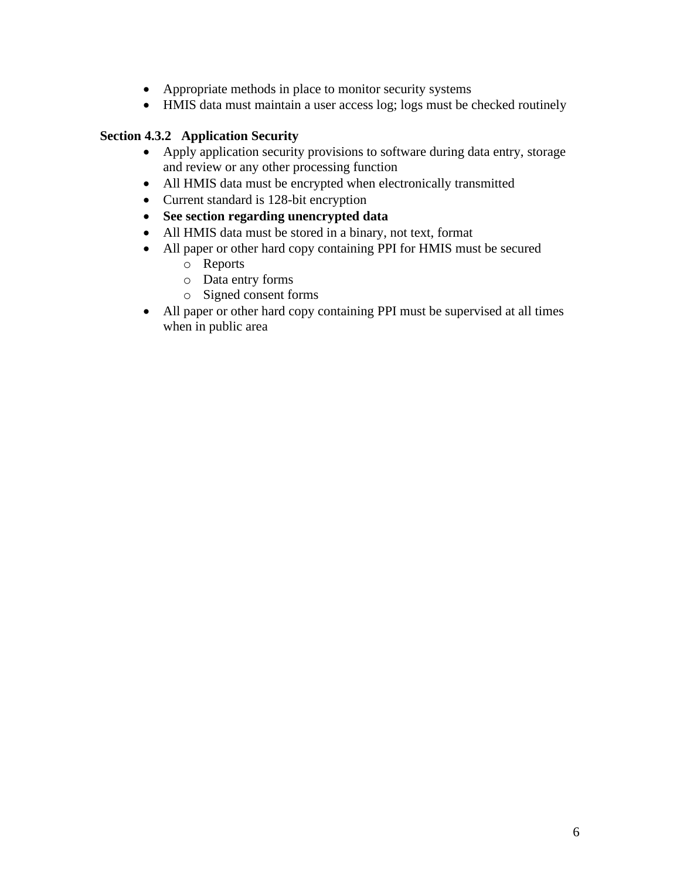- Appropriate methods in place to monitor security systems
- HMIS data must maintain a user access log; logs must be checked routinely

**Section 4.3.2 Application Security**

- Apply application security provisions to software during data entry, storage and review or any other processing function
- All HMIS data must be encrypted when electronically transmitted
- Current standard is 128-bit encryption
- **See section regarding unencrypted data**
- All HMIS data must be stored in a binary, not text, format
- All paper or other hard copy containing PPI for HMIS must be secured
    - Reports
    - Data entry forms
    - Signed consent forms
- All paper or other hard copy containing PPI must be supervised at all times when in public area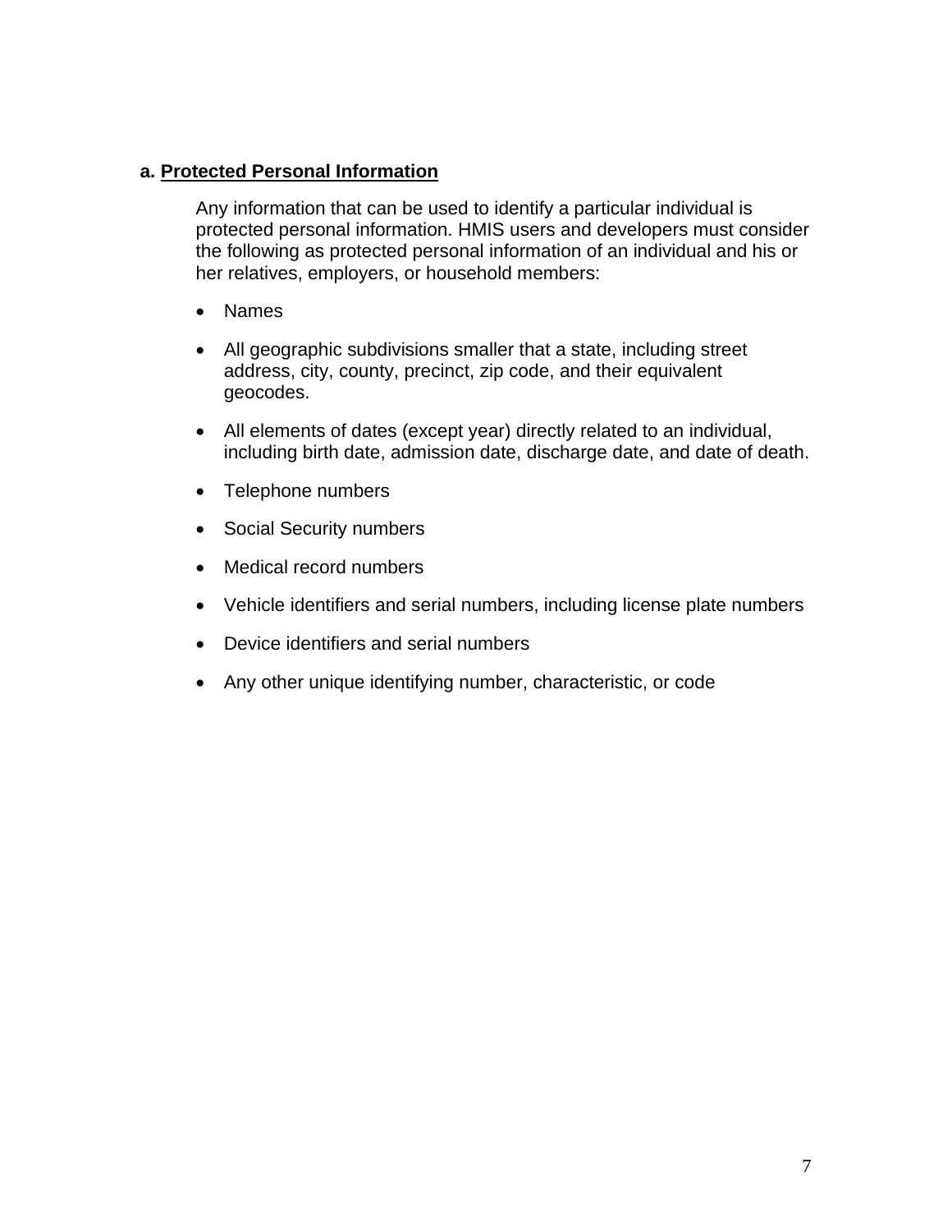### a. Protected Personal Information

Any information that can be used to identify a particular individual is protected personal information. HMIS users and developers must consider the following as protected personal information of an individual and his or her relatives, employers, or household members:

- Names
- All geographic subdivisions smaller that a state, including street address, city, county, precinct, zip code, and their equivalent geocodes.
- All elements of dates (except year) directly related to an individual, including birth date, admission date, discharge date, and date of death.
- Telephone numbers
- Social Security numbers
- Medical record numbers
- Vehicle identifiers and serial numbers, including license plate numbers
- Device identifiers and serial numbers
- Any other unique identifying number, characteristic, or code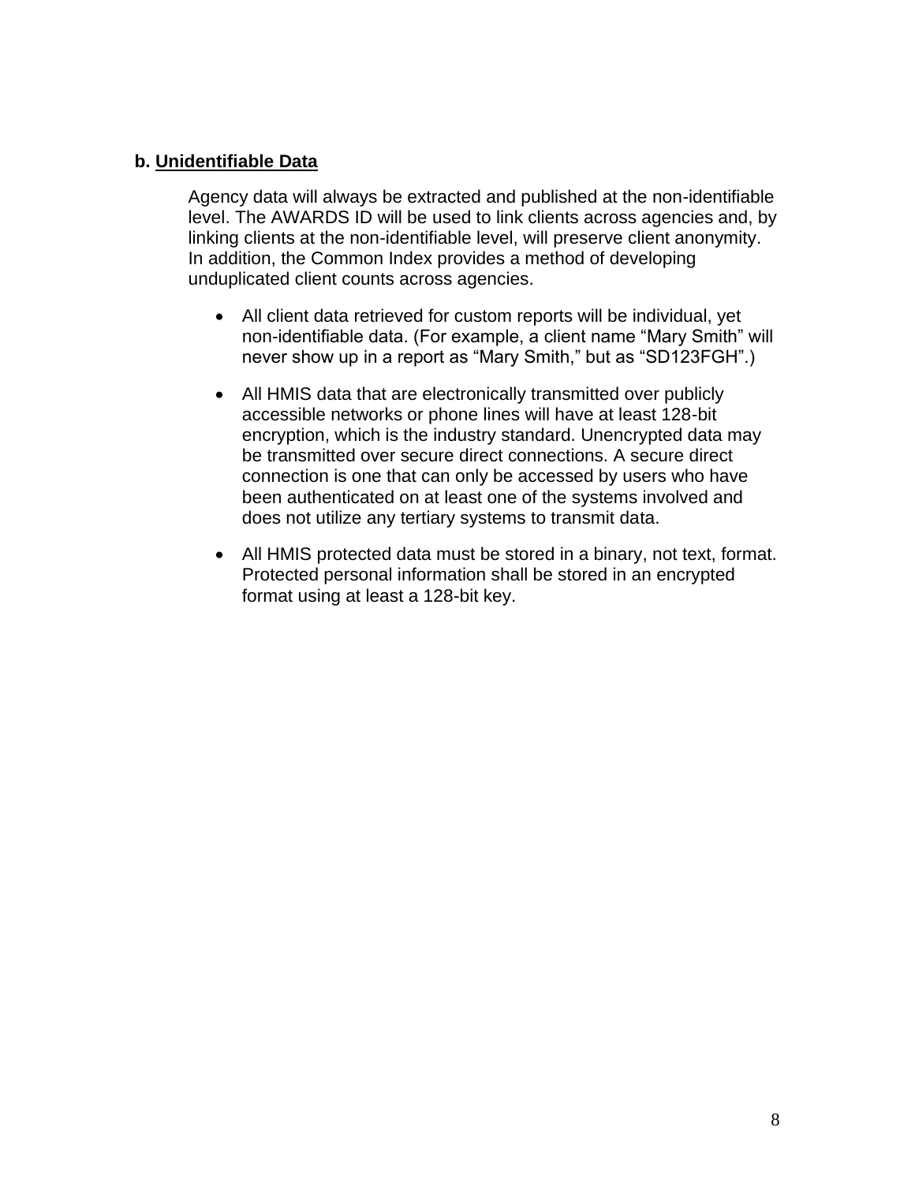**b. Unidentifiable Data**

Agency data will always be extracted and published at the non-identifiable level. The AWARDS ID will be used to link clients across agencies and, by linking clients at the non-identifiable level, will preserve client anonymity. In addition, the Common Index provides a method of developing unduplicated client counts across agencies.

- All client data retrieved for custom reports will be individual, yet non-identifiable data. (For example, a client name "Mary Smith" will never show up in a report as "Mary Smith," but as "SD123FGH".)
- All HMIS data that are electronically transmitted over publicly accessible networks or phone lines will have at least 128-bit encryption, which is the industry standard. Unencrypted data may be transmitted over secure direct connections. A secure direct connection is one that can only be accessed by users who have been authenticated on at least one of the systems involved and does not utilize any tertiary systems to transmit data.
- All HMIS protected data must be stored in a binary, not text, format. Protected personal information shall be stored in an encrypted format using at least a 128-bit key.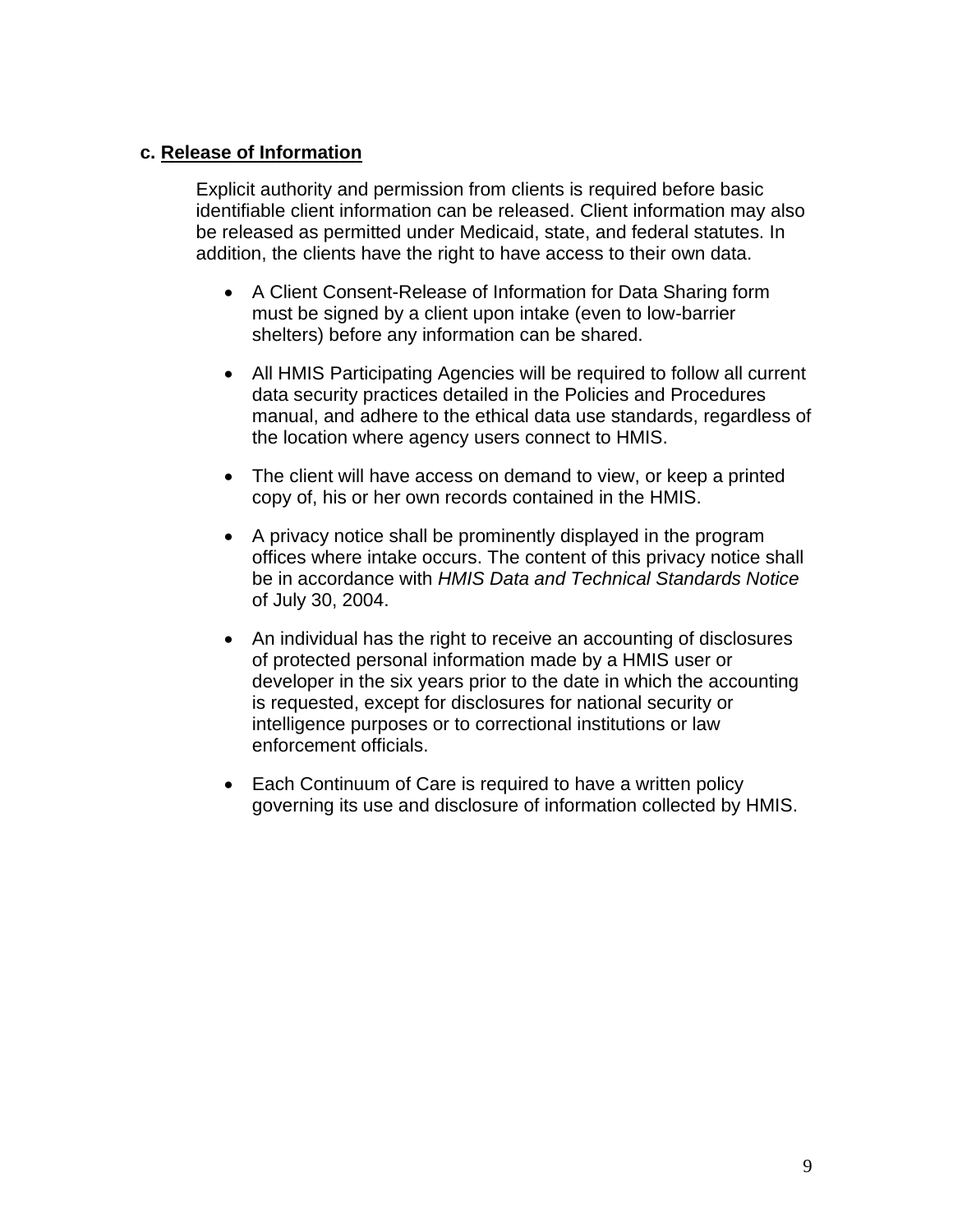### c. <u>Release of Information</u>

Explicit authority and permission from clients is required before basic identifiable client information can be released. Client information may also be released as permitted under Medicaid, state, and federal statutes. In addition, the clients have the right to have access to their own data.

- A Client Consent-Release of Information for Data Sharing form must be signed by a client upon intake (even to low-barrier shelters) before any information can be shared.
- All HMIS Participating Agencies will be required to follow all current data security practices detailed in the Policies and Procedures manual, and adhere to the ethical data use standards, regardless of the location where agency users connect to HMIS.
- The client will have access on demand to view, or keep a printed copy of, his or her own records contained in the HMIS.
- A privacy notice shall be prominently displayed in the program offices where intake occurs. The content of this privacy notice shall be in accordance with *HMIS Data and Technical Standards Notice* of July 30, 2004.
- An individual has the right to receive an accounting of disclosures of protected personal information made by a HMIS user or developer in the six years prior to the date in which the accounting is requested, except for disclosures for national security or intelligence purposes or to correctional institutions or law enforcement officials.
- Each Continuum of Care is required to have a written policy governing its use and disclosure of information collected by HMIS.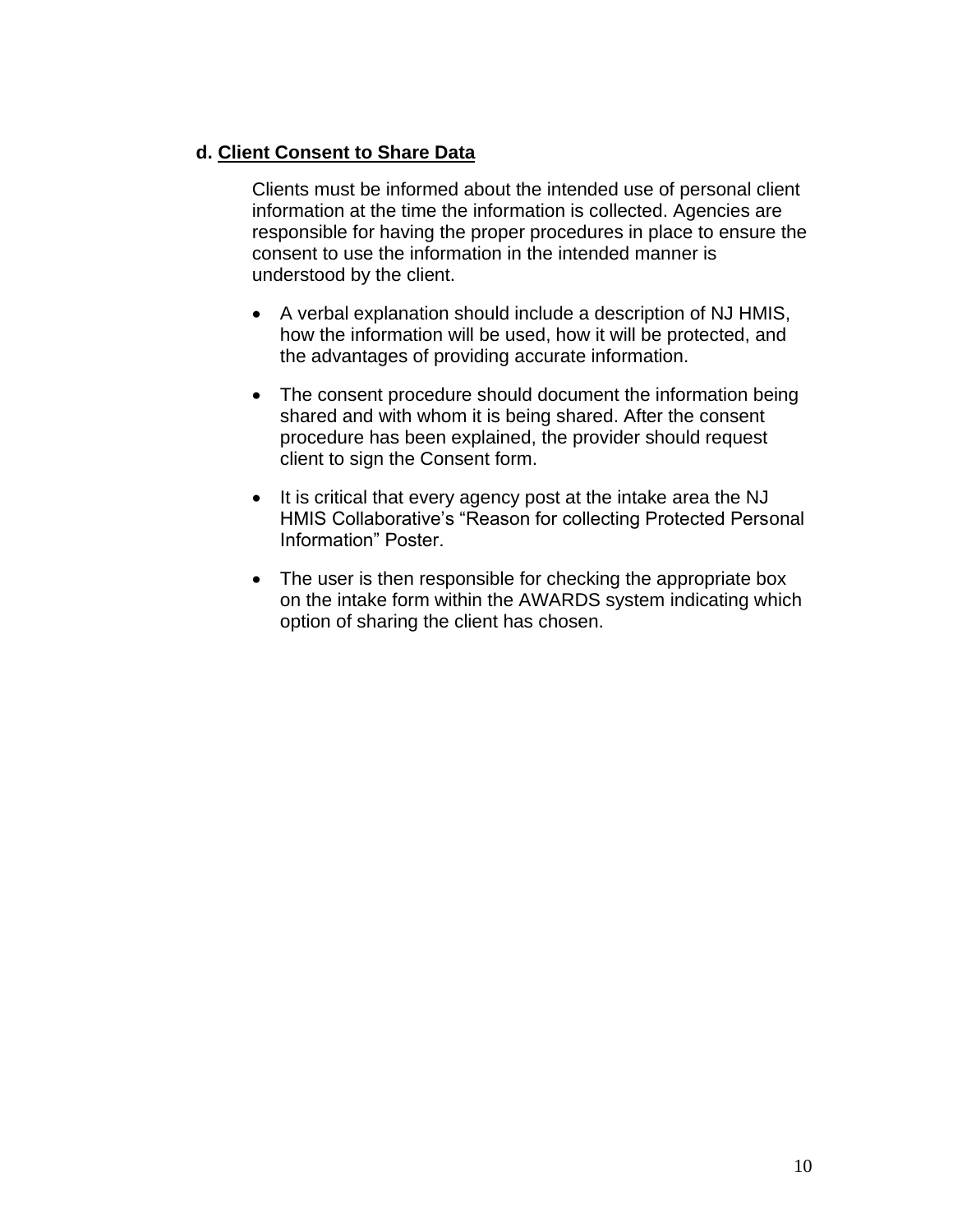### d. <u>Client Consent to Share Data</u>

Clients must be informed about the intended use of personal client information at the time the information is collected. Agencies are responsible for having the proper procedures in place to ensure the consent to use the information in the intended manner is understood by the client.

- A verbal explanation should include a description of NJ HMIS, how the information will be used, how it will be protected, and the advantages of providing accurate information.
- The consent procedure should document the information being shared and with whom it is being shared. After the consent procedure has been explained, the provider should request client to sign the Consent form.
- It is critical that every agency post at the intake area the NJ HMIS Collaborative's "Reason for collecting Protected Personal Information" Poster.
- The user is then responsible for checking the appropriate box on the intake form within the AWARDS system indicating which option of sharing the client has chosen.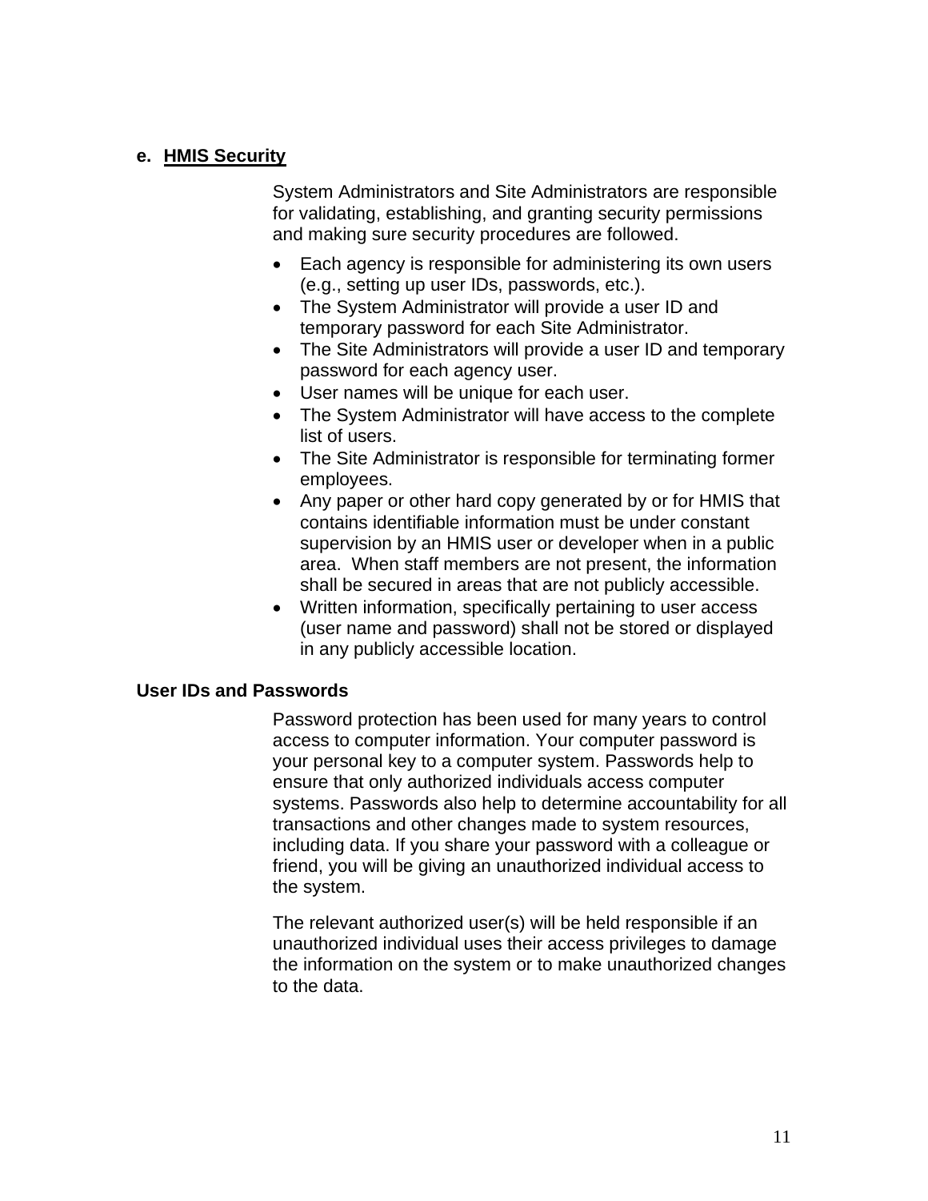## e. <u>HMIS Security</u>

System Administrators and Site Administrators are responsible for validating, establishing, and granting security permissions and making sure security procedures are followed.

- Each agency is responsible for administering its own users (e.g., setting up user IDs, passwords, etc.).
- The System Administrator will provide a user ID and temporary password for each Site Administrator.
- The Site Administrators will provide a user ID and temporary password for each agency user.
- User names will be unique for each user.
- The System Administrator will have access to the complete list of users.
- The Site Administrator is responsible for terminating former employees.
- Any paper or other hard copy generated by or for HMIS that contains identifiable information must be under constant supervision by an HMIS user or developer when in a public area. When staff members are not present, the information shall be secured in areas that are not publicly accessible.
- Written information, specifically pertaining to user access (user name and password) shall not be stored or displayed in any publicly accessible location.

### User IDs and Passwords

Password protection has been used for many years to control access to computer information. Your computer password is your personal key to a computer system. Passwords help to ensure that only authorized individuals access computer systems. Passwords also help to determine accountability for all transactions and other changes made to system resources, including data. If you share your password with a colleague or friend, you will be giving an unauthorized individual access to the system.

The relevant authorized user(s) will be held responsible if an unauthorized individual uses their access privileges to damage the information on the system or to make unauthorized changes to the data.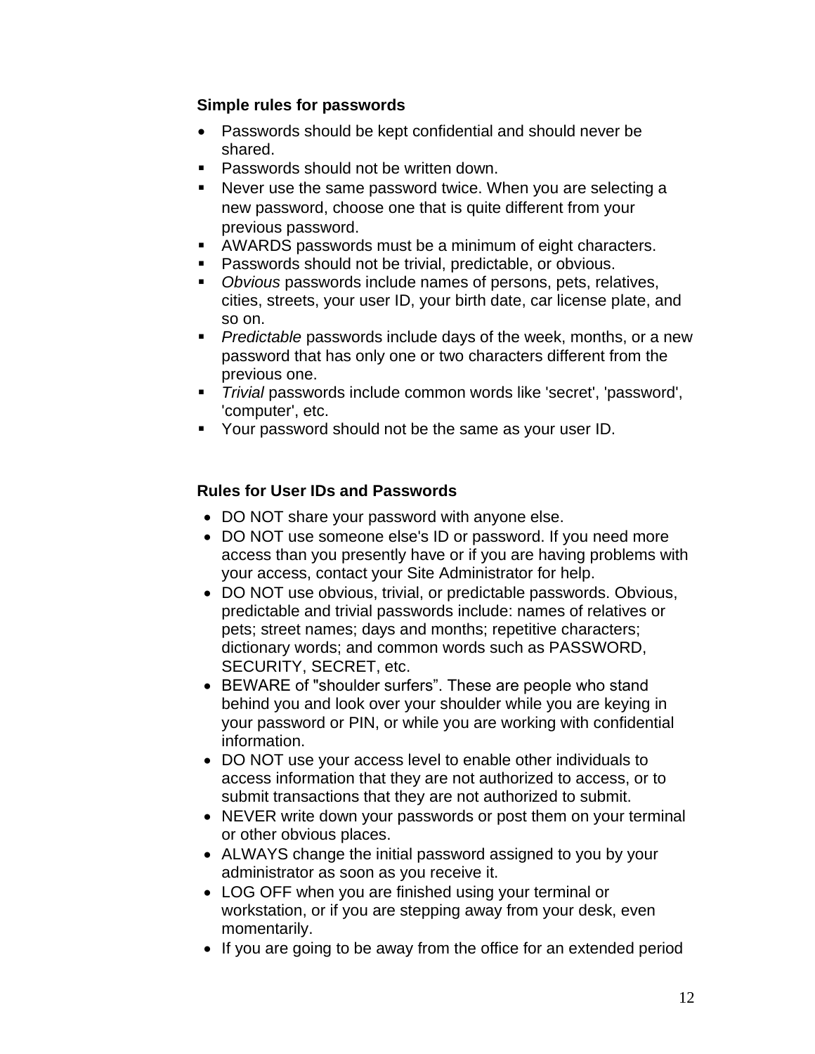**Simple rules for passwords**

- Passwords should be kept confidential and should never be shared.
- Passwords should not be written down.
- Never use the same password twice. When you are selecting a new password, choose one that is quite different from your previous password.
- AWARDS passwords must be a minimum of eight characters.
- Passwords should not be trivial, predictable, or obvious.
- *Obvious* passwords include names of persons, pets, relatives, cities, streets, your user ID, your birth date, car license plate, and so on.
- *Predictable* passwords include days of the week, months, or a new password that has only one or two characters different from the previous one.
- *Trivial* passwords include common words like 'secret', 'password', 'computer', etc.
- Your password should not be the same as your user ID.

**Rules for User IDs and Passwords**

- DO NOT share your password with anyone else.
- DO NOT use someone else's ID or password. If you need more access than you presently have or if you are having problems with your access, contact your Site Administrator for help.
- DO NOT use obvious, trivial, or predictable passwords. Obvious, predictable and trivial passwords include: names of relatives or pets; street names; days and months; repetitive characters; dictionary words; and common words such as PASSWORD, SECURITY, SECRET, etc.
- BEWARE of "shoulder surfers". These are people who stand behind you and look over your shoulder while you are keying in your password or PIN, or while you are working with confidential information.
- DO NOT use your access level to enable other individuals to access information that they are not authorized to access, or to submit transactions that they are not authorized to submit.
- NEVER write down your passwords or post them on your terminal or other obvious places.
- ALWAYS change the initial password assigned to you by your administrator as soon as you receive it.
- LOG OFF when you are finished using your terminal or workstation, or if you are stepping away from your desk, even momentarily.
- If you are going to be away from the office for an extended period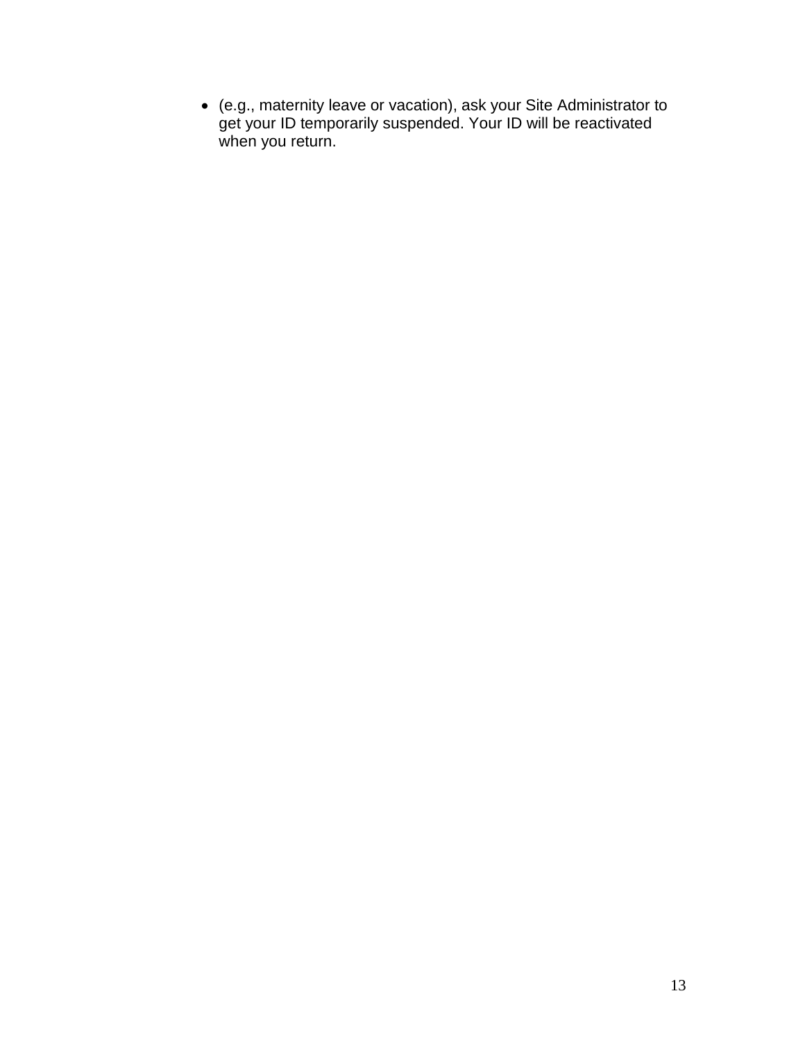- (e.g., maternity leave or vacation), ask your Site Administrator to get your ID temporarily suspended. Your ID will be reactivated when you return.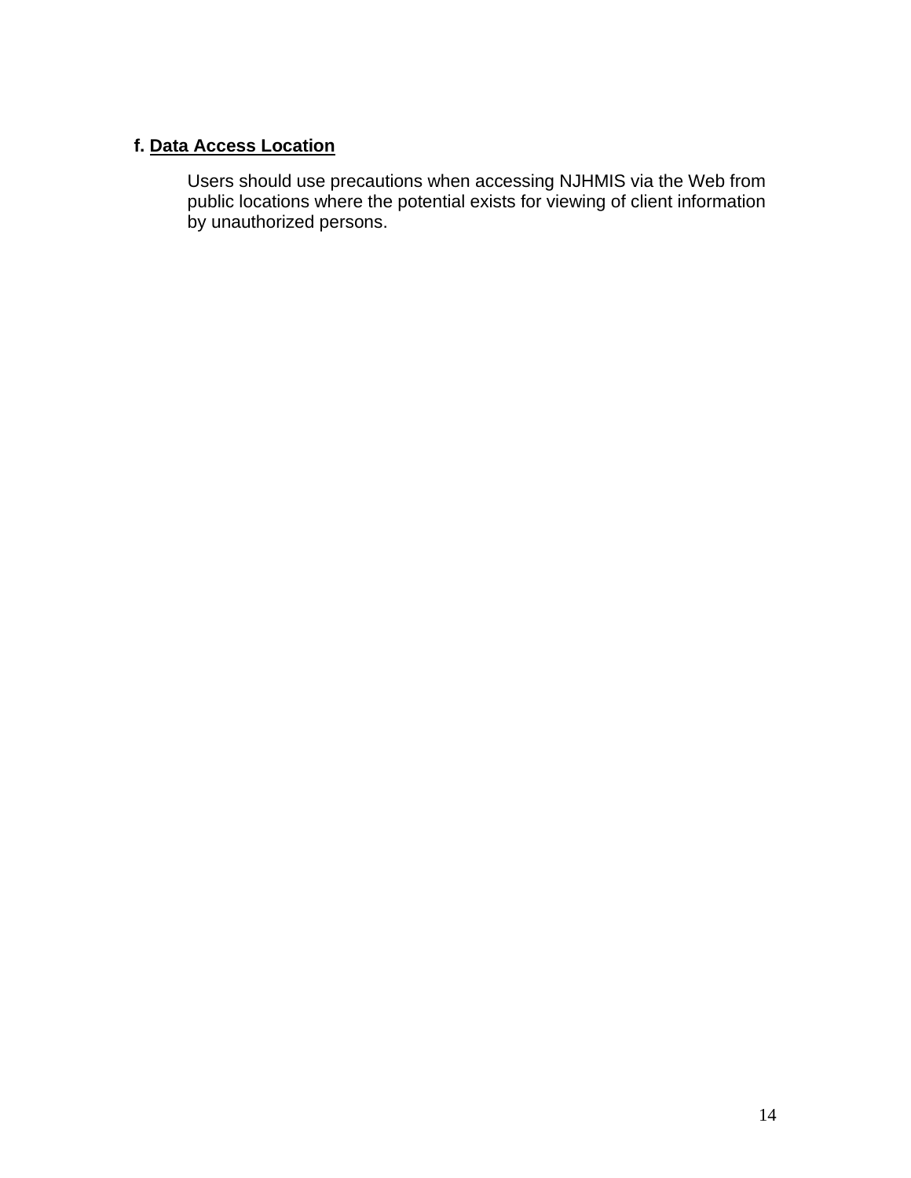**f. Data Access Location**

Users should use precautions when accessing NJHMIS via the Web from public locations where the potential exists for viewing of client information by unauthorized persons.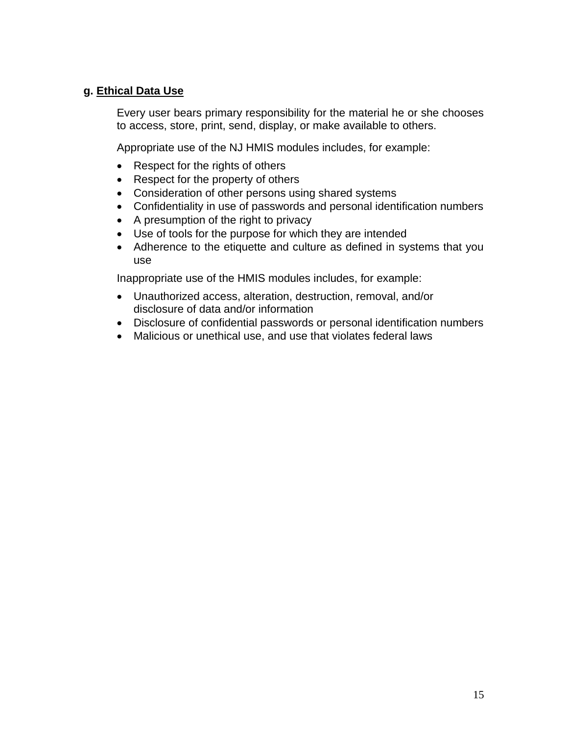**g. Ethical Data Use**

Every user bears primary responsibility for the material he or she chooses to access, store, print, send, display, or make available to others.

Appropriate use of the NJ HMIS modules includes, for example:

- Respect for the rights of others
- Respect for the property of others
- Consideration of other persons using shared systems
- Confidentiality in use of passwords and personal identification numbers
- A presumption of the right to privacy
- Use of tools for the purpose for which they are intended
- Adherence to the etiquette and culture as defined in systems that you use

Inappropriate use of the HMIS modules includes, for example:

- Unauthorized access, alteration, destruction, removal, and/or disclosure of data and/or information
- Disclosure of confidential passwords or personal identification numbers
- Malicious or unethical use, and use that violates federal laws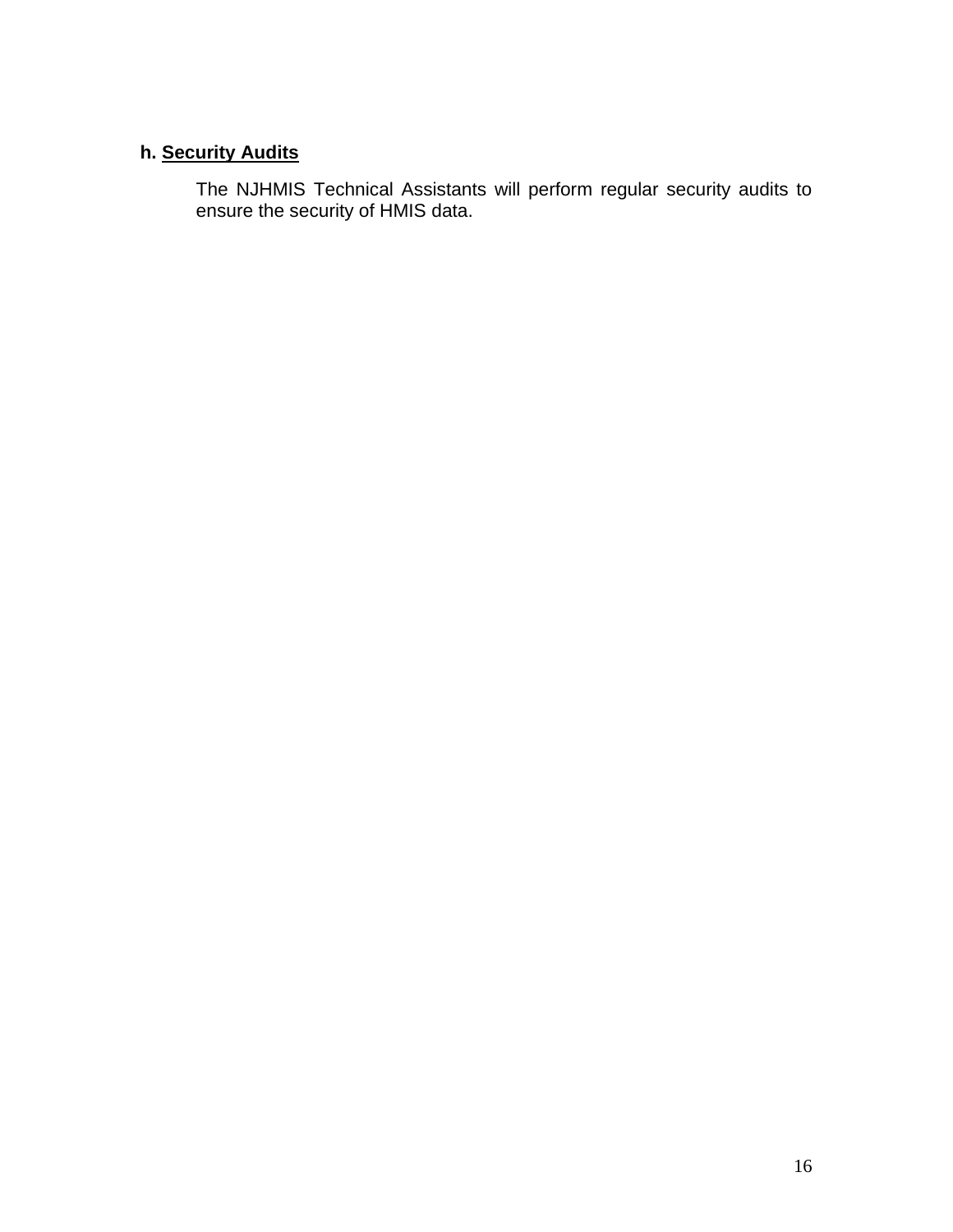**h. <u>Security Audits</u>**

The NJHMIS Technical Assistants will perform regular security audits to ensure the security of HMIS data.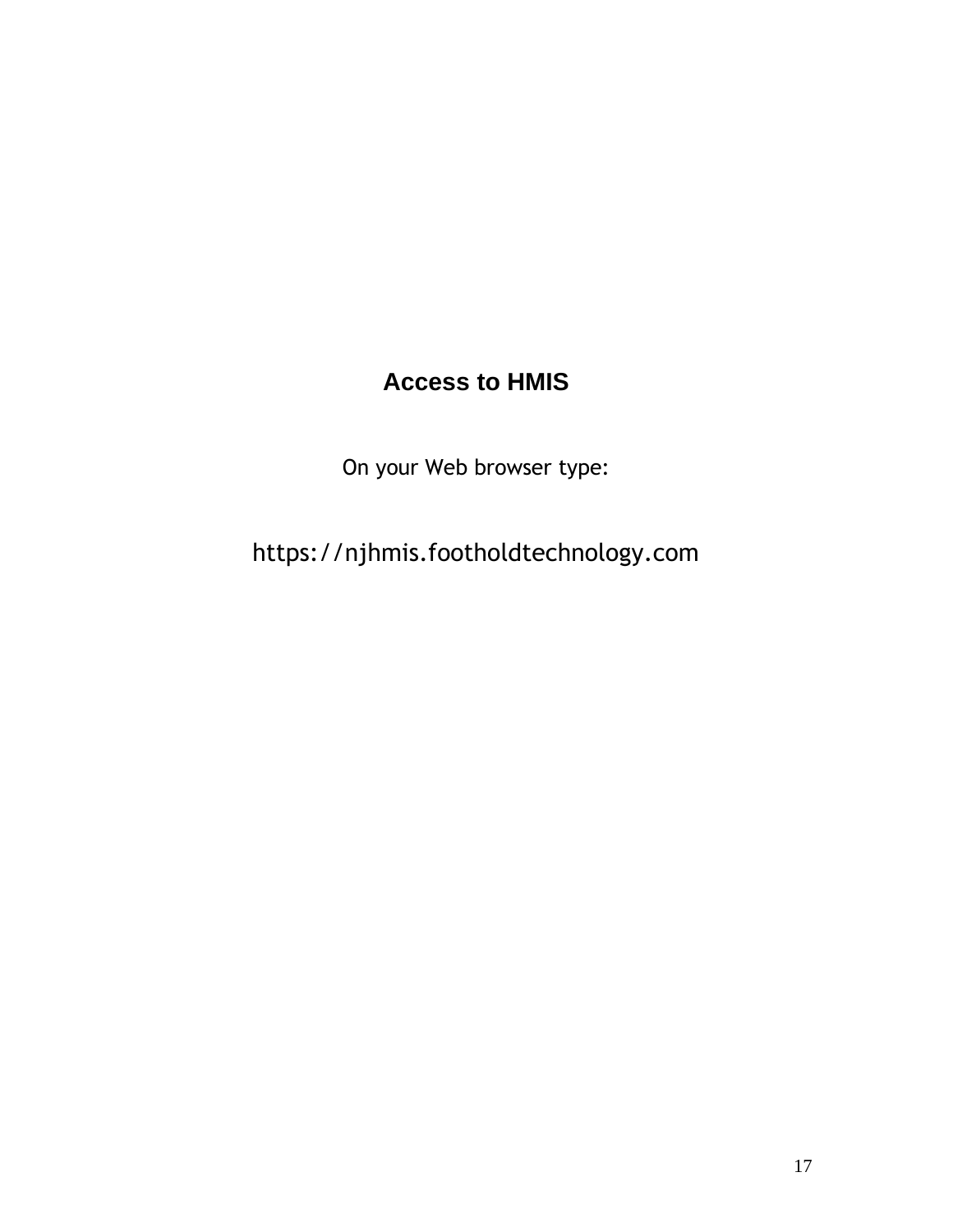# Access to HMIS

On your Web browser type:

https://njhmis.footholdtechnology.com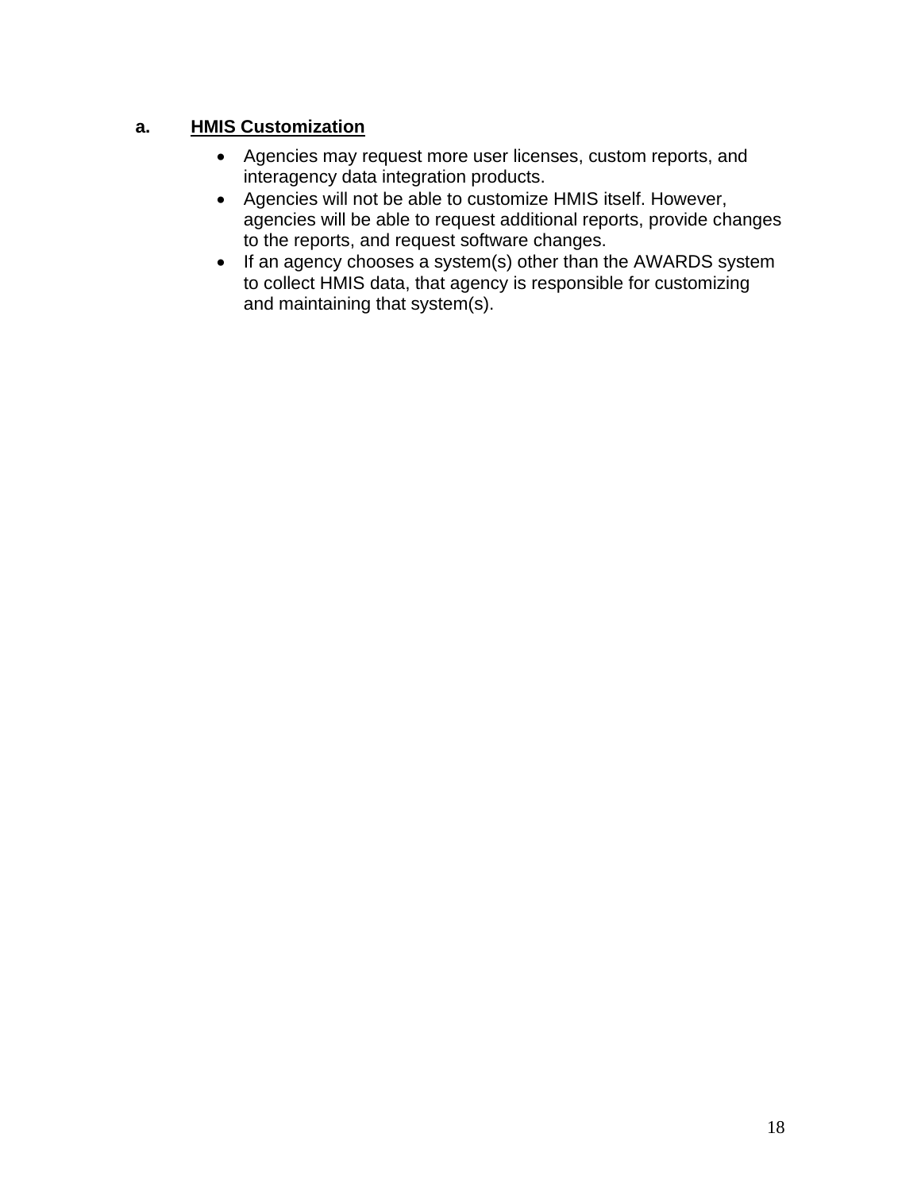### a. <u>HMIS Customization</u>

- Agencies may request more user licenses, custom reports, and interagency data integration products.
- Agencies will not be able to customize HMIS itself. However, agencies will be able to request additional reports, provide changes to the reports, and request software changes.
- If an agency chooses a system(s) other than the AWARDS system to collect HMIS data, that agency is responsible for customizing and maintaining that system(s).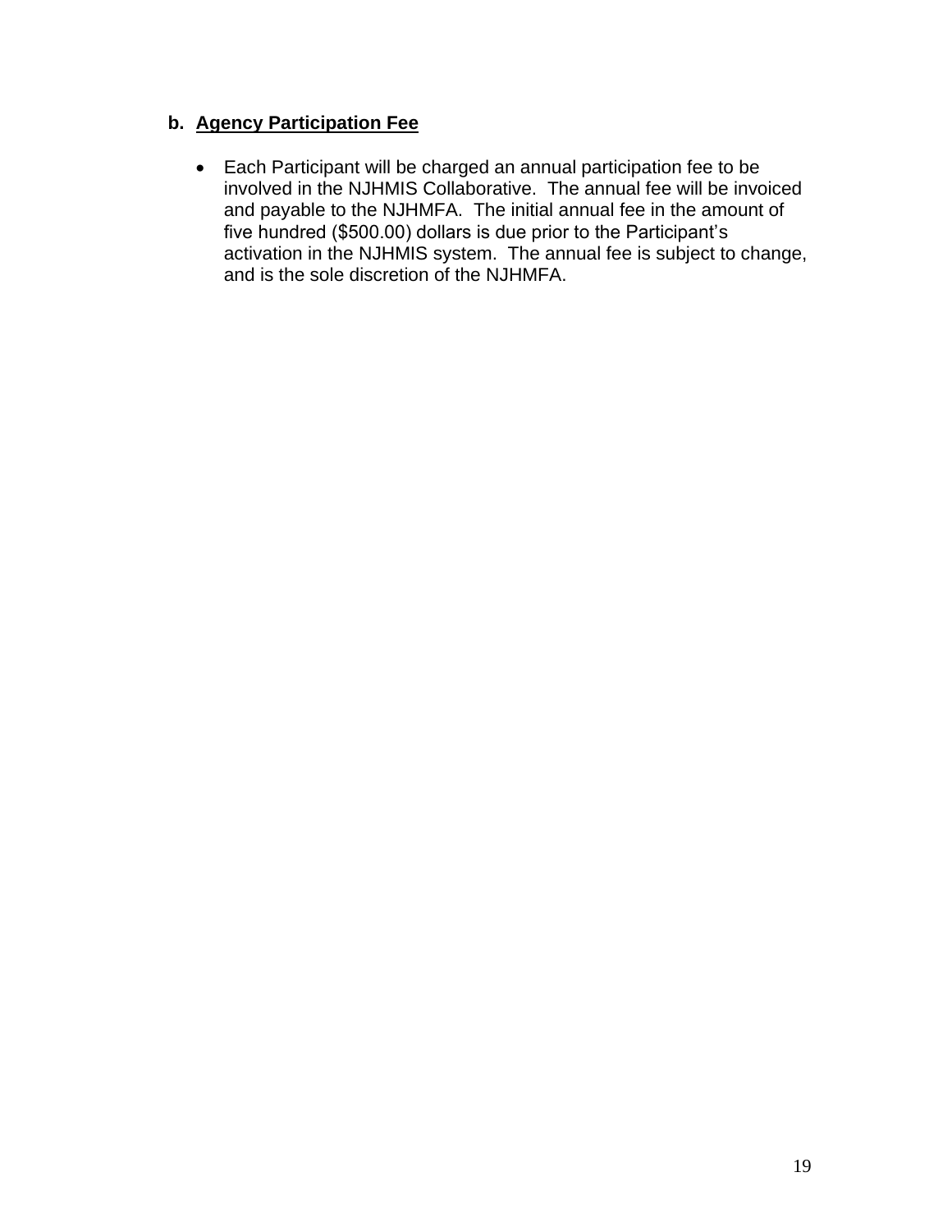**b. <u>Agency Participation Fee</u>**

- Each Participant will be charged an annual participation fee to be involved in the NJHMIS Collaborative. The annual fee will be invoiced and payable to the NJHMFA. The initial annual fee in the amount of five hundred ($500.00) dollars is due prior to the Participant's activation in the NJHMIS system. The annual fee is subject to change, and is the sole discretion of the NJHMFA.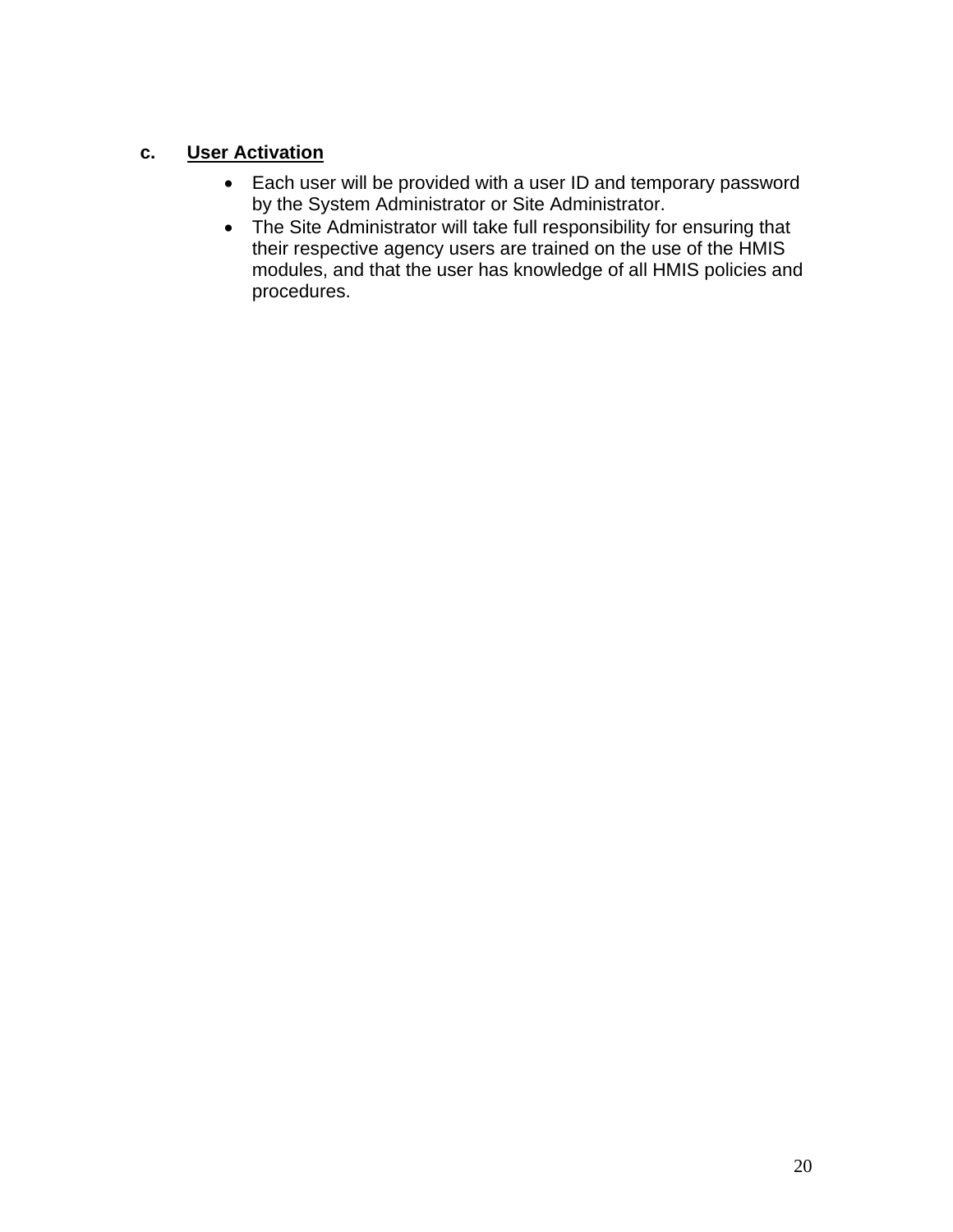### c. User Activation

- Each user will be provided with a user ID and temporary password by the System Administrator or Site Administrator.
- The Site Administrator will take full responsibility for ensuring that their respective agency users are trained on the use of the HMIS modules, and that the user has knowledge of all HMIS policies and procedures.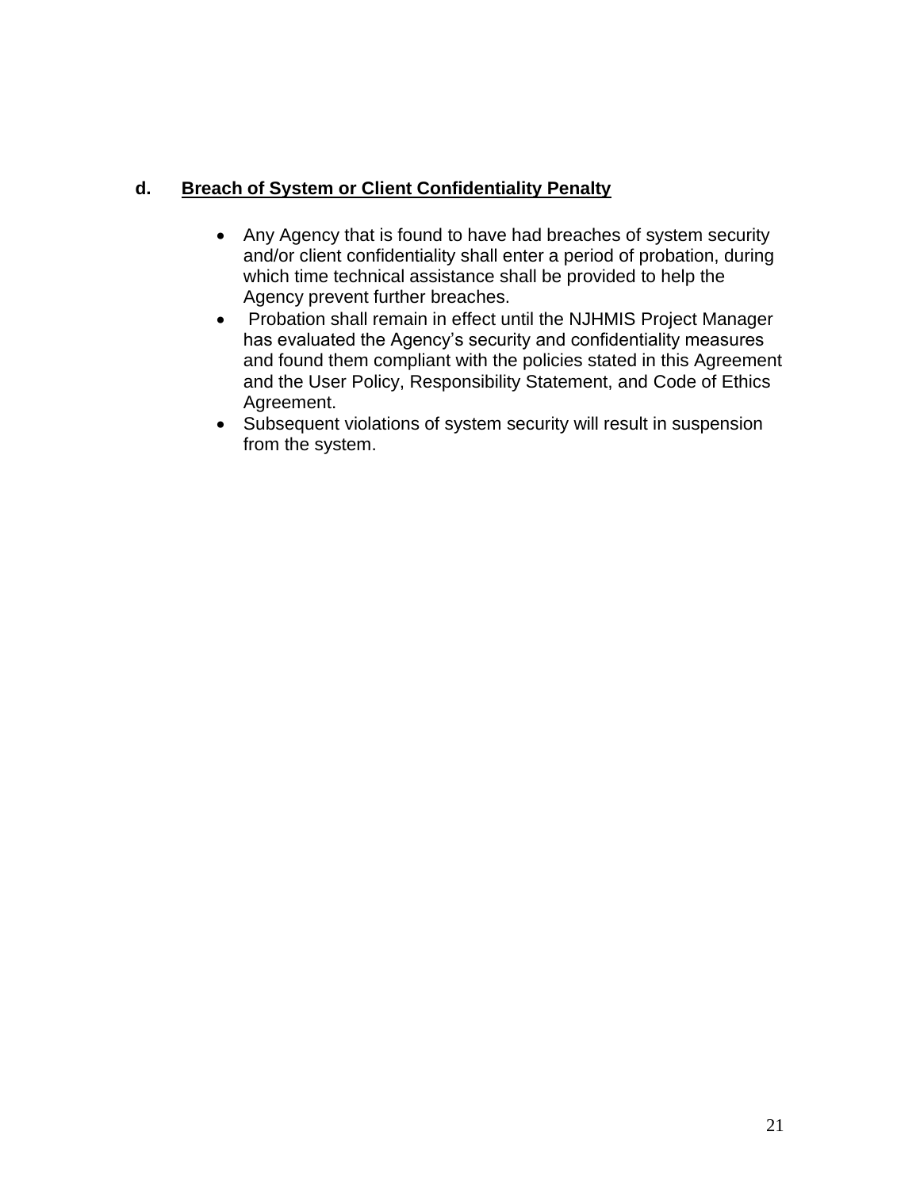### d. **Breach of System or Client Confidentiality Penalty**

- Any Agency that is found to have had breaches of system security and/or client confidentiality shall enter a period of probation, during which time technical assistance shall be provided to help the Agency prevent further breaches.
- Probation shall remain in effect until the NJHMIS Project Manager has evaluated the Agency's security and confidentiality measures and found them compliant with the policies stated in this Agreement and the User Policy, Responsibility Statement, and Code of Ethics Agreement.
- Subsequent violations of system security will result in suspension from the system.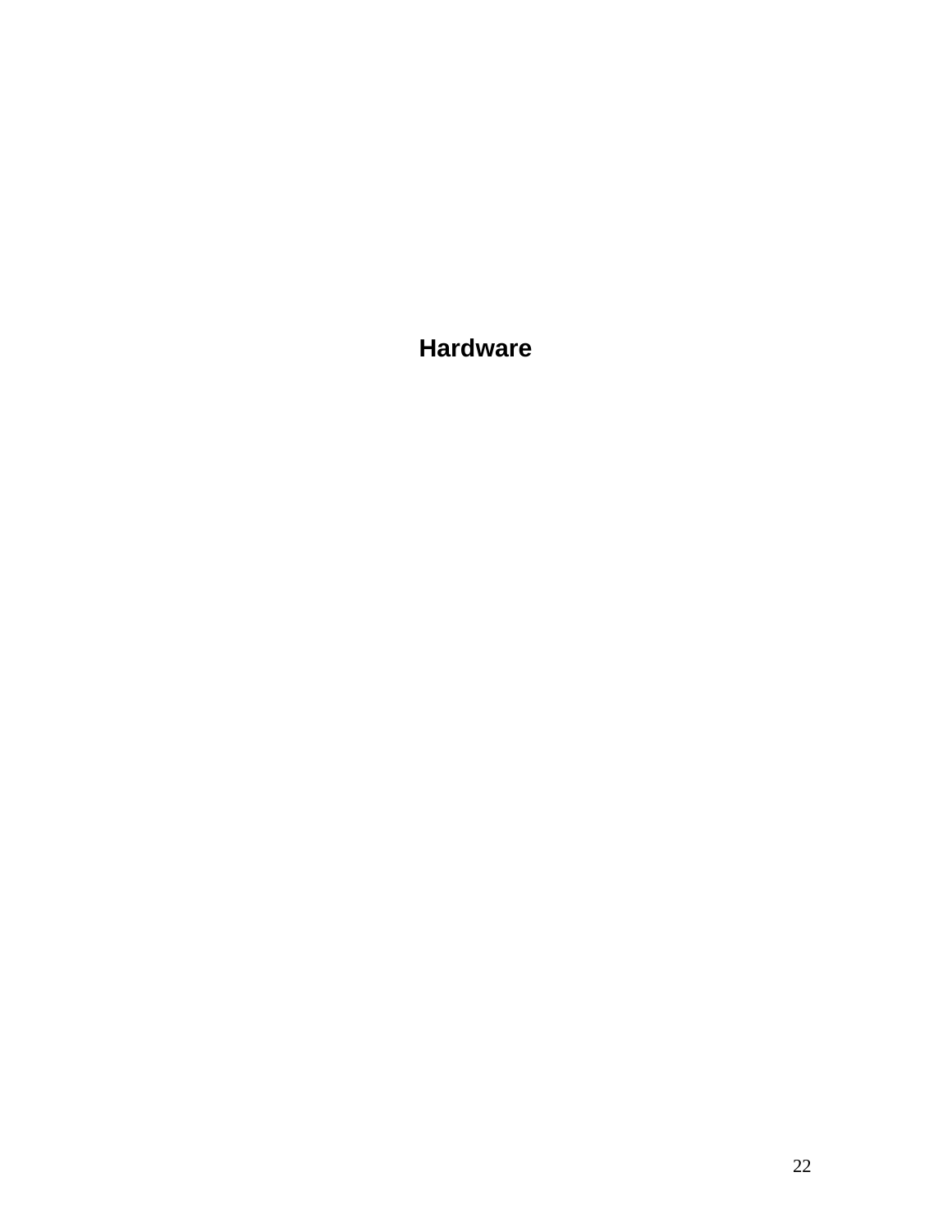# Hardware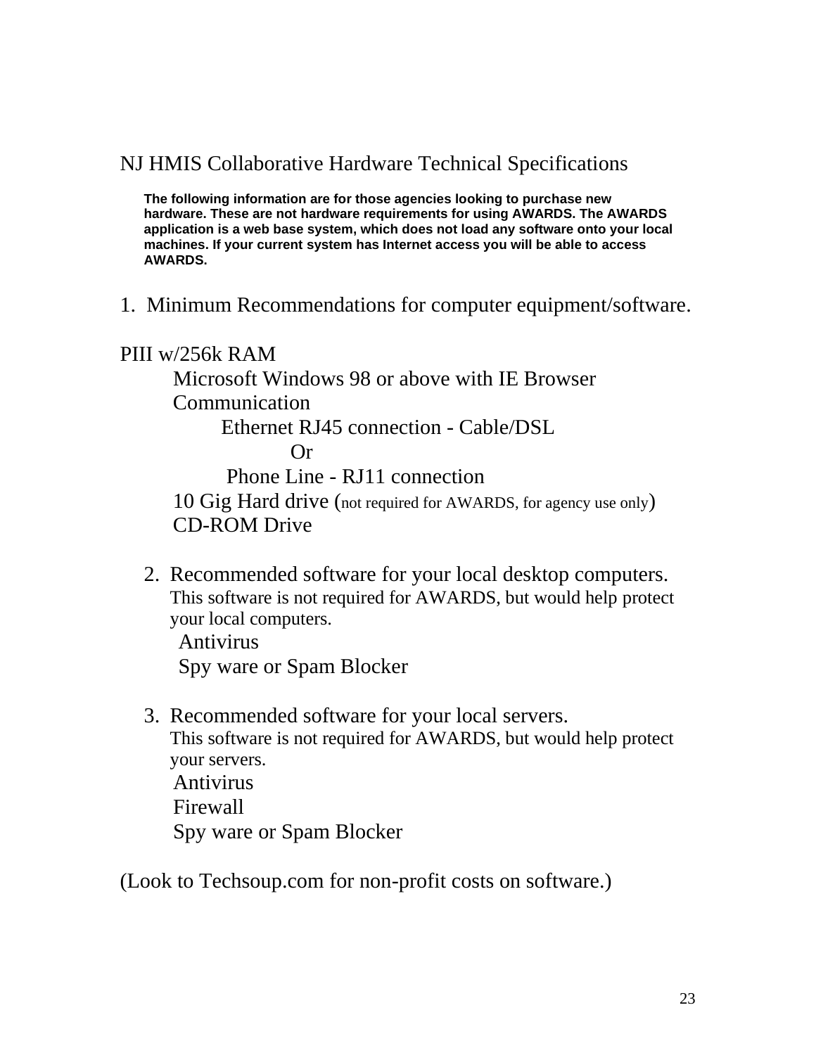# NJ HMIS Collaborative Hardware Technical Specifications

**The following information are for those agencies looking to purchase new hardware. These are not hardware requirements for using AWARDS. The AWARDS application is a web base system, which does not load any software onto your local machines. If your current system has Internet access you will be able to access AWARDS.**

1. Minimum Recommendations for computer equipment/software.

PIII w/256k RAM

- Microsoft Windows 98 or above with IE Browser
- Communication
  - Ethernet RJ45 connection - Cable/DSL

    Or

  - Phone Line - RJ11 connection
- 10 Gig Hard drive (not required for AWARDS, for agency use only)
- CD-ROM Drive

2. Recommended software for your local desktop computers.
   This software is not required for AWARDS, but would help protect your local computers.
   - Antivirus
   - Spy ware or Spam Blocker

3. Recommended software for your local servers.
   This software is not required for AWARDS, but would help protect your servers.
   - Antivirus
   - Firewall
   - Spy ware or Spam Blocker

(Look to Techsoup.com for non-profit costs on software.)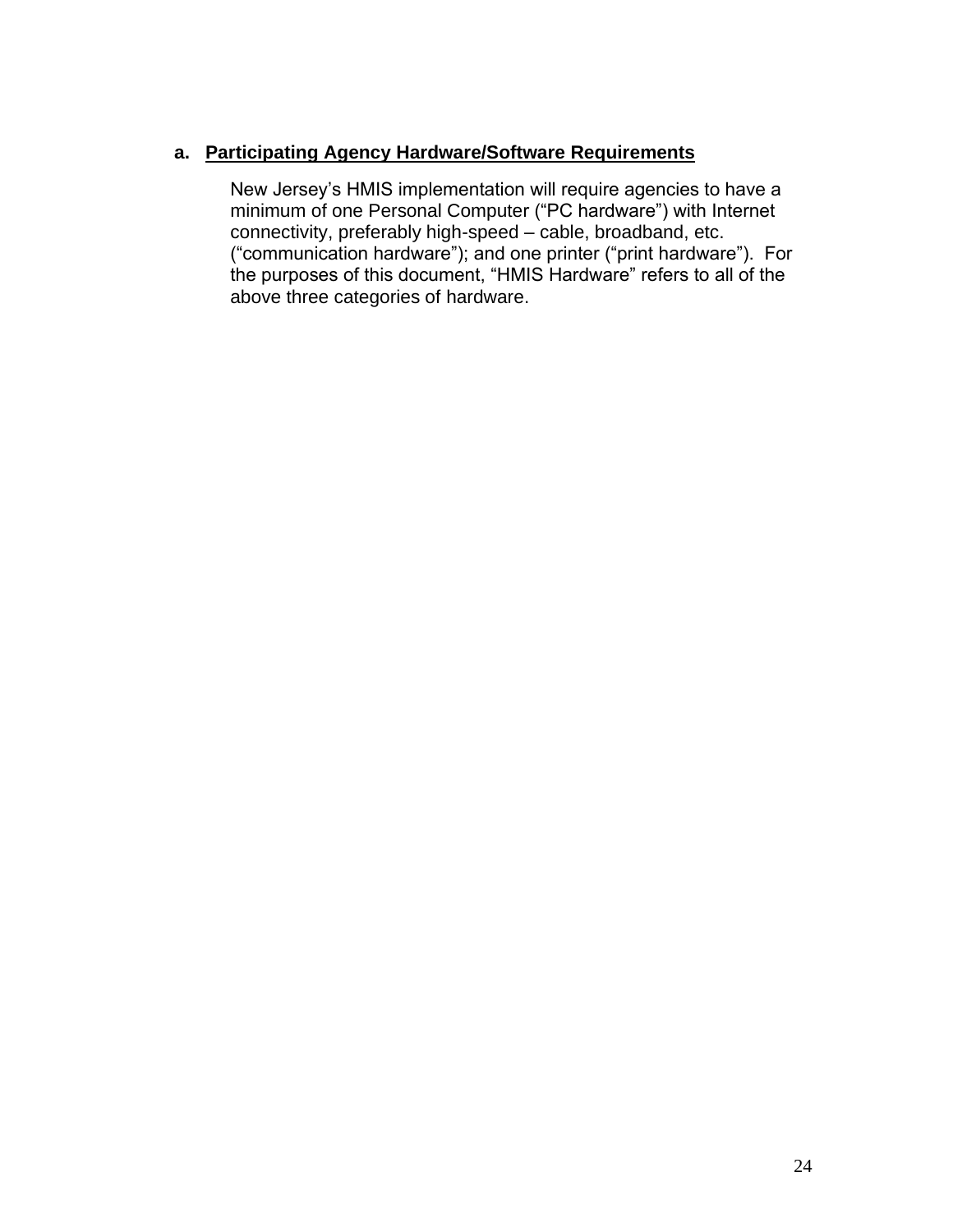### a. Participating Agency Hardware/Software Requirements

New Jersey’s HMIS implementation will require agencies to have a minimum of one Personal Computer (“PC hardware”) with Internet connectivity, preferably high-speed – cable, broadband, etc. (“communication hardware”); and one printer (“print hardware”). For the purposes of this document, “HMIS Hardware” refers to all of the above three categories of hardware.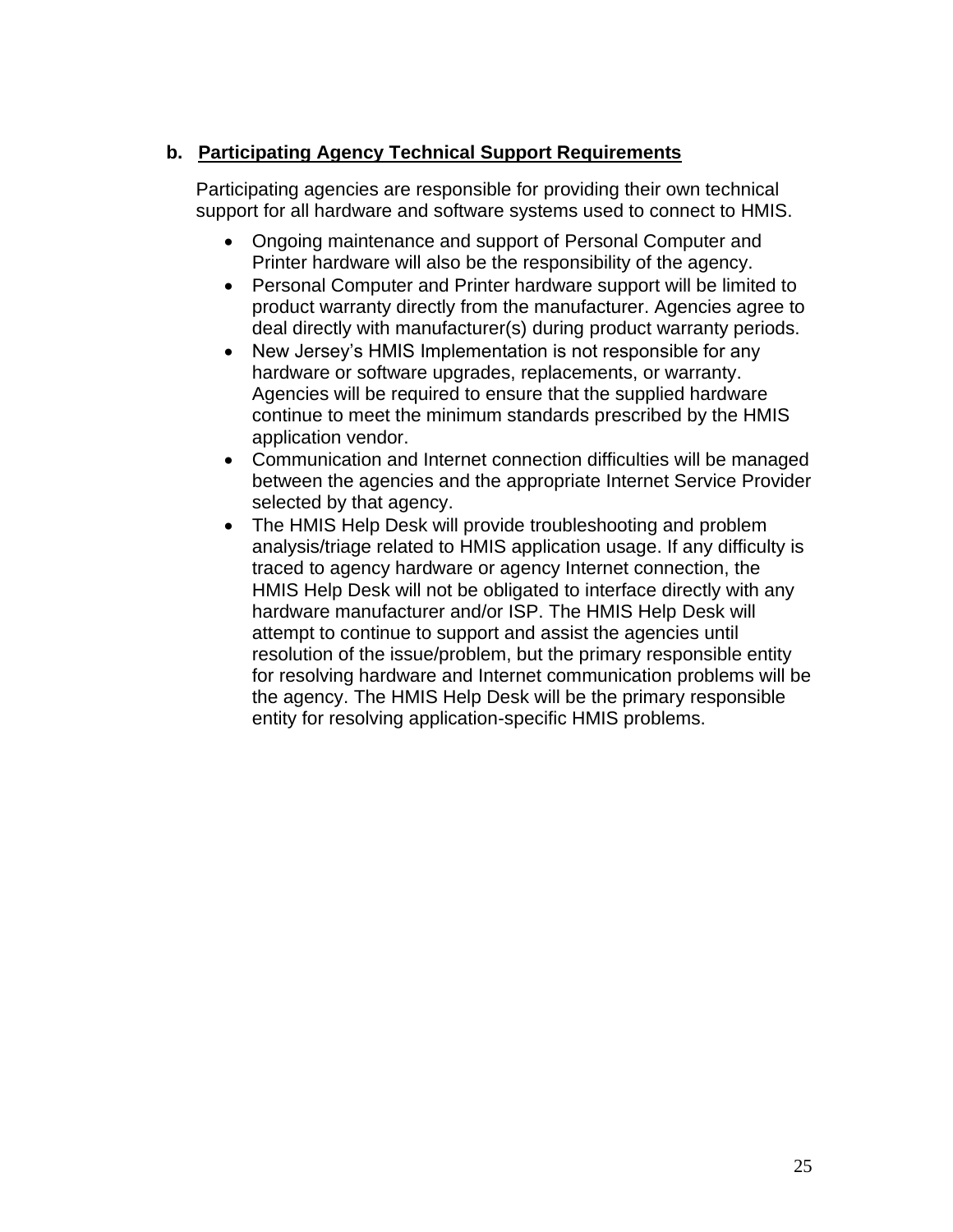### b. **Participating Agency Technical Support Requirements**

Participating agencies are responsible for providing their own technical support for all hardware and software systems used to connect to HMIS.

- Ongoing maintenance and support of Personal Computer and Printer hardware will also be the responsibility of the agency.
- Personal Computer and Printer hardware support will be limited to product warranty directly from the manufacturer. Agencies agree to deal directly with manufacturer(s) during product warranty periods.
- New Jersey's HMIS Implementation is not responsible for any hardware or software upgrades, replacements, or warranty. Agencies will be required to ensure that the supplied hardware continue to meet the minimum standards prescribed by the HMIS application vendor.
- Communication and Internet connection difficulties will be managed between the agencies and the appropriate Internet Service Provider selected by that agency.
- The HMIS Help Desk will provide troubleshooting and problem analysis/triage related to HMIS application usage. If any difficulty is traced to agency hardware or agency Internet connection, the HMIS Help Desk will not be obligated to interface directly with any hardware manufacturer and/or ISP. The HMIS Help Desk will attempt to continue to support and assist the agencies until resolution of the issue/problem, but the primary responsible entity for resolving hardware and Internet communication problems will be the agency. The HMIS Help Desk will be the primary responsible entity for resolving application-specific HMIS problems.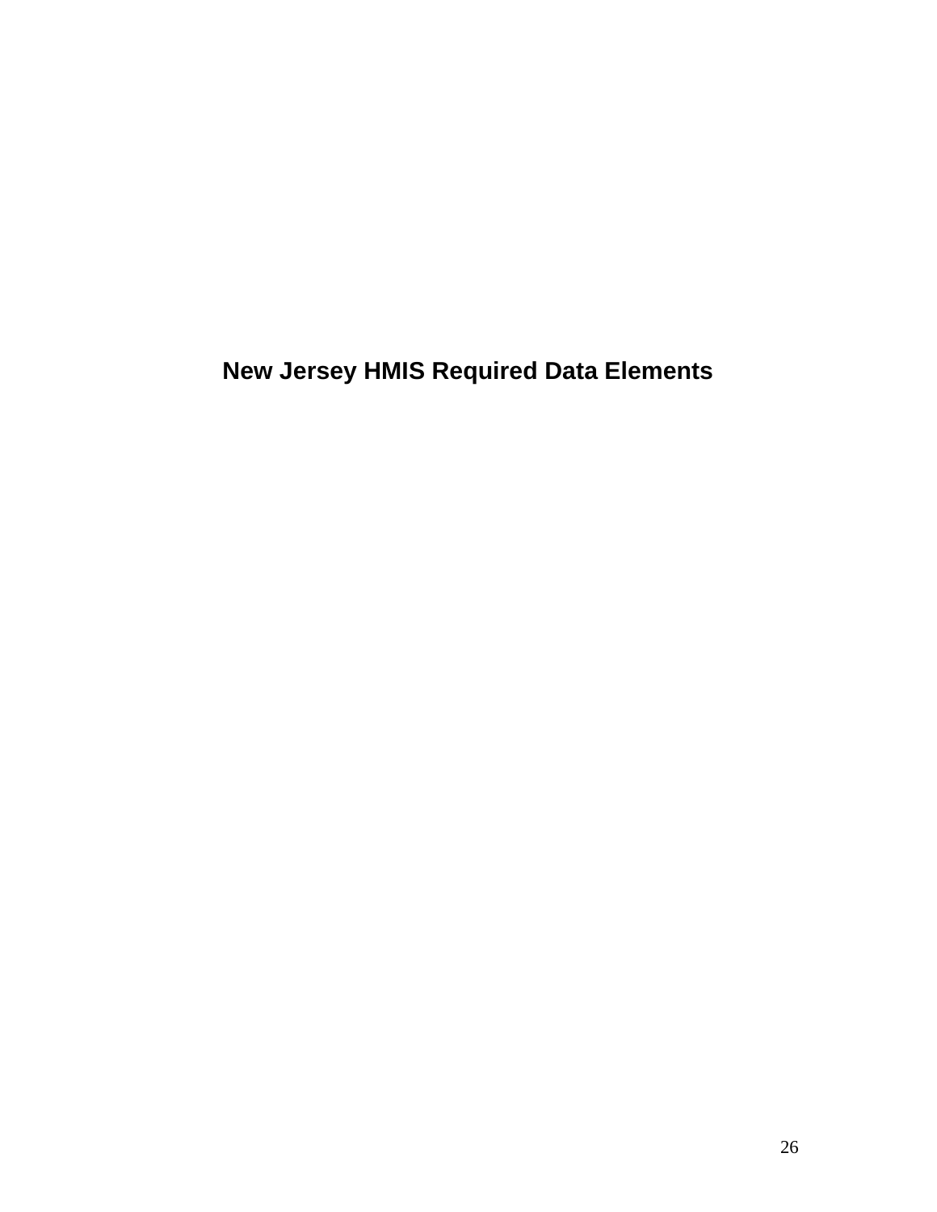# New Jersey HMIS Required Data Elements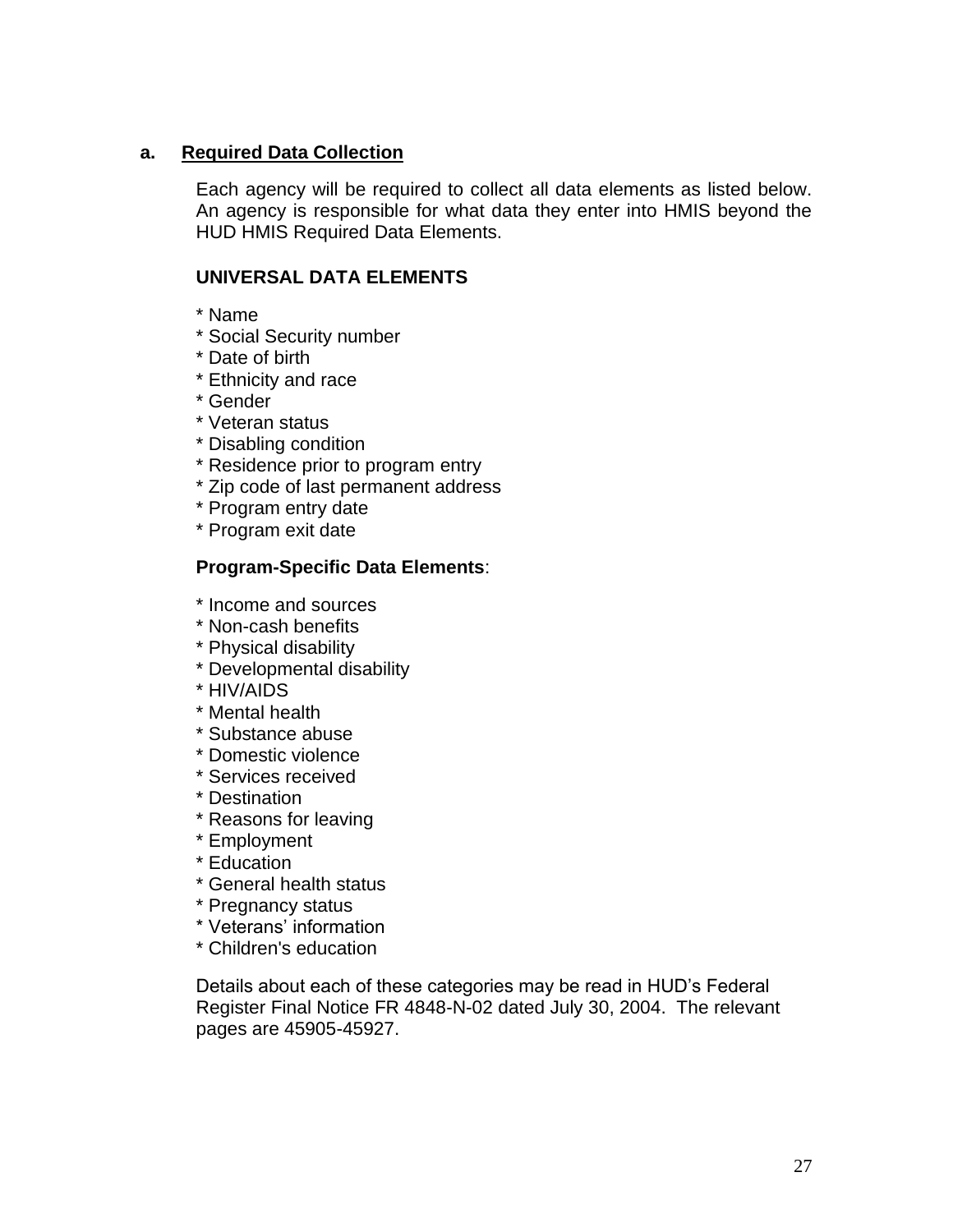### a. <u>Required Data Collection</u>

Each agency will be required to collect all data elements as listed below. An agency is responsible for what data they enter into HMIS beyond the HUD HMIS Required Data Elements.

**UNIVERSAL DATA ELEMENTS**

* Name
* Social Security number
* Date of birth
* Ethnicity and race
* Gender
* Veteran status
* Disabling condition
* Residence prior to program entry
* Zip code of last permanent address
* Program entry date
* Program exit date

**Program-Specific Data Elements**:

* Income and sources
* Non-cash benefits
* Physical disability
* Developmental disability
* HIV/AIDS
* Mental health
* Substance abuse
* Domestic violence
* Services received
* Destination
* Reasons for leaving
* Employment
* Education
* General health status
* Pregnancy status
* Veterans' information
* Children's education

Details about each of these categories may be read in HUD's Federal Register Final Notice FR 4848-N-02 dated July 30, 2004. The relevant pages are 45905-45927.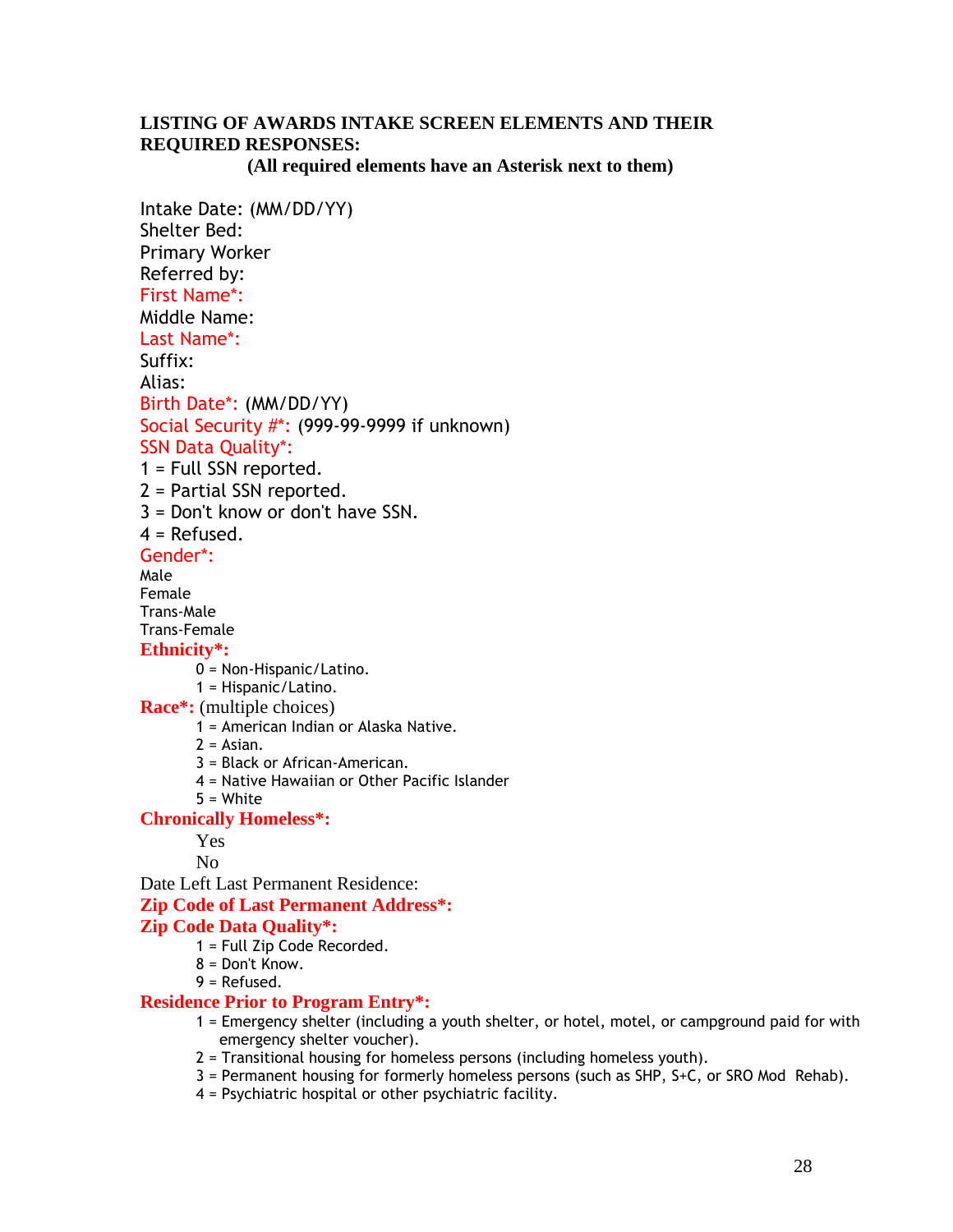**LISTING OF AWARDS INTAKE SCREEN ELEMENTS AND THEIR REQUIRED RESPONSES:**

**(All required elements have an Asterisk next to them)**

Intake Date: (MM/DD/YY)
Shelter Bed:
Primary Worker
Referred by:
First Name*:
Middle Name:
Last Name*:
Suffix:
Alias:
Birth Date*: (MM/DD/YY)
Social Security #*: (999-99-9999 if unknown)
SSN Data Quality*:
1 = Full SSN reported.
2 = Partial SSN reported.
3 = Don't know or don't have SSN.
4 = Refused.
Gender*:
Male
Female
Trans-Male
Trans-Female

**Ethnicity*:**

- 0 = Non-Hispanic/Latino.
- 1 = Hispanic/Latino.

**Race*:** (multiple choices)

- 1 = American Indian or Alaska Native.
- 2 = Asian.
- 3 = Black or African-American.
- 4 = Native Hawaiian or Other Pacific Islander
- 5 = White

**Chronically Homeless*:**

- Yes
- No

Date Left Last Permanent Residence:

**Zip Code of Last Permanent Address*:**

**Zip Code Data Quality*:**

- 1 = Full Zip Code Recorded.
- 8 = Don't Know.
- 9 = Refused.

**Residence Prior to Program Entry*:**

- 1 = Emergency shelter (including a youth shelter, or hotel, motel, or campground paid for with emergency shelter voucher).
- 2 = Transitional housing for homeless persons (including homeless youth).
- 3 = Permanent housing for formerly homeless persons (such as SHP, S+C, or SRO Mod Rehab).
- 4 = Psychiatric hospital or other psychiatric facility.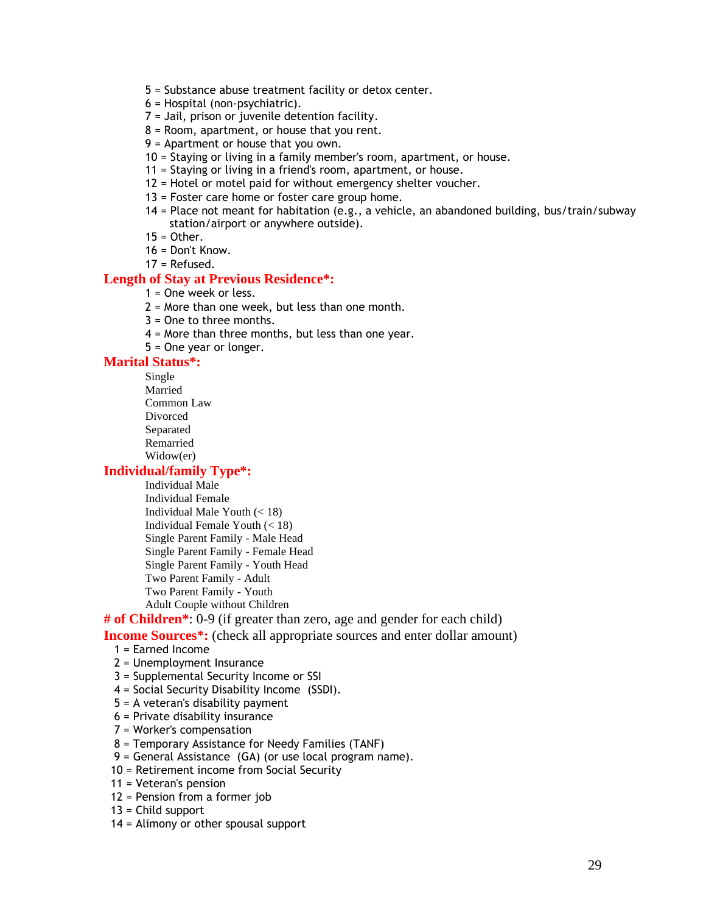5 = Substance abuse treatment facility or detox center.
6 = Hospital (non-psychiatric).
7 = Jail, prison or juvenile detention facility.
8 = Room, apartment, or house that you rent.
9 = Apartment or house that you own.
10 = Staying or living in a family member's room, apartment, or house.
11 = Staying or living in a friend's room, apartment, or house.
12 = Hotel or motel paid for without emergency shelter voucher.
13 = Foster care home or foster care group home.
14 = Place not meant for habitation (e.g., a vehicle, an abandoned building, bus/train/subway station/airport or anywhere outside).
15 = Other.
16 = Don't Know.
17 = Refused.

**Length of Stay at Previous Residence*:**

1 = One week or less.
2 = More than one week, but less than one month.
3 = One to three months.
4 = More than three months, but less than one year.
5 = One year or longer.

**Marital Status*:**

Single
Married
Common Law
Divorced
Separated
Remarried
Widow(er)

**Individual/family Type*:**

Individual Male
Individual Female
Individual Male Youth (< 18)
Individual Female Youth (< 18)
Single Parent Family - Male Head
Single Parent Family - Female Head
Single Parent Family - Youth Head
Two Parent Family - Adult
Two Parent Family - Youth
Adult Couple without Children

**# of Children***: 0-9 (if greater than zero, age and gender for each child)

**Income Sources*:** (check all appropriate sources and enter dollar amount)

1 = Earned Income
2 = Unemployment Insurance
3 = Supplemental Security Income or SSI
4 = Social Security Disability Income (SSDI).
5 = A veteran's disability payment
6 = Private disability insurance
7 = Worker's compensation
8 = Temporary Assistance for Needy Families (TANF)
9 = General Assistance (GA) (or use local program name).
10 = Retirement income from Social Security
11 = Veteran's pension
12 = Pension from a former job
13 = Child support
14 = Alimony or other spousal support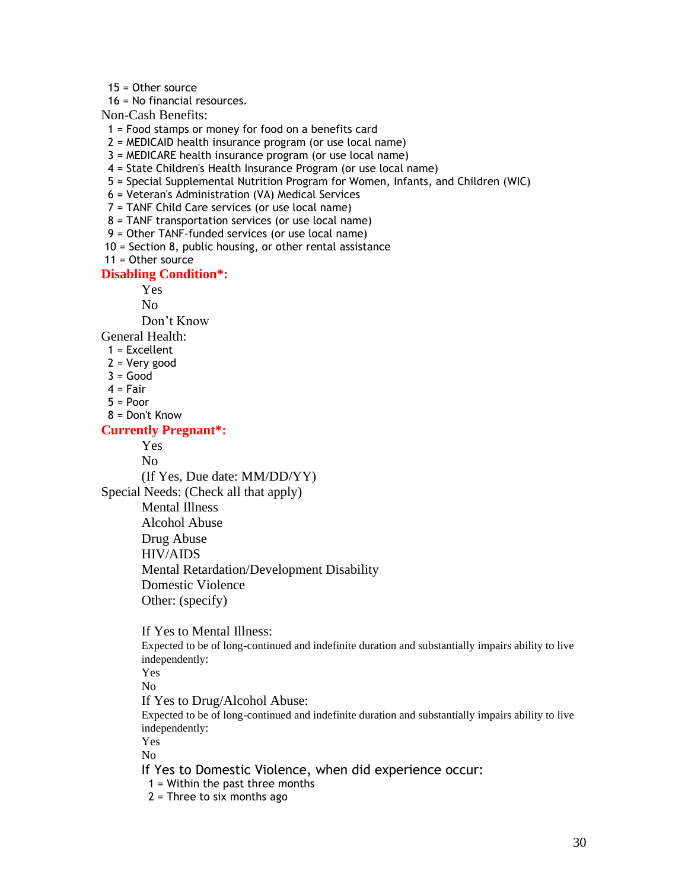15 = Other source
16 = No financial resources.

Non-Cash Benefits:

1 = Food stamps or money for food on a benefits card
2 = MEDICAID health insurance program (or use local name)
3 = MEDICARE health insurance program (or use local name)
4 = State Children's Health Insurance Program (or use local name)
5 = Special Supplemental Nutrition Program for Women, Infants, and Children (WIC)
6 = Veteran's Administration (VA) Medical Services
7 = TANF Child Care services (or use local name)
8 = TANF transportation services (or use local name)
9 = Other TANF-funded services (or use local name)
10 = Section 8, public housing, or other rental assistance
11 = Other source

**Disabling Condition*:**

Yes
No
Don't Know

General Health:

1 = Excellent
2 = Very good
3 = Good
4 = Fair
5 = Poor
8 = Don't Know

**Currently Pregnant*:**

Yes
No
(If Yes, Due date: MM/DD/YY)

Special Needs: (Check all that apply)

Mental Illness
Alcohol Abuse
Drug Abuse
HIV/AIDS
Mental Retardation/Development Disability
Domestic Violence
Other: (specify)

If Yes to Mental Illness:

Expected to be of long-continued and indefinite duration and substantially impairs ability to live independently:

Yes
No

If Yes to Drug/Alcohol Abuse:

Expected to be of long-continued and indefinite duration and substantially impairs ability to live independently:

Yes
No

If Yes to Domestic Violence, when did experience occur:

1 = Within the past three months
2 = Three to six months ago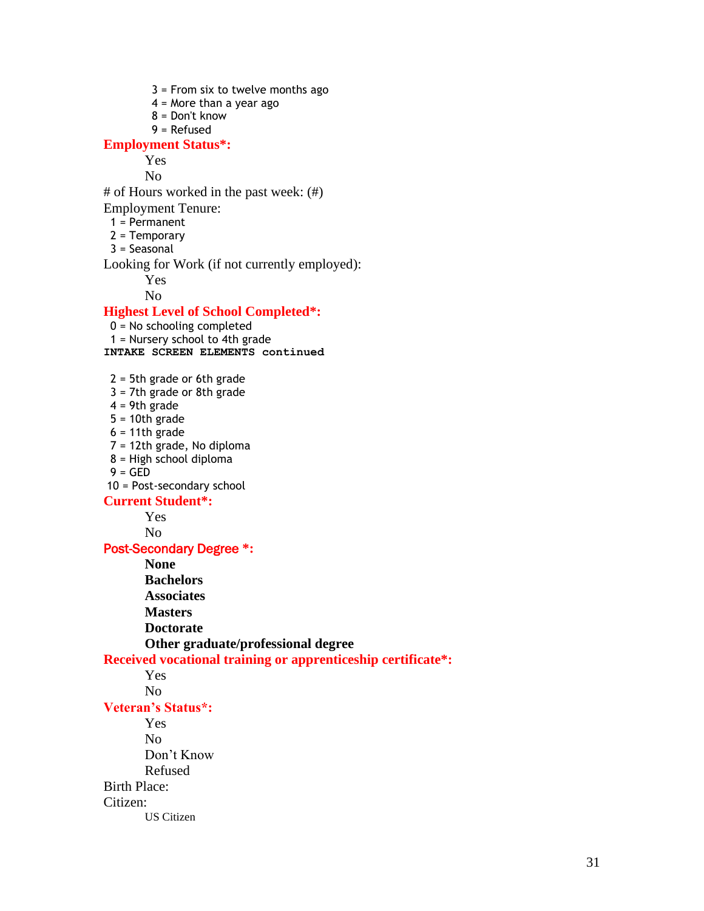3 = From six to twelve months ago
4 = More than a year ago
8 = Don't know
9 = Refused

**Employment Status*:**

Yes
No

# of Hours worked in the past week: (#)

Employment Tenure:

1 = Permanent
2 = Temporary
3 = Seasonal

Looking for Work (if not currently employed):

Yes
No

**Highest Level of School Completed*:**

0 = No schooling completed
1 = Nursery school to 4th grade

**INTAKE SCREEN ELEMENTS continued**

2 = 5th grade or 6th grade
3 = 7th grade or 8th grade
4 = 9th grade
5 = 10th grade
6 = 11th grade
7 = 12th grade, No diploma
8 = High school diploma
9 = GED
10 = Post-secondary school

**Current Student*:**

Yes
No

**Post-Secondary Degree *:**

**None**
**Bachelors**
**Associates**
**Masters**
**Doctorate**
**Other graduate/professional degree**

**Received vocational training or apprenticeship certificate*:**

Yes
No

**Veteran's Status*:**

Yes
No
Don't Know
Refused

Birth Place:

Citizen:

US Citizen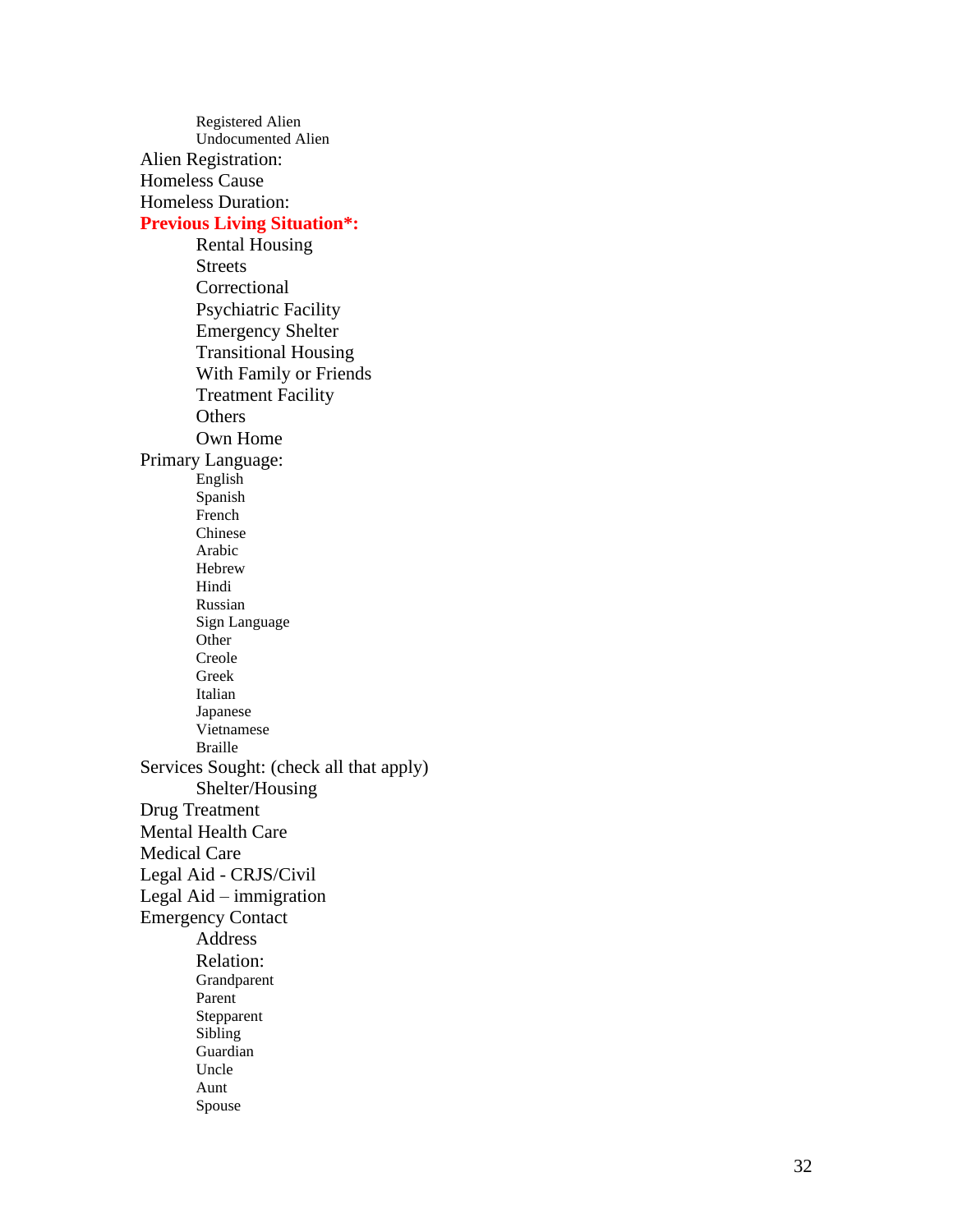- Registered Alien
- Undocumented Alien

Alien Registration:

Homeless Cause

Homeless Duration:

**Previous Living Situation*:**

- Rental Housing
- Streets
- Correctional
- Psychiatric Facility
- Emergency Shelter
- Transitional Housing
- With Family or Friends
- Treatment Facility
- Others
- Own Home

Primary Language:

- English
- Spanish
- French
- Chinese
- Arabic
- Hebrew
- Hindi
- Russian
- Sign Language
- Other
- Creole
- Greek
- Italian
- Japanese
- Vietnamese
- Braille

Services Sought: (check all that apply)

- Shelter/Housing

Drug Treatment

Mental Health Care

Medical Care

Legal Aid - CRJS/Civil

Legal Aid – immigration

Emergency Contact

- Address
- Relation:
  - Grandparent
  - Parent
  - Stepparent
  - Sibling
  - Guardian
  - Uncle
  - Aunt
  - Spouse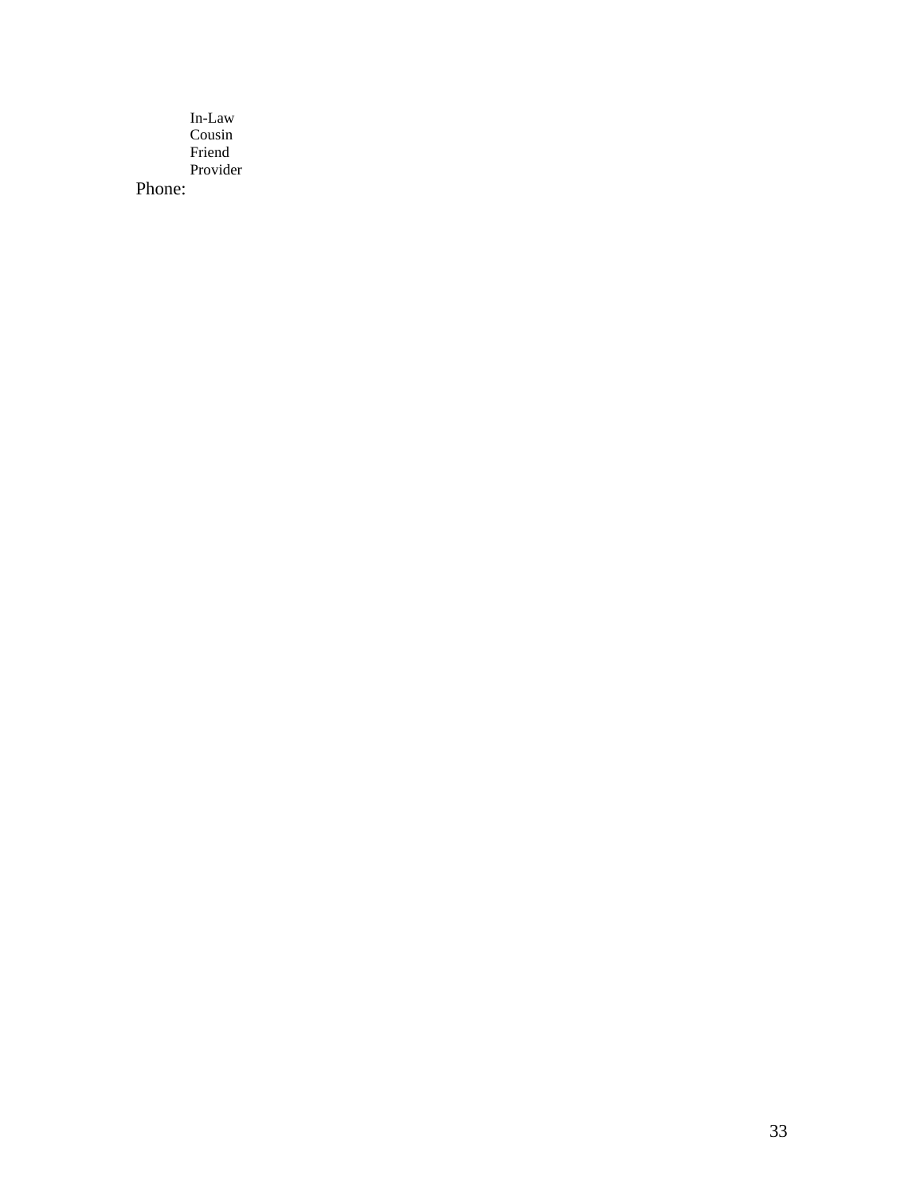In-Law
Cousin
Friend
Provider

Phone: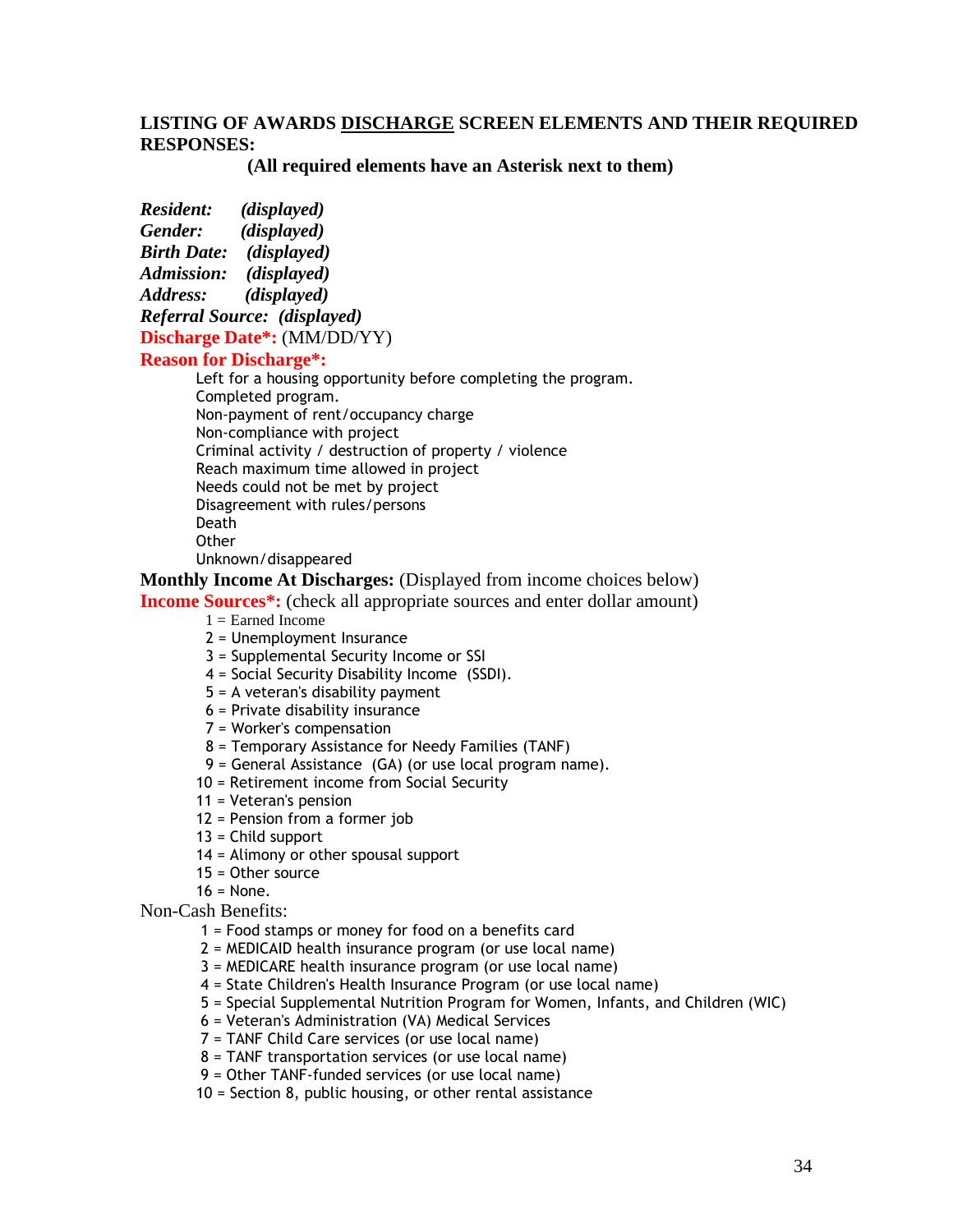**LISTING OF AWARDS DISCHARGE SCREEN ELEMENTS AND THEIR REQUIRED RESPONSES:**

**(All required elements have an Asterisk next to them)**

***Resident:*** ***(displayed)***
***Gender:*** ***(displayed)***
***Birth Date:*** ***(displayed)***
***Admission:*** ***(displayed)***
***Address:*** ***(displayed)***
***Referral Source:*** ***(displayed)***
**Discharge Date*:** (MM/DD/YY)
**Reason for Discharge*:**

- Left for a housing opportunity before completing the program.
- Completed program.
- Non-payment of rent/occupancy charge
- Non-compliance with project
- Criminal activity / destruction of property / violence
- Reach maximum time allowed in project
- Needs could not be met by project
- Disagreement with rules/persons
- Death
- Other
- Unknown/disappeared

**Monthly Income At Discharges:** (Displayed from income choices below)
**Income Sources*:** (check all appropriate sources and enter dollar amount)

1 = Earned Income
2 = Unemployment Insurance
3 = Supplemental Security Income or SSI
4 = Social Security Disability Income (SSDI).
5 = A veteran's disability payment
6 = Private disability insurance
7 = Worker's compensation
8 = Temporary Assistance for Needy Families (TANF)
9 = General Assistance (GA) (or use local program name).
10 = Retirement income from Social Security
11 = Veteran's pension
12 = Pension from a former job
13 = Child support
14 = Alimony or other spousal support
15 = Other source
16 = None.

Non-Cash Benefits:

1 = Food stamps or money for food on a benefits card
2 = MEDICAID health insurance program (or use local name)
3 = MEDICARE health insurance program (or use local name)
4 = State Children's Health Insurance Program (or use local name)
5 = Special Supplemental Nutrition Program for Women, Infants, and Children (WIC)
6 = Veteran's Administration (VA) Medical Services
7 = TANF Child Care services (or use local name)
8 = TANF transportation services (or use local name)
9 = Other TANF-funded services (or use local name)
10 = Section 8, public housing, or other rental assistance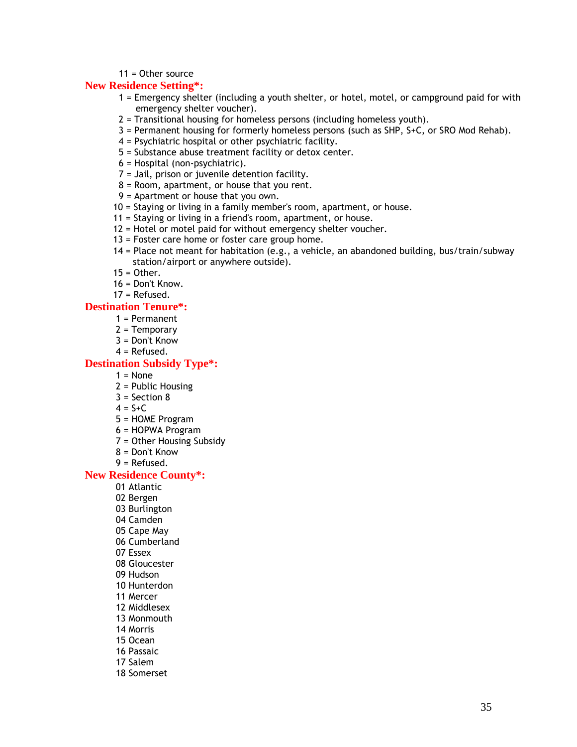11 = Other source

**New Residence Setting*:**

1 = Emergency shelter (including a youth shelter, or hotel, motel, or campground paid for with emergency shelter voucher).
2 = Transitional housing for homeless persons (including homeless youth).
3 = Permanent housing for formerly homeless persons (such as SHP, S+C, or SRO Mod Rehab).
4 = Psychiatric hospital or other psychiatric facility.
5 = Substance abuse treatment facility or detox center.
6 = Hospital (non-psychiatric).
7 = Jail, prison or juvenile detention facility.
8 = Room, apartment, or house that you rent.
9 = Apartment or house that you own.
10 = Staying or living in a family member's room, apartment, or house.
11 = Staying or living in a friend's room, apartment, or house.
12 = Hotel or motel paid for without emergency shelter voucher.
13 = Foster care home or foster care group home.
14 = Place not meant for habitation (e.g., a vehicle, an abandoned building, bus/train/subway station/airport or anywhere outside).
15 = Other.
16 = Don't Know.
17 = Refused.

**Destination Tenure*:**

1 = Permanent
2 = Temporary
3 = Don't Know
4 = Refused.

**Destination Subsidy Type*:**

1 = None
2 = Public Housing
3 = Section 8
4 = S+C
5 = HOME Program
6 = HOPWA Program
7 = Other Housing Subsidy
8 = Don't Know
9 = Refused.

**New Residence County*:**

01 Atlantic
02 Bergen
03 Burlington
04 Camden
05 Cape May
06 Cumberland
07 Essex
08 Gloucester
09 Hudson
10 Hunterdon
11 Mercer
12 Middlesex
13 Monmouth
14 Morris
15 Ocean
16 Passaic
17 Salem
18 Somerset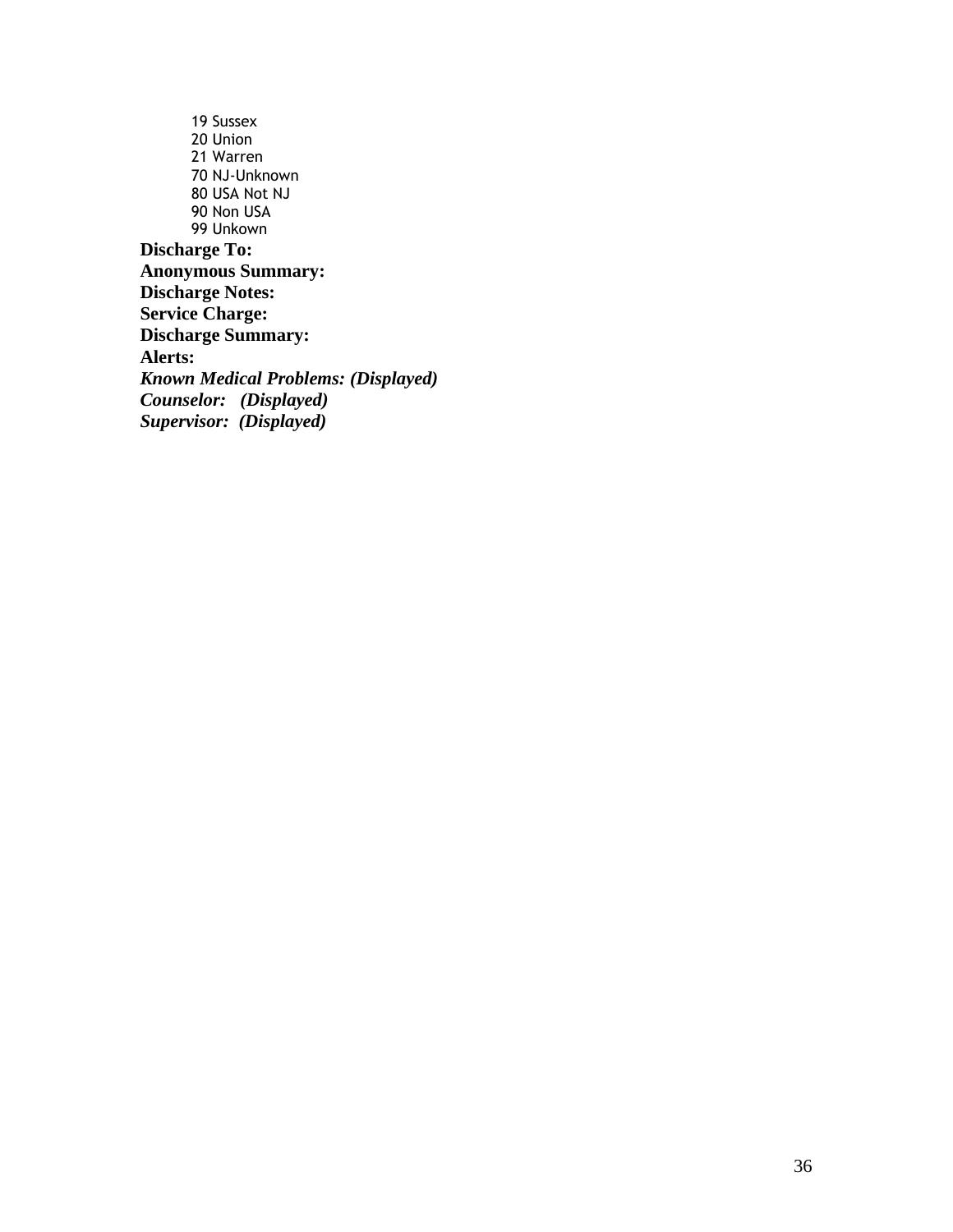19 Sussex
20 Union
21 Warren
70 NJ-Unknown
80 USA Not NJ
90 Non USA
99 Unkown

**Discharge To:**
**Anonymous Summary:**
**Discharge Notes:**
**Service Charge:**
**Discharge Summary:**
**Alerts:**
***Known Medical Problems: (Displayed)***
***Counselor: (Displayed)***
***Supervisor: (Displayed)***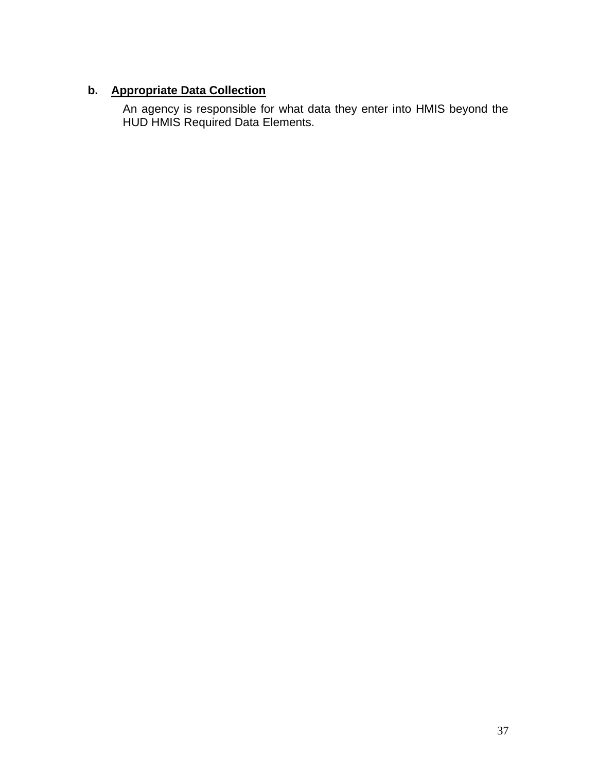**b. <u>Appropriate Data Collection</u>**

An agency is responsible for what data they enter into HMIS beyond the HUD HMIS Required Data Elements.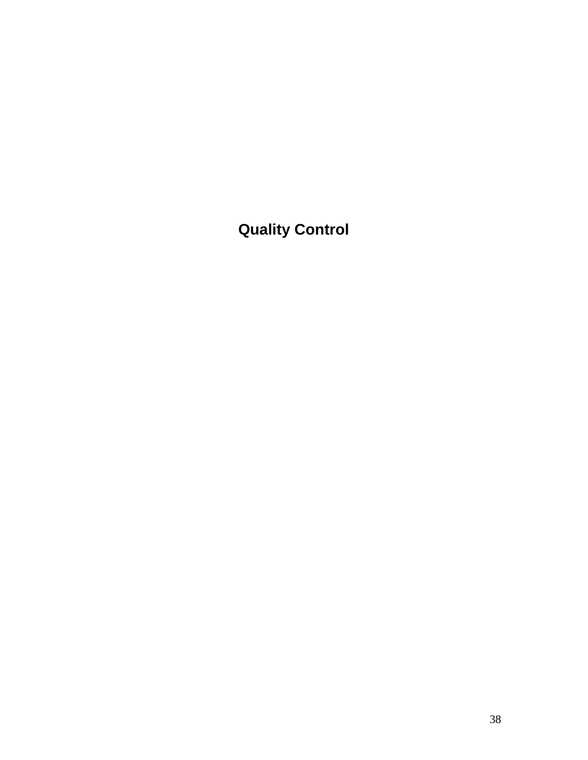# Quality Control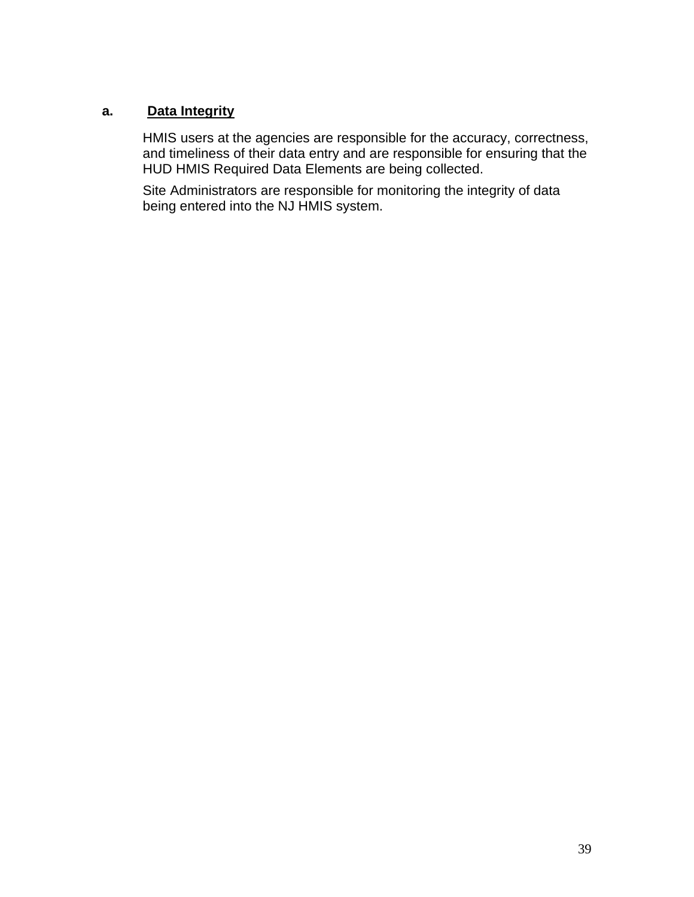### a. **Data Integrity**

HMIS users at the agencies are responsible for the accuracy, correctness, and timeliness of their data entry and are responsible for ensuring that the HUD HMIS Required Data Elements are being collected.

Site Administrators are responsible for monitoring the integrity of data being entered into the NJ HMIS system.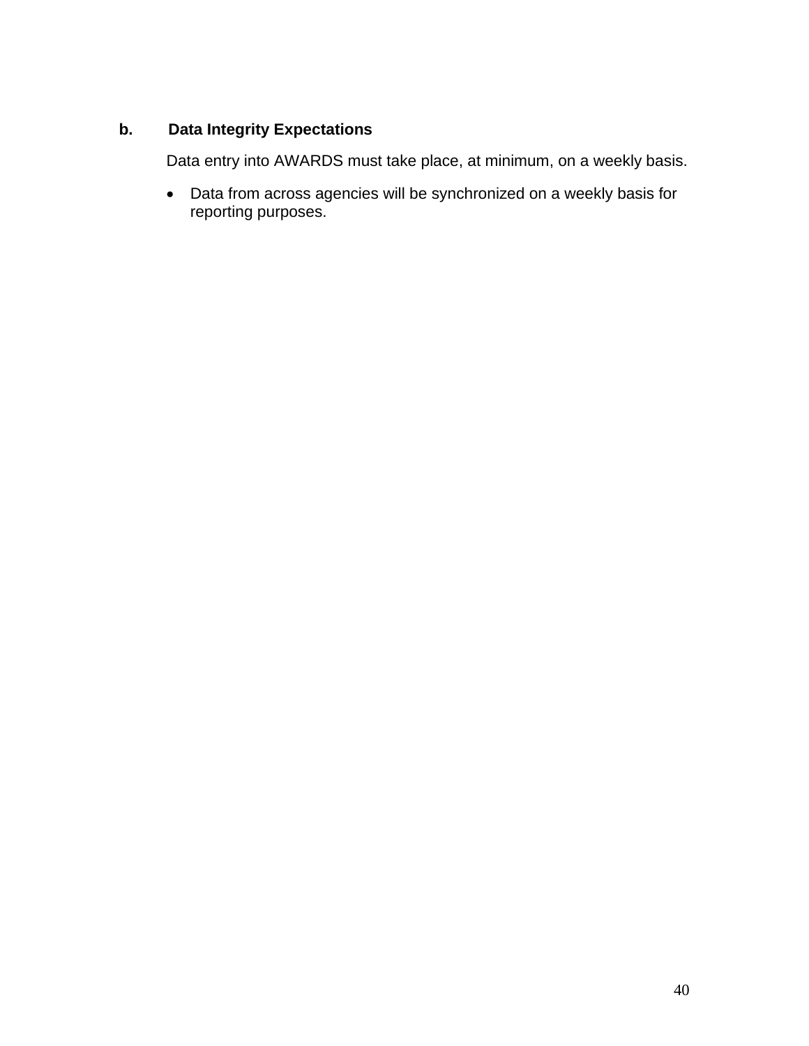**b. Data Integrity Expectations**

Data entry into AWARDS must take place, at minimum, on a weekly basis.

- Data from across agencies will be synchronized on a weekly basis for reporting purposes.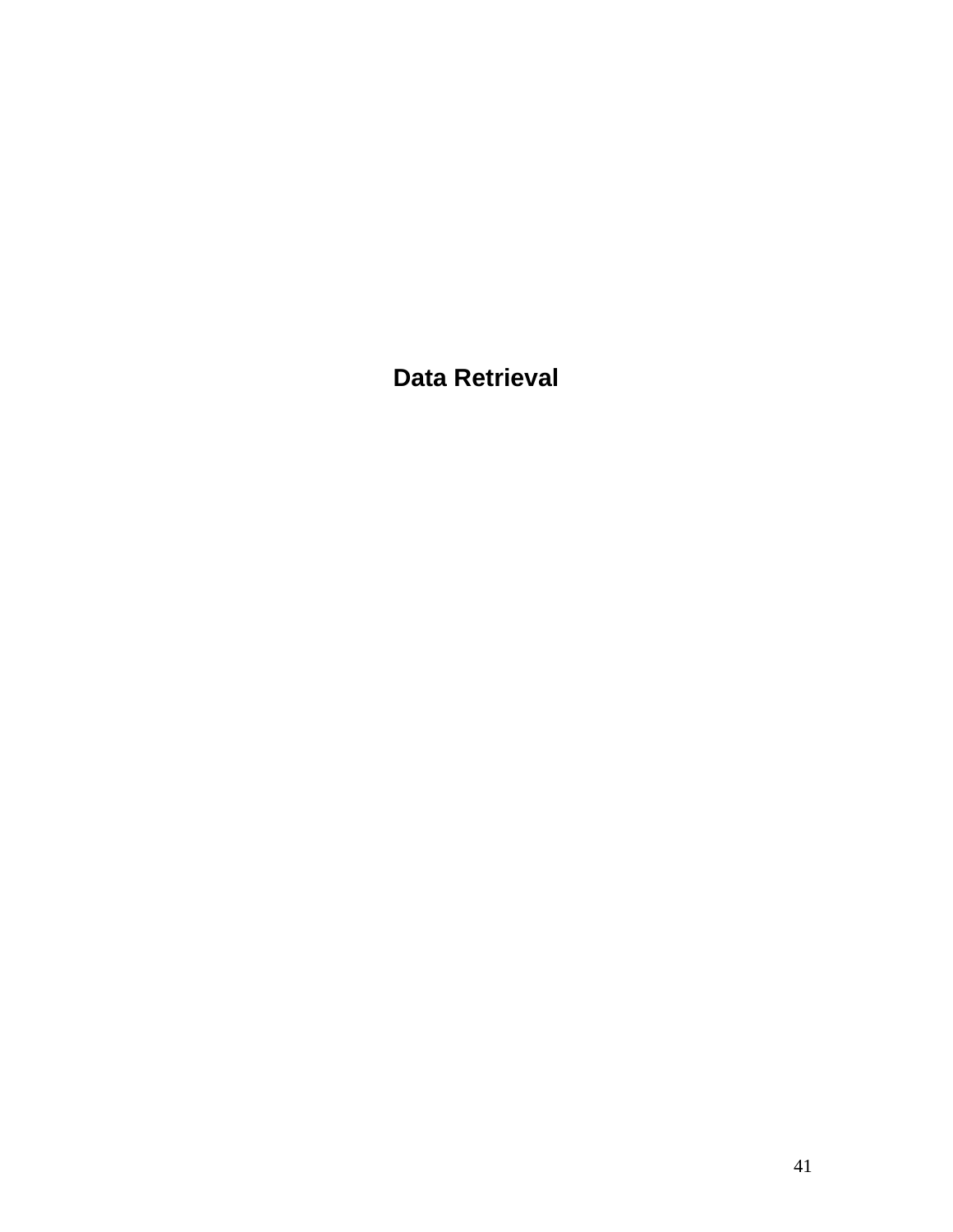# Data Retrieval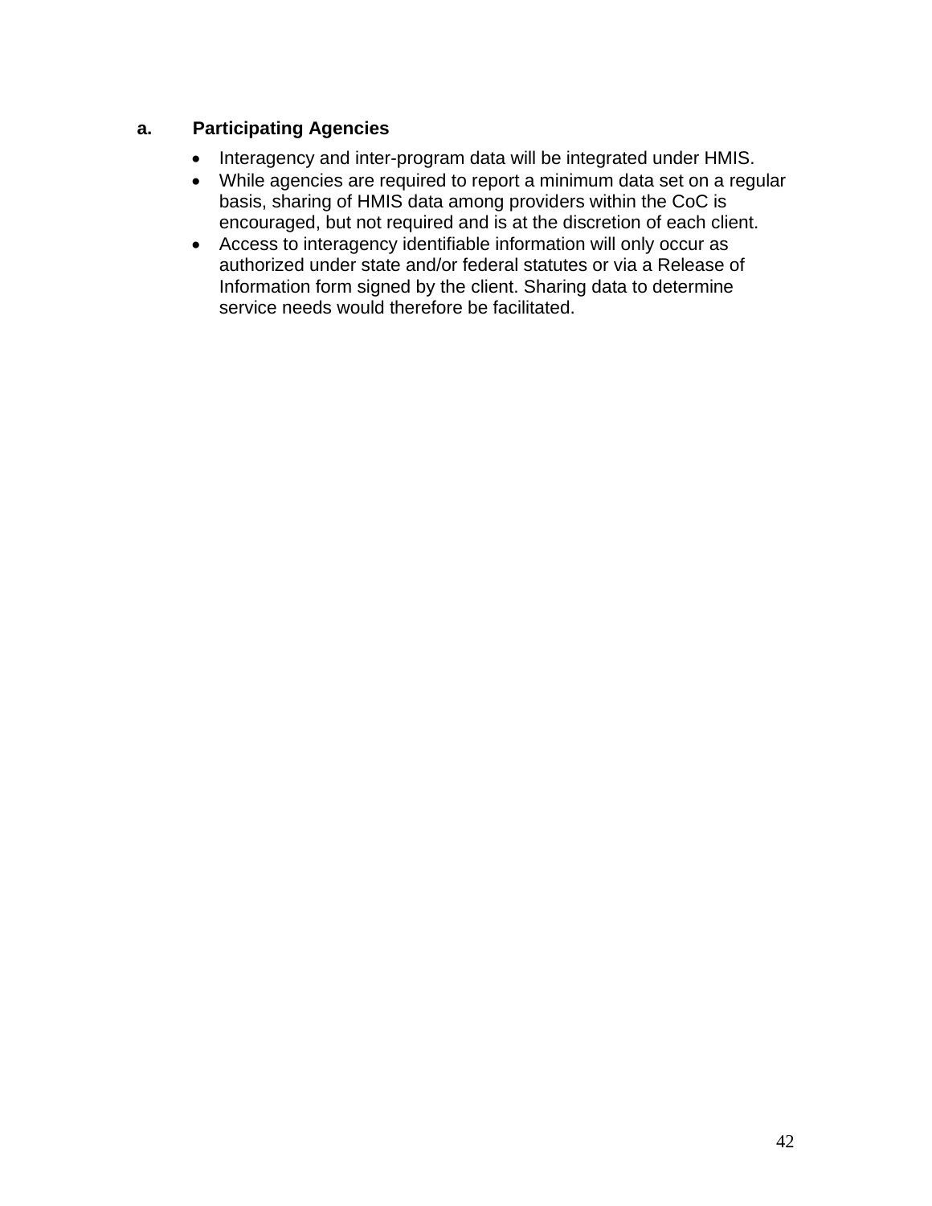**a. Participating Agencies**

- Interagency and inter-program data will be integrated under HMIS.
- While agencies are required to report a minimum data set on a regular basis, sharing of HMIS data among providers within the CoC is encouraged, but not required and is at the discretion of each client.
- Access to interagency identifiable information will only occur as authorized under state and/or federal statutes or via a Release of Information form signed by the client. Sharing data to determine service needs would therefore be facilitated.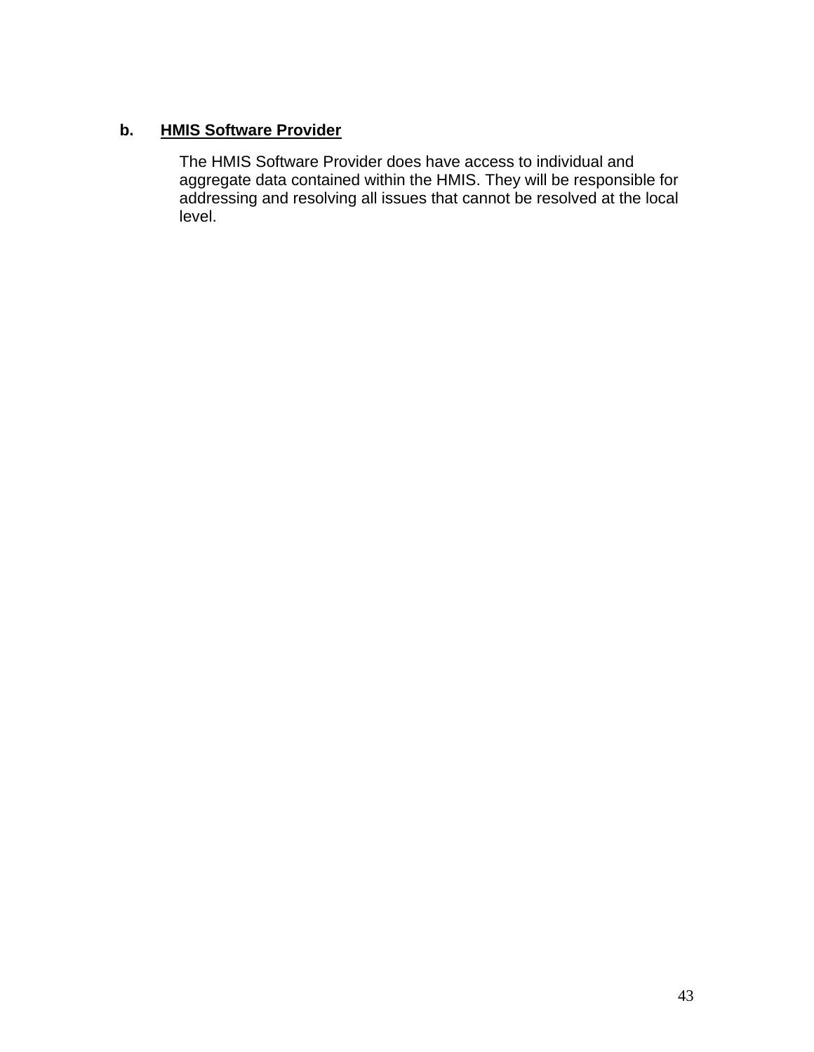**b. <u>HMIS Software Provider</u>**

The HMIS Software Provider does have access to individual and aggregate data contained within the HMIS. They will be responsible for addressing and resolving all issues that cannot be resolved at the local level.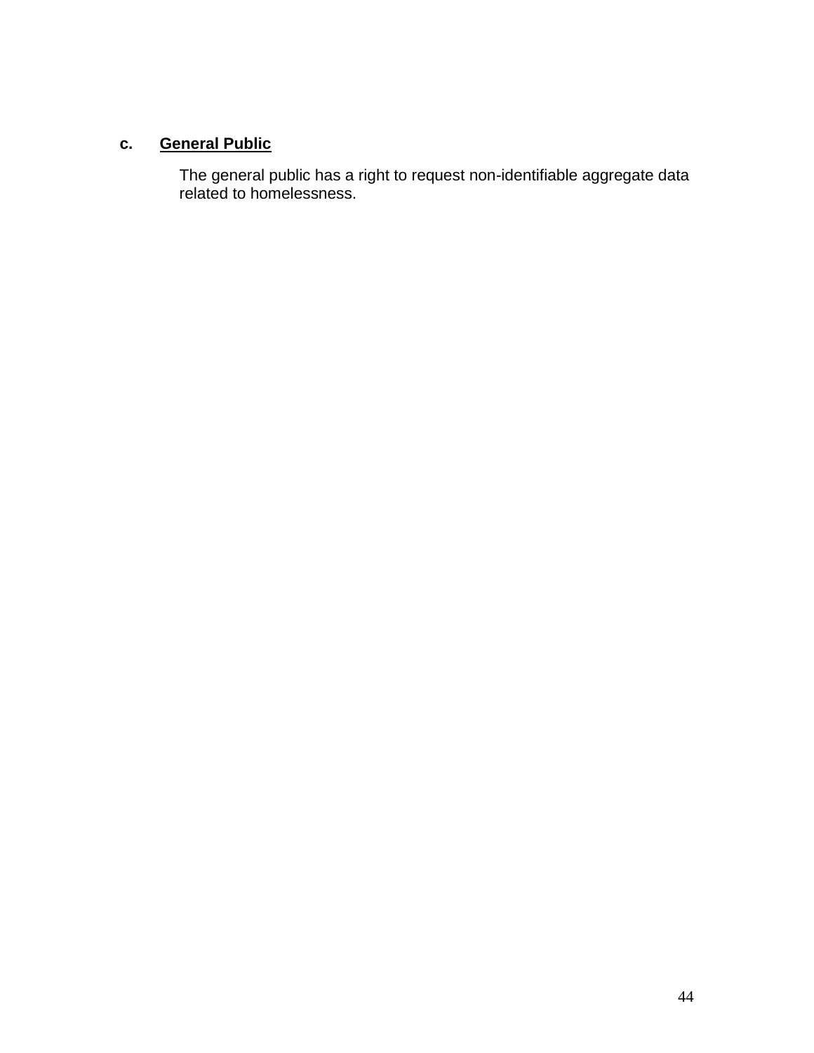c. **<u>General Public</u>**

The general public has a right to request non-identifiable aggregate data related to homelessness.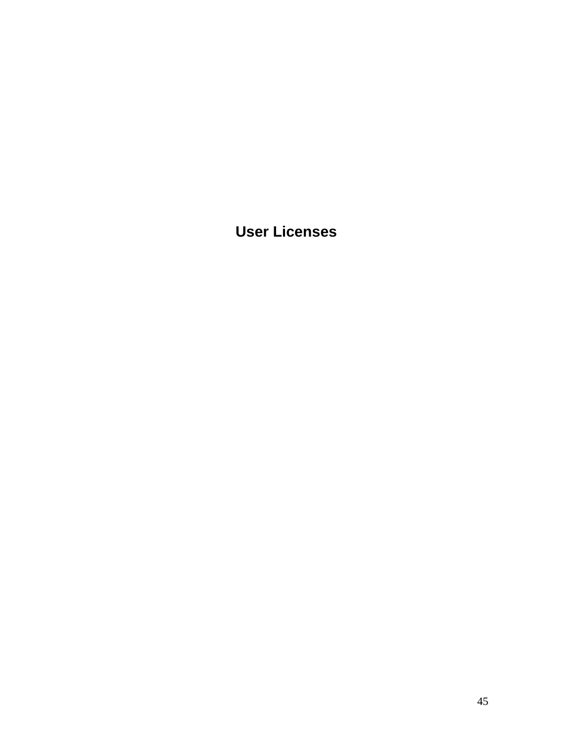# User Licenses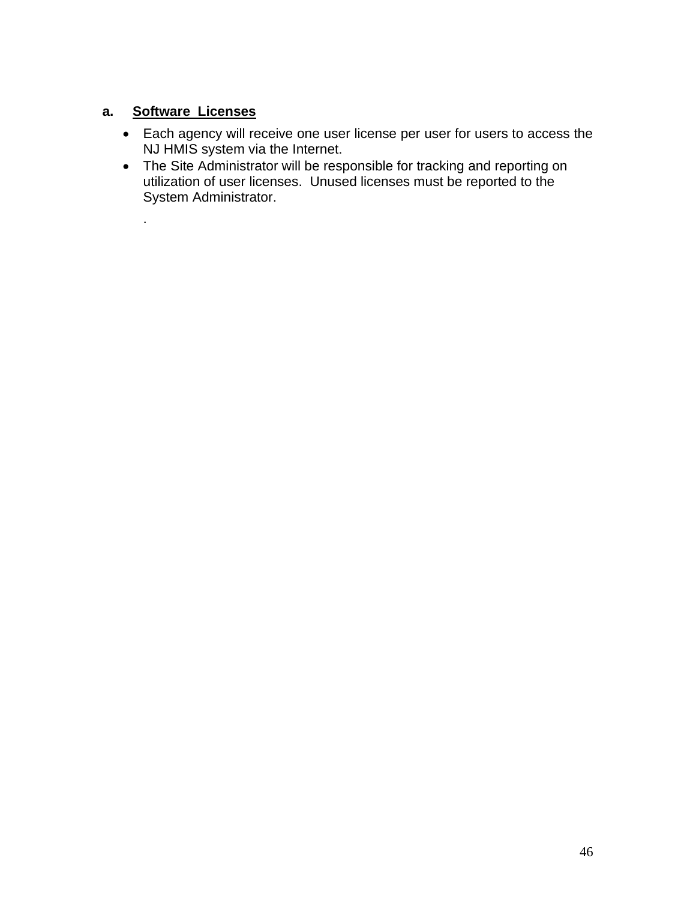**a. Software Licenses**

- Each agency will receive one user license per user for users to access the NJ HMIS system via the Internet.
- The Site Administrator will be responsible for tracking and reporting on utilization of user licenses. Unused licenses must be reported to the System Administrator.

  .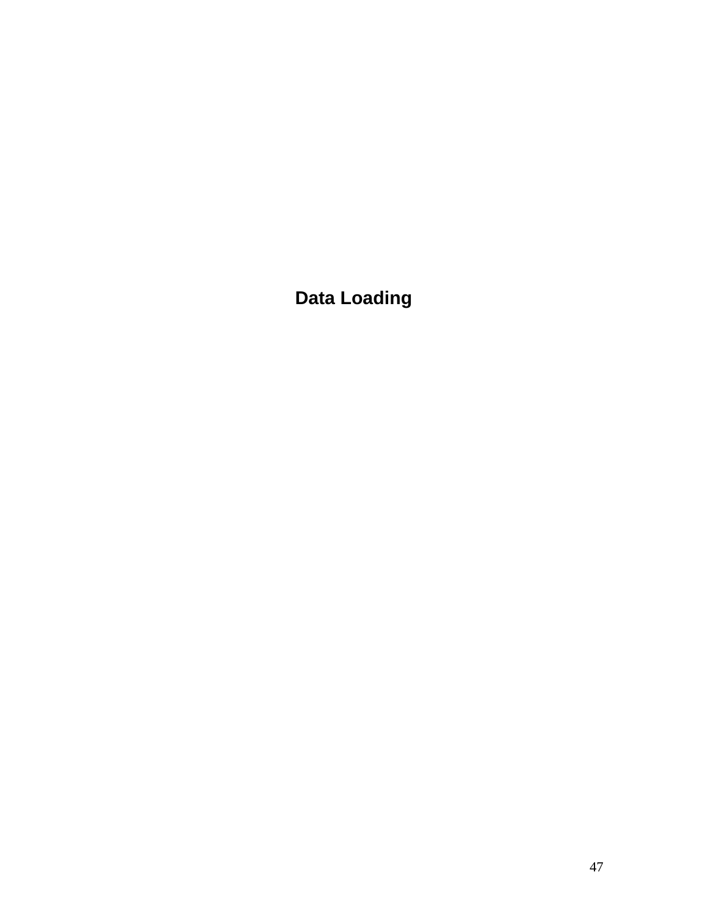# Data Loading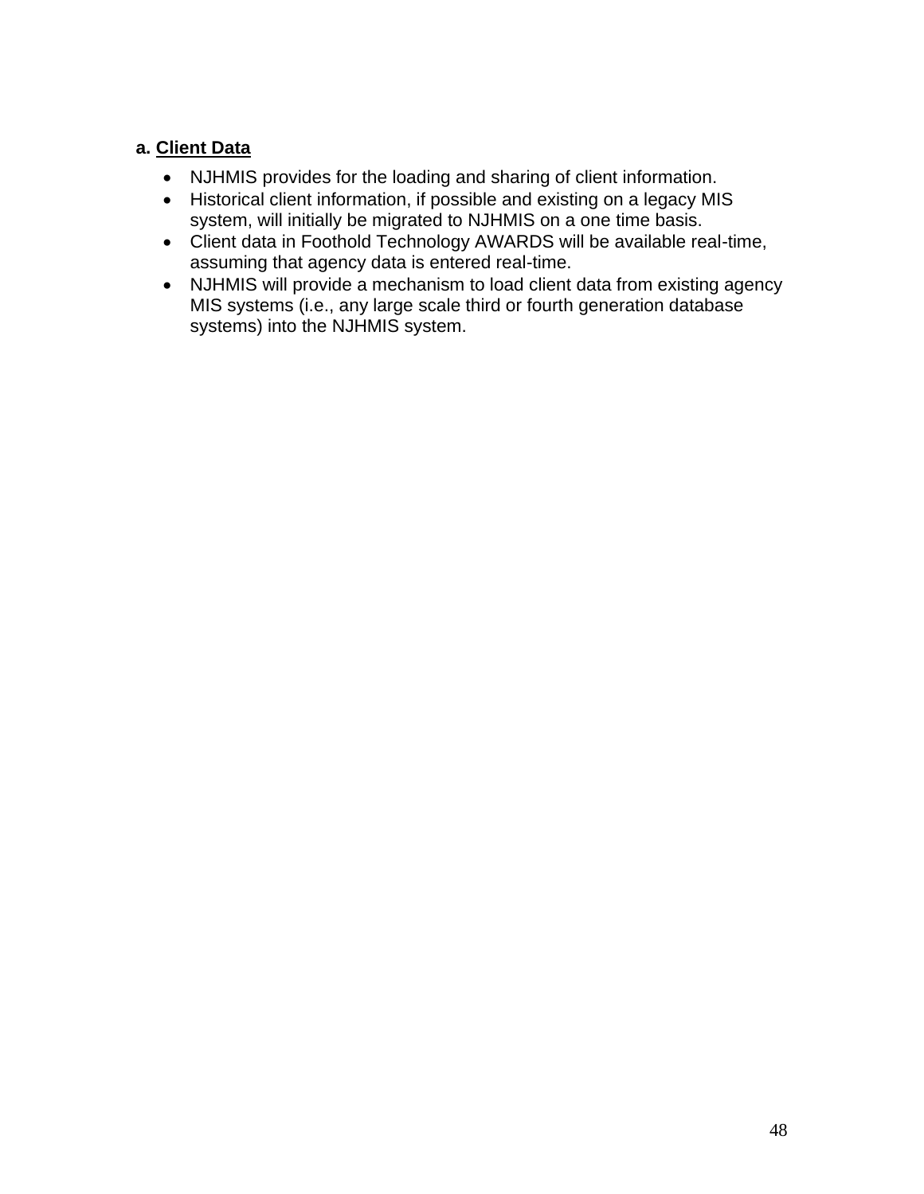**a. <u>Client Data</u>**

- NJHMIS provides for the loading and sharing of client information.
- Historical client information, if possible and existing on a legacy MIS system, will initially be migrated to NJHMIS on a one time basis.
- Client data in Foothold Technology AWARDS will be available real-time, assuming that agency data is entered real-time.
- NJHMIS will provide a mechanism to load client data from existing agency MIS systems (i.e., any large scale third or fourth generation database systems) into the NJHMIS system.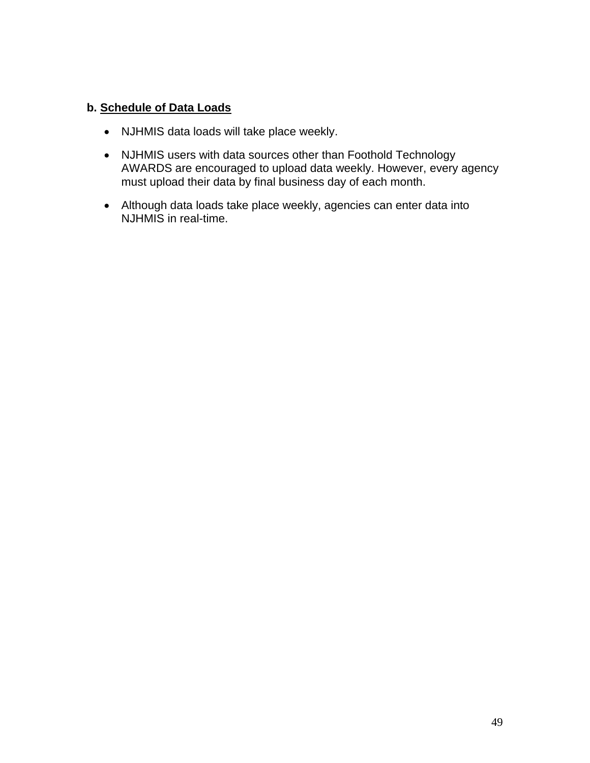### b. Schedule of Data Loads

- NJHMIS data loads will take place weekly.
- NJHMIS users with data sources other than Foothold Technology AWARDS are encouraged to upload data weekly. However, every agency must upload their data by final business day of each month.
- Although data loads take place weekly, agencies can enter data into NJHMIS in real-time.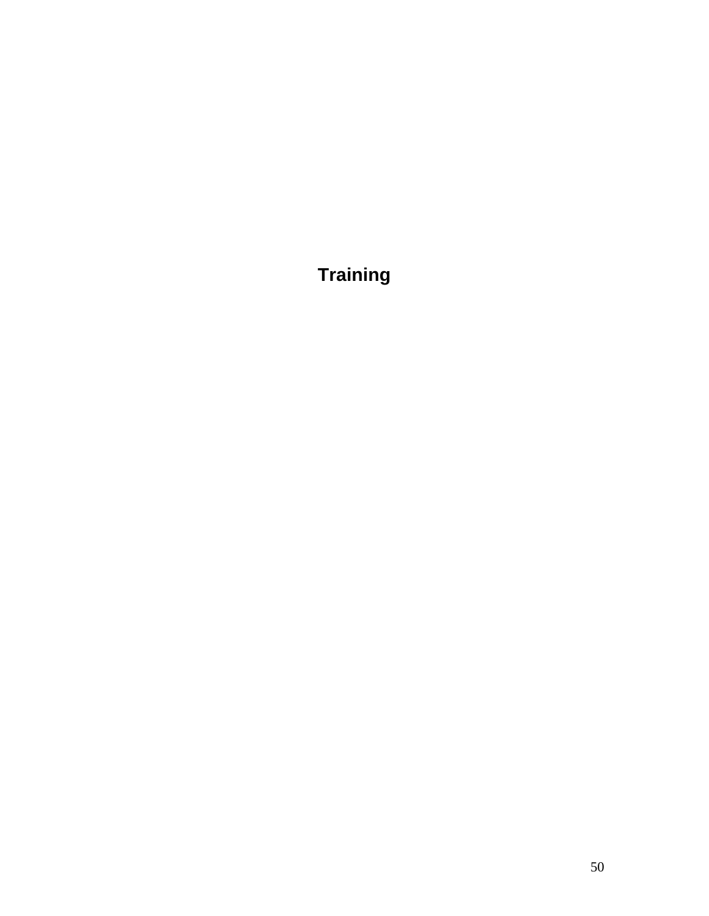# Training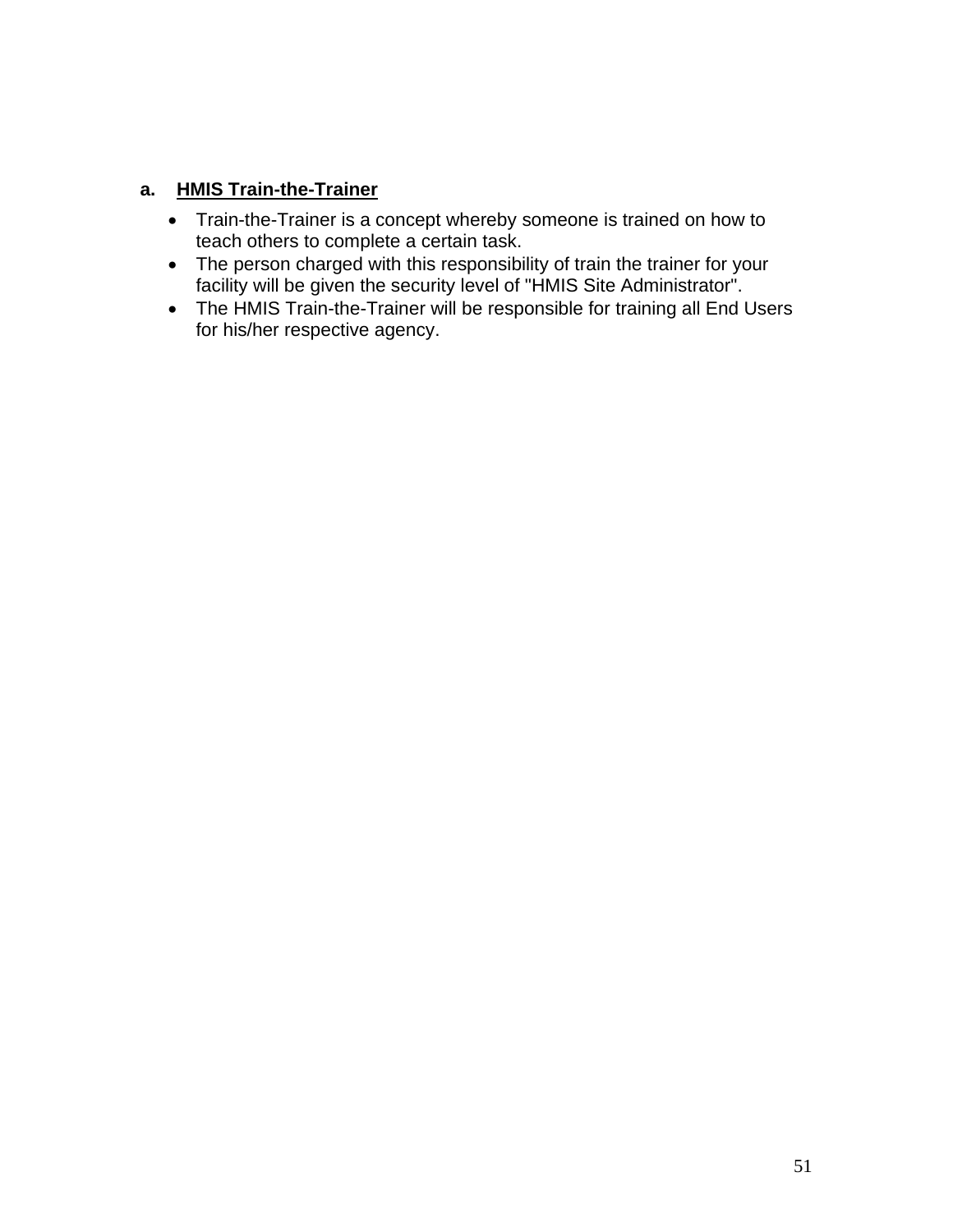### a. HMIS Train-the-Trainer

- Train-the-Trainer is a concept whereby someone is trained on how to teach others to complete a certain task.
- The person charged with this responsibility of train the trainer for your facility will be given the security level of "HMIS Site Administrator".
- The HMIS Train-the-Trainer will be responsible for training all End Users for his/her respective agency.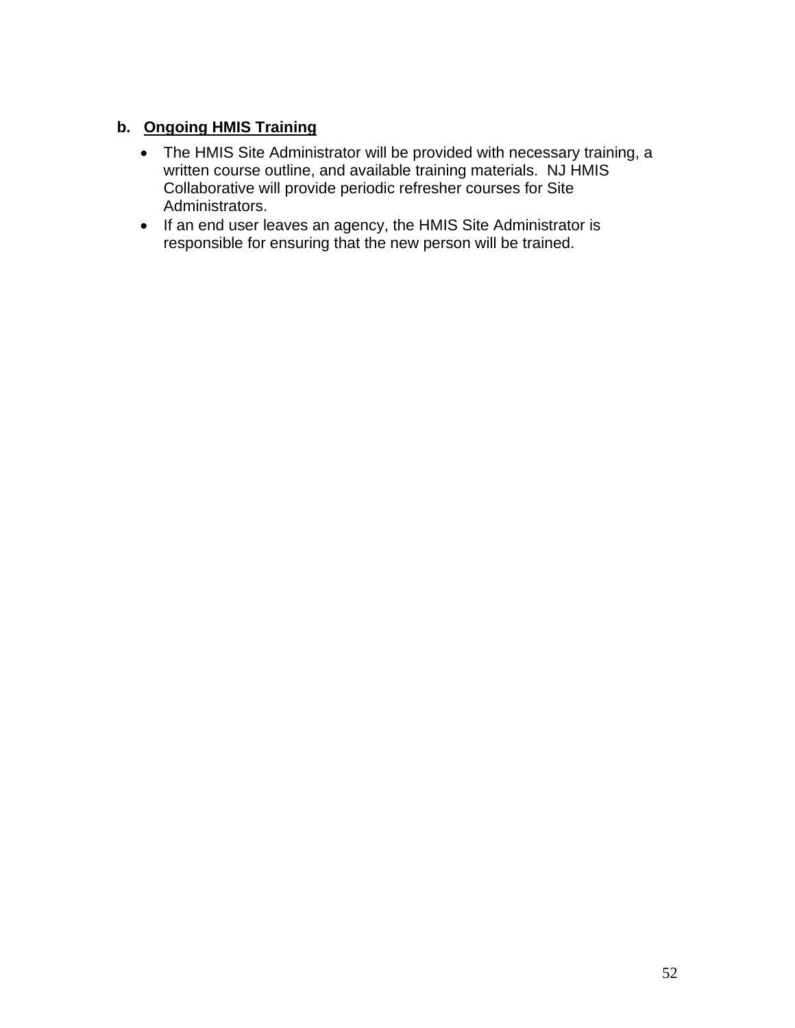**b. <u>Ongoing HMIS Training</u>**

- The HMIS Site Administrator will be provided with necessary training, a written course outline, and available training materials.  NJ HMIS Collaborative will provide periodic refresher courses for Site Administrators.
- If an end user leaves an agency, the HMIS Site Administrator is responsible for ensuring that the new person will be trained.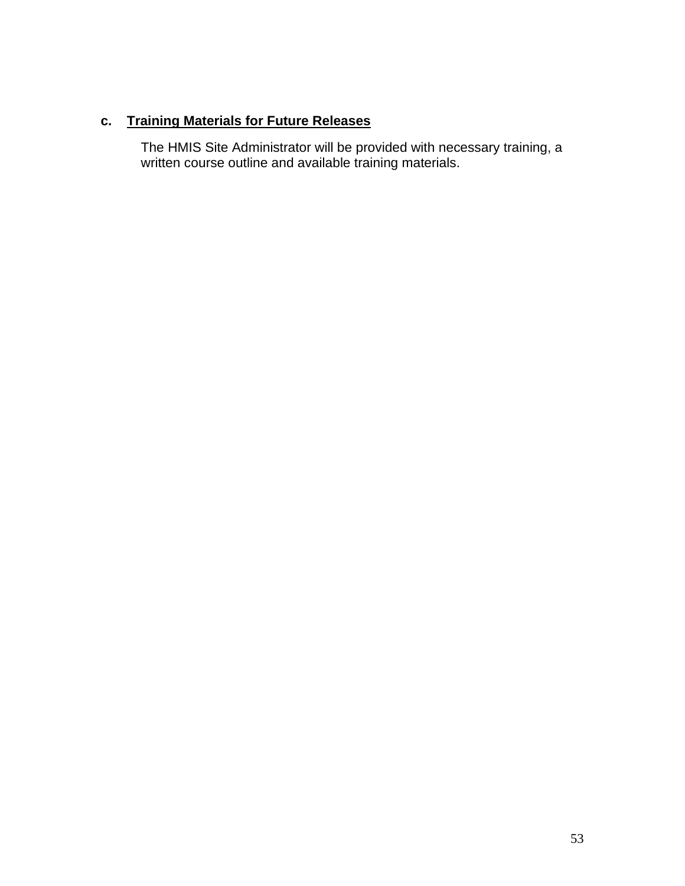### c. Training Materials for Future Releases

The HMIS Site Administrator will be provided with necessary training, a written course outline and available training materials.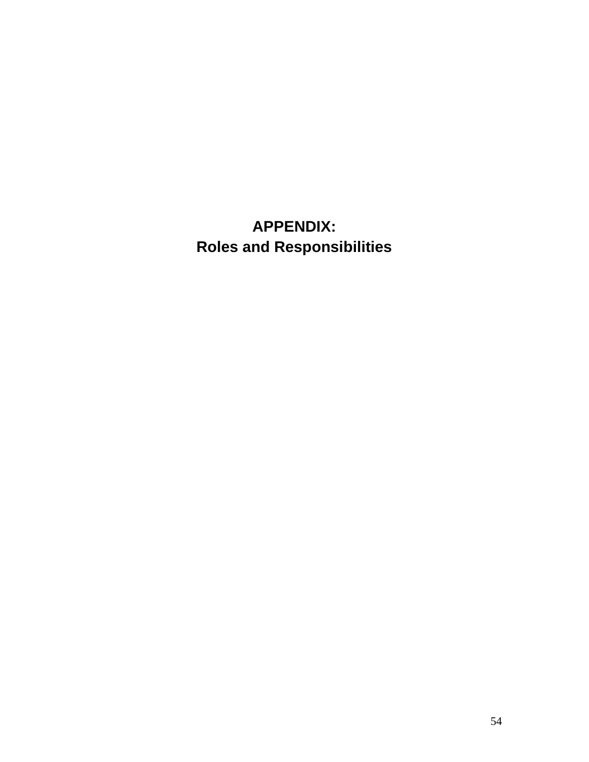# APPENDIX:
# Roles and Responsibilities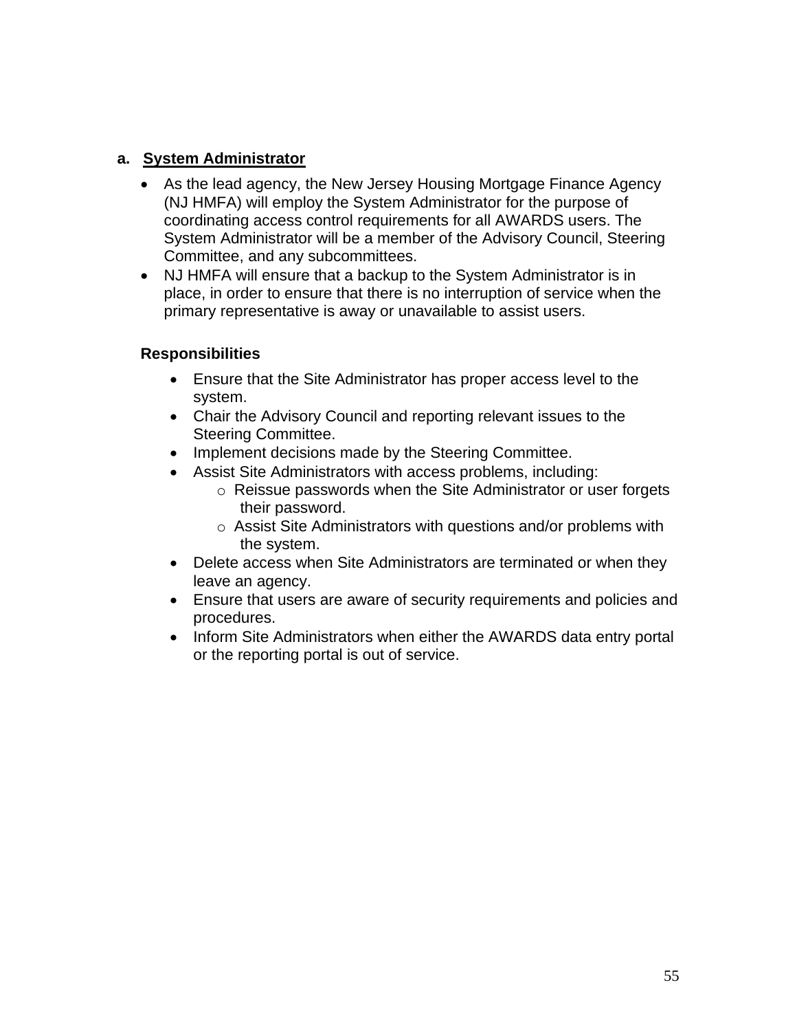### a. System Administrator

- As the lead agency, the New Jersey Housing Mortgage Finance Agency (NJ HMFA) will employ the System Administrator for the purpose of coordinating access control requirements for all AWARDS users. The System Administrator will be a member of the Advisory Council, Steering Committee, and any subcommittees.
- NJ HMFA will ensure that a backup to the System Administrator is in place, in order to ensure that there is no interruption of service when the primary representative is away or unavailable to assist users.

**Responsibilities**

- Ensure that the Site Administrator has proper access level to the system.
- Chair the Advisory Council and reporting relevant issues to the Steering Committee.
- Implement decisions made by the Steering Committee.
- Assist Site Administrators with access problems, including:
  - Reissue passwords when the Site Administrator or user forgets their password.
  - Assist Site Administrators with questions and/or problems with the system.
- Delete access when Site Administrators are terminated or when they leave an agency.
- Ensure that users are aware of security requirements and policies and procedures.
- Inform Site Administrators when either the AWARDS data entry portal or the reporting portal is out of service.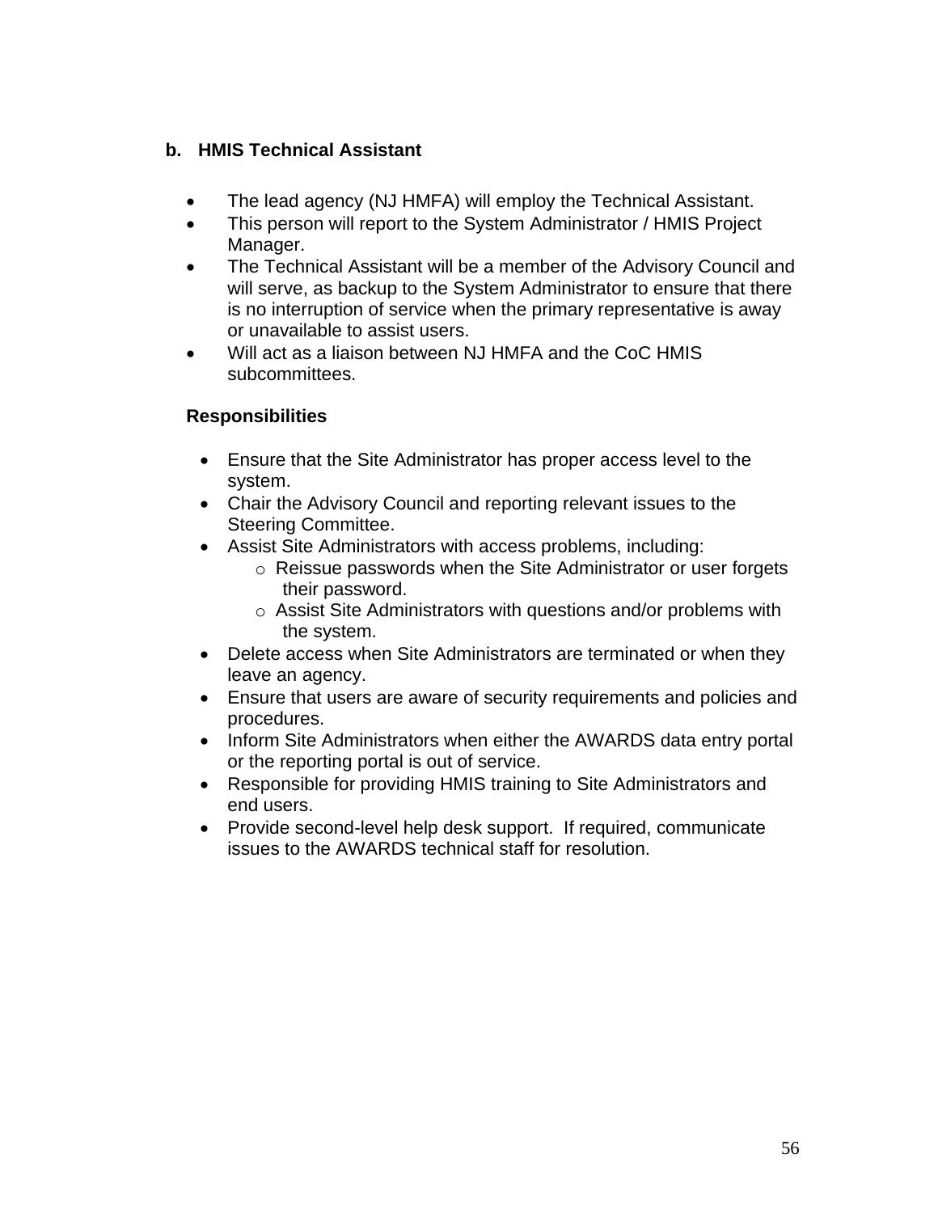### b. HMIS Technical Assistant

- The lead agency (NJ HMFA) will employ the Technical Assistant.
- This person will report to the System Administrator / HMIS Project Manager.
- The Technical Assistant will be a member of the Advisory Council and will serve, as backup to the System Administrator to ensure that there is no interruption of service when the primary representative is away or unavailable to assist users.
- Will act as a liaison between NJ HMFA and the CoC HMIS subcommittees.

**Responsibilities**

- Ensure that the Site Administrator has proper access level to the system.
- Chair the Advisory Council and reporting relevant issues to the Steering Committee.
- Assist Site Administrators with access problems, including:
  - Reissue passwords when the Site Administrator or user forgets their password.
  - Assist Site Administrators with questions and/or problems with the system.
- Delete access when Site Administrators are terminated or when they leave an agency.
- Ensure that users are aware of security requirements and policies and procedures.
- Inform Site Administrators when either the AWARDS data entry portal or the reporting portal is out of service.
- Responsible for providing HMIS training to Site Administrators and end users.
- Provide second-level help desk support. If required, communicate issues to the AWARDS technical staff for resolution.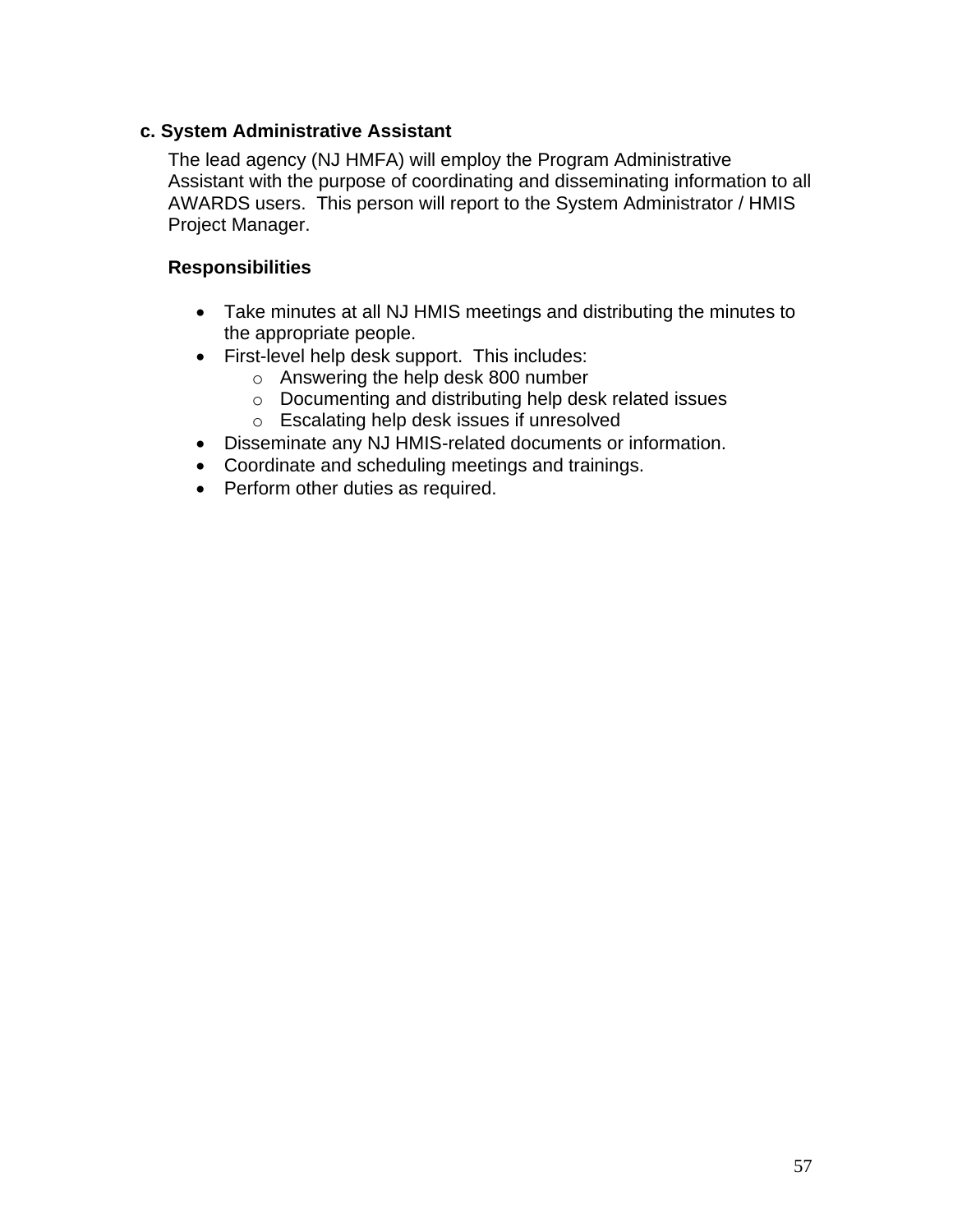### c. System Administrative Assistant

The lead agency (NJ HMFA) will employ the Program Administrative Assistant with the purpose of coordinating and disseminating information to all AWARDS users. This person will report to the System Administrator / HMIS Project Manager.

**Responsibilities**

- Take minutes at all NJ HMIS meetings and distributing the minutes to the appropriate people.
- First-level help desk support. This includes:
  - Answering the help desk 800 number
  - Documenting and distributing help desk related issues
  - Escalating help desk issues if unresolved
- Disseminate any NJ HMIS-related documents or information.
- Coordinate and scheduling meetings and trainings.
- Perform other duties as required.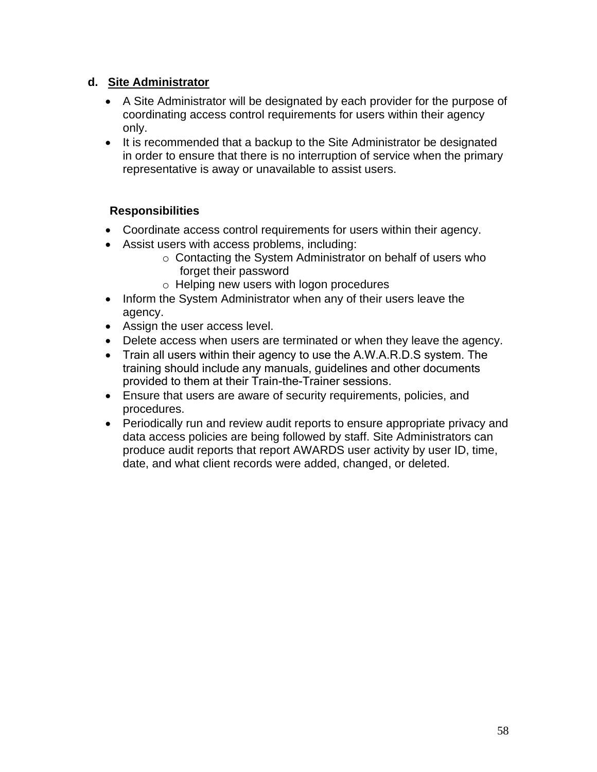**d. Site Administrator**

- A Site Administrator will be designated by each provider for the purpose of coordinating access control requirements for users within their agency only.
- It is recommended that a backup to the Site Administrator be designated in order to ensure that there is no interruption of service when the primary representative is away or unavailable to assist users.

**Responsibilities**

- Coordinate access control requirements for users within their agency.
- Assist users with access problems, including:
  - Contacting the System Administrator on behalf of users who forget their password
  - Helping new users with logon procedures
- Inform the System Administrator when any of their users leave the agency.
- Assign the user access level.
- Delete access when users are terminated or when they leave the agency.
- Train all users within their agency to use the A.W.A.R.D.S system. The training should include any manuals, guidelines and other documents provided to them at their Train-the-Trainer sessions.
- Ensure that users are aware of security requirements, policies, and procedures.
- Periodically run and review audit reports to ensure appropriate privacy and data access policies are being followed by staff. Site Administrators can produce audit reports that report AWARDS user activity by user ID, time, date, and what client records were added, changed, or deleted.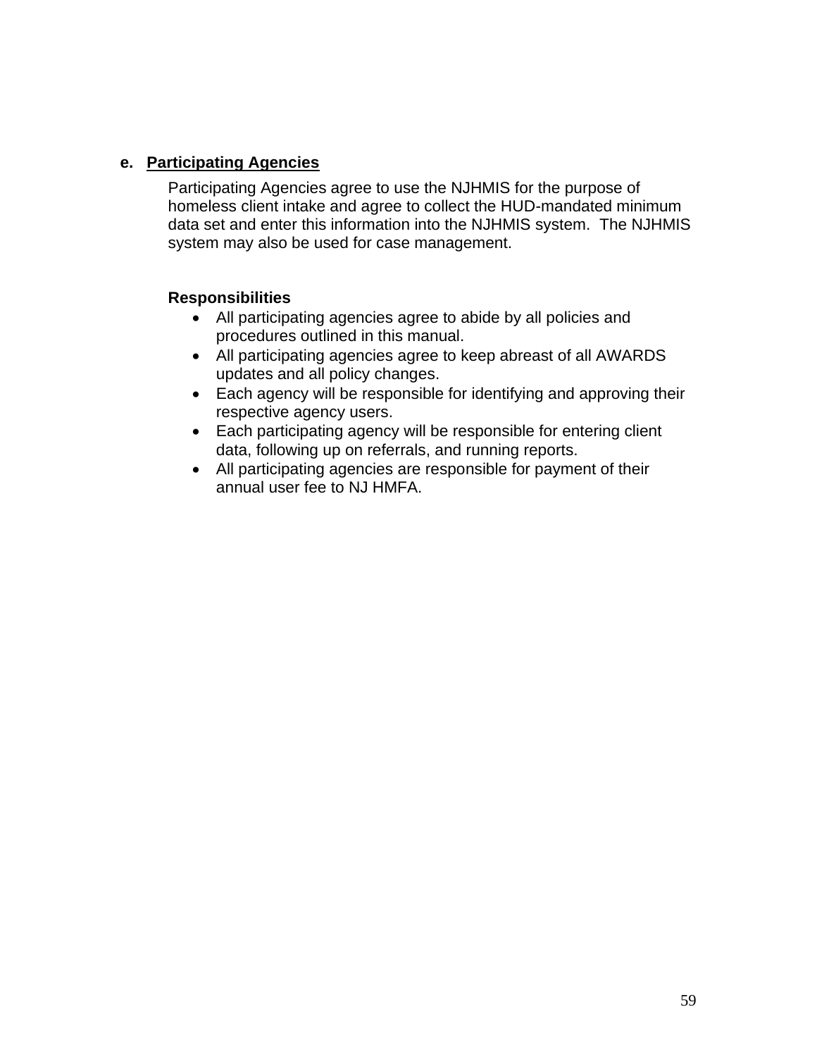### e. <u>Participating Agencies</u>

Participating Agencies agree to use the NJHMIS for the purpose of homeless client intake and agree to collect the HUD-mandated minimum data set and enter this information into the NJHMIS system. The NJHMIS system may also be used for case management.

**Responsibilities**

- All participating agencies agree to abide by all policies and procedures outlined in this manual.
- All participating agencies agree to keep abreast of all AWARDS updates and all policy changes.
- Each agency will be responsible for identifying and approving their respective agency users.
- Each participating agency will be responsible for entering client data, following up on referrals, and running reports.
- All participating agencies are responsible for payment of their annual user fee to NJ HMFA.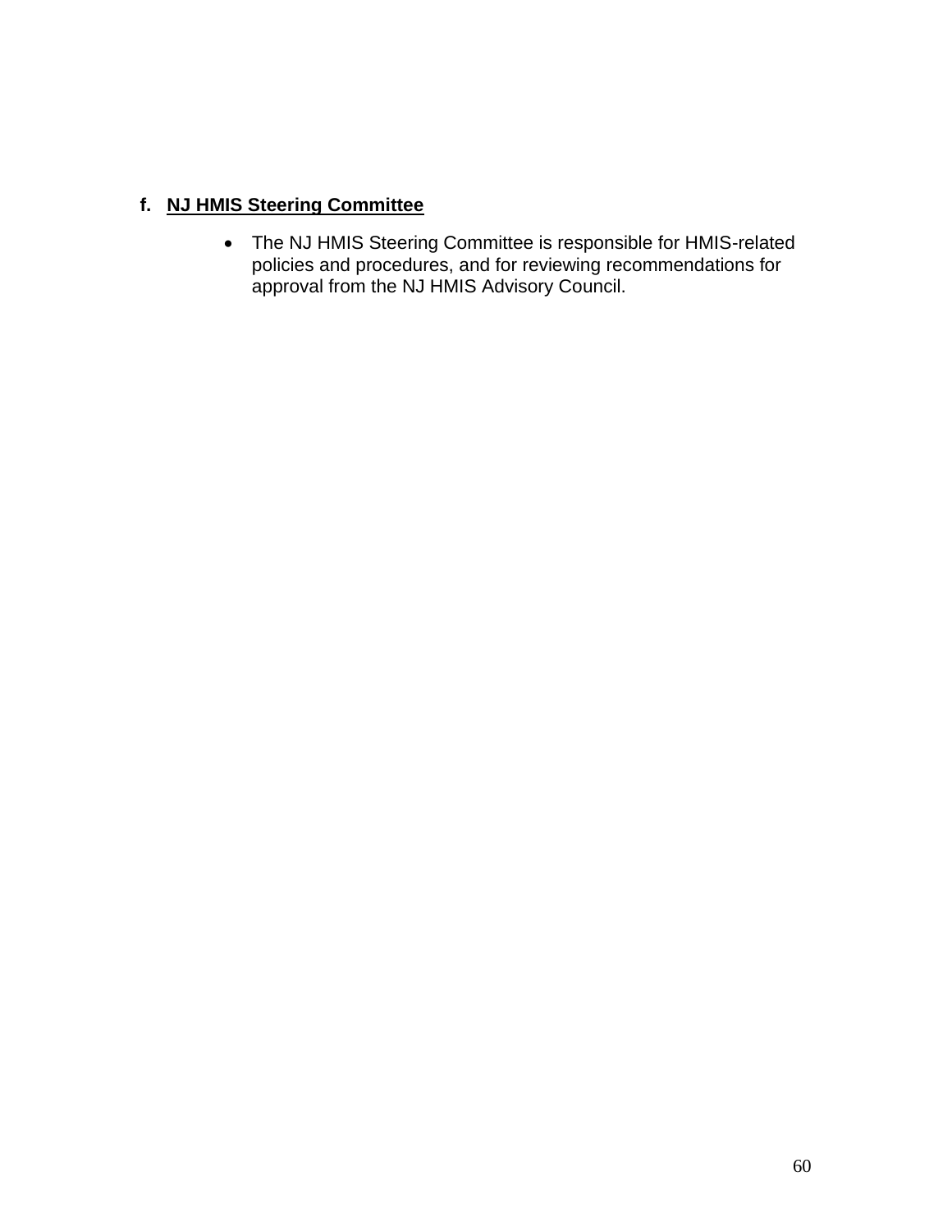**f. NJ HMIS Steering Committee**

- The NJ HMIS Steering Committee is responsible for HMIS-related policies and procedures, and for reviewing recommendations for approval from the NJ HMIS Advisory Council.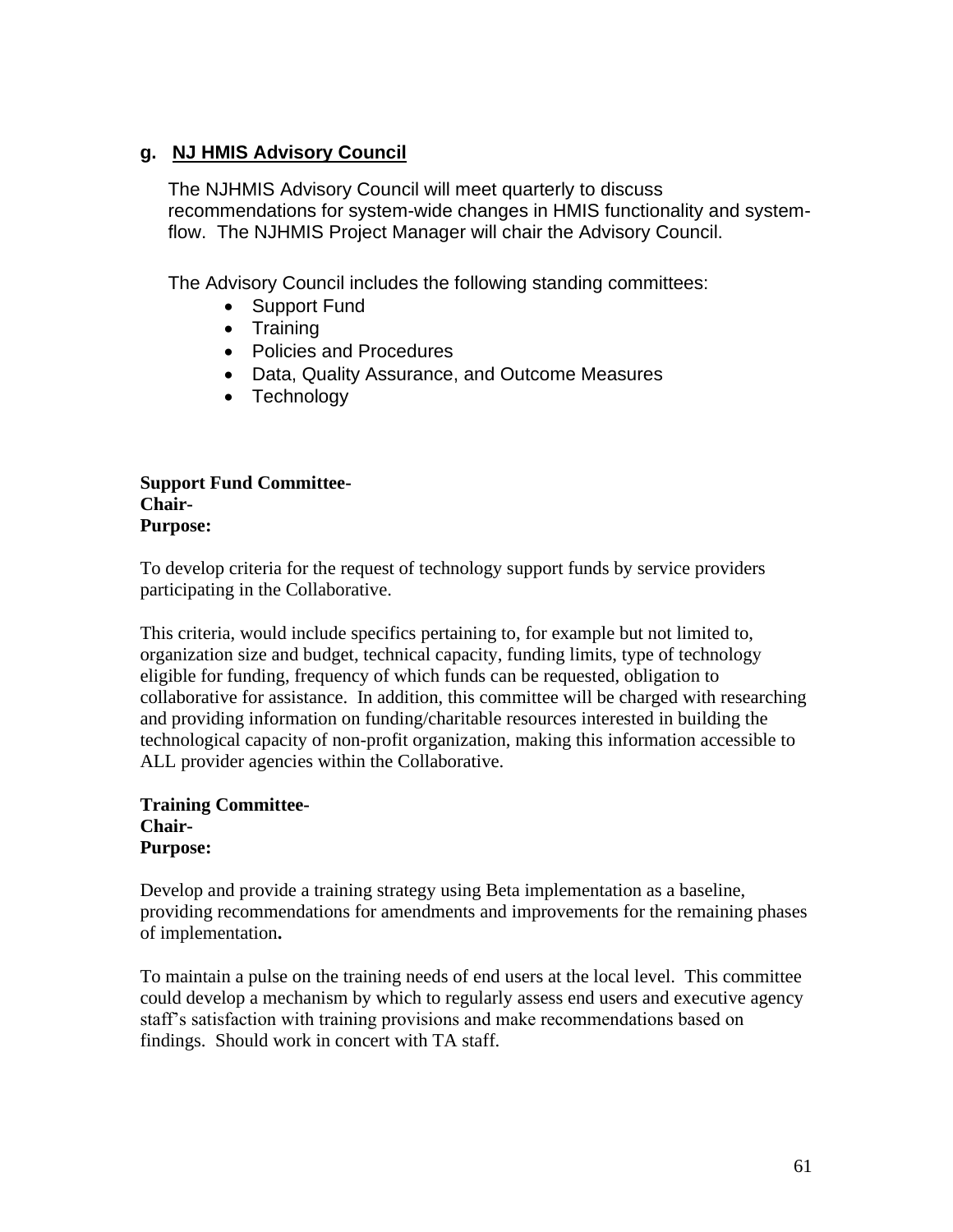### g. NJ HMIS Advisory Council

The NJHMIS Advisory Council will meet quarterly to discuss recommendations for system-wide changes in HMIS functionality and system-flow. The NJHMIS Project Manager will chair the Advisory Council.

The Advisory Council includes the following standing committees:

- Support Fund
- Training
- Policies and Procedures
- Data, Quality Assurance, and Outcome Measures
- Technology

**Support Fund Committee-**
**Chair-**
**Purpose:**

To develop criteria for the request of technology support funds by service providers participating in the Collaborative.

This criteria, would include specifics pertaining to, for example but not limited to, organization size and budget, technical capacity, funding limits, type of technology eligible for funding, frequency of which funds can be requested, obligation to collaborative for assistance. In addition, this committee will be charged with researching and providing information on funding/charitable resources interested in building the technological capacity of non-profit organization, making this information accessible to ALL provider agencies within the Collaborative.

**Training Committee-**
**Chair-**
**Purpose:**

Develop and provide a training strategy using Beta implementation as a baseline, providing recommendations for amendments and improvements for the remaining phases of implementation**.**

To maintain a pulse on the training needs of end users at the local level. This committee could develop a mechanism by which to regularly assess end users and executive agency staff's satisfaction with training provisions and make recommendations based on findings. Should work in concert with TA staff.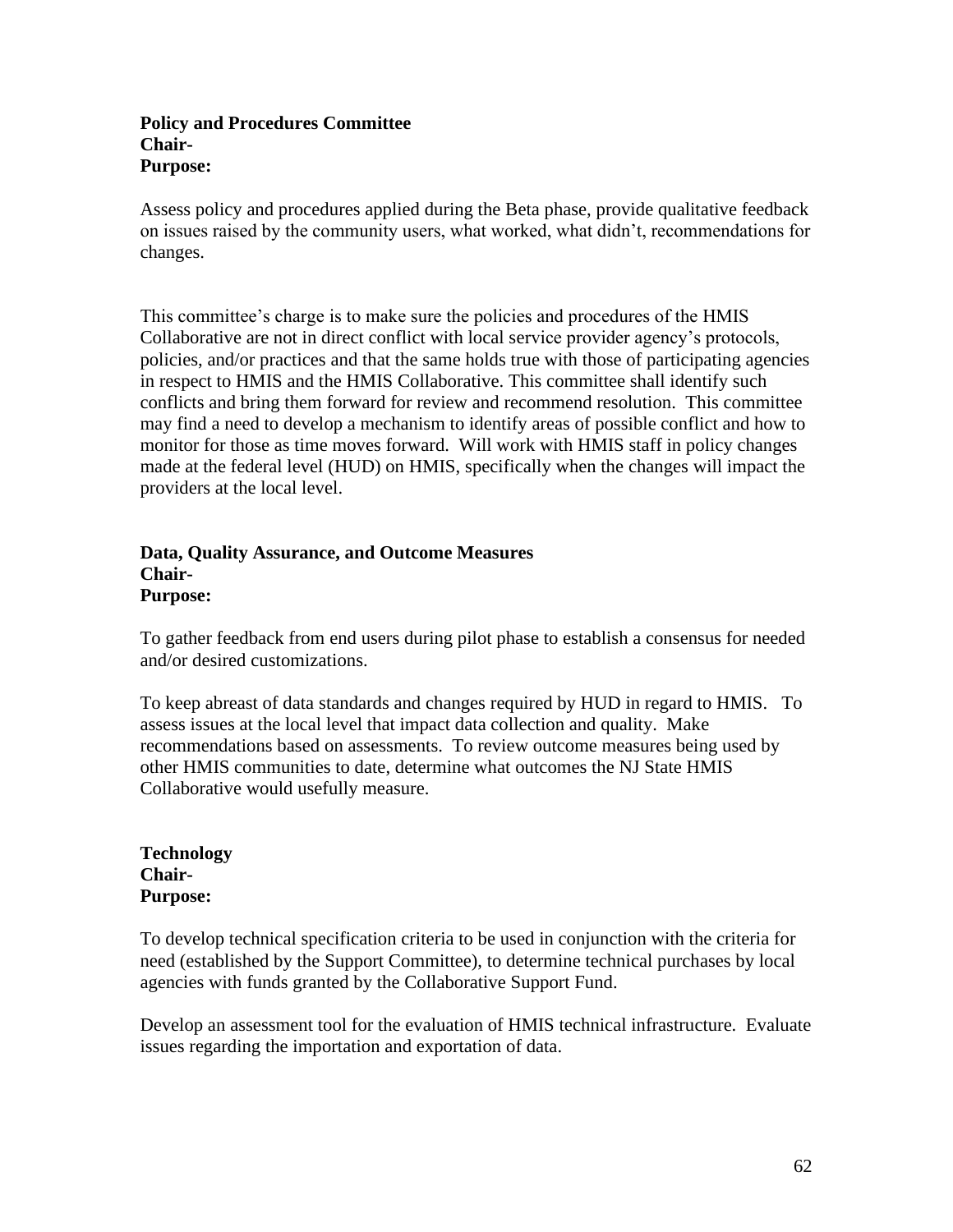**Policy and Procedures Committee**
**Chair-**
**Purpose:**

Assess policy and procedures applied during the Beta phase, provide qualitative feedback on issues raised by the community users, what worked, what didn't, recommendations for changes.

This committee's charge is to make sure the policies and procedures of the HMIS Collaborative are not in direct conflict with local service provider agency's protocols, policies, and/or practices and that the same holds true with those of participating agencies in respect to HMIS and the HMIS Collaborative. This committee shall identify such conflicts and bring them forward for review and recommend resolution. This committee may find a need to develop a mechanism to identify areas of possible conflict and how to monitor for those as time moves forward. Will work with HMIS staff in policy changes made at the federal level (HUD) on HMIS, specifically when the changes will impact the providers at the local level.

**Data, Quality Assurance, and Outcome Measures**
**Chair-**
**Purpose:**

To gather feedback from end users during pilot phase to establish a consensus for needed and/or desired customizations.

To keep abreast of data standards and changes required by HUD in regard to HMIS. To assess issues at the local level that impact data collection and quality. Make recommendations based on assessments. To review outcome measures being used by other HMIS communities to date, determine what outcomes the NJ State HMIS Collaborative would usefully measure.

**Technology**
**Chair-**
**Purpose:**

To develop technical specification criteria to be used in conjunction with the criteria for need (established by the Support Committee), to determine technical purchases by local agencies with funds granted by the Collaborative Support Fund.

Develop an assessment tool for the evaluation of HMIS technical infrastructure. Evaluate issues regarding the importation and exportation of data.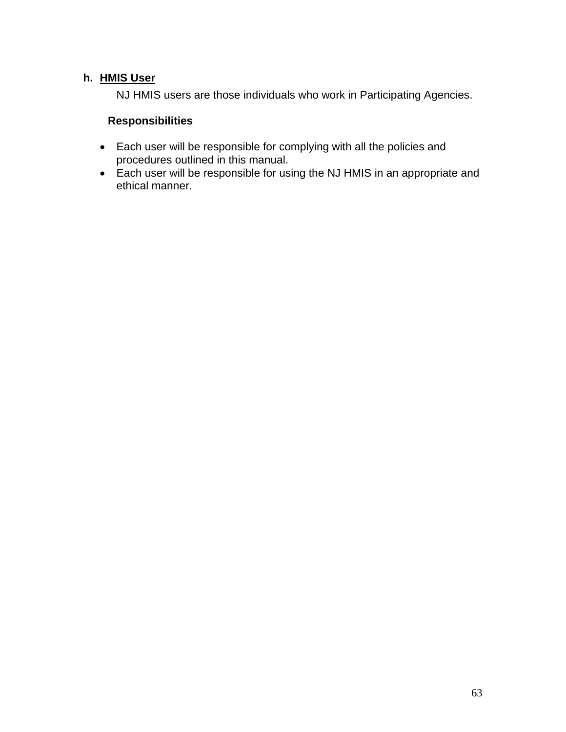**h. <u>HMIS User</u>**

NJ HMIS users are those individuals who work in Participating Agencies.

**Responsibilities**

- Each user will be responsible for complying with all the policies and procedures outlined in this manual.
- Each user will be responsible for using the NJ HMIS in an appropriate and ethical manner.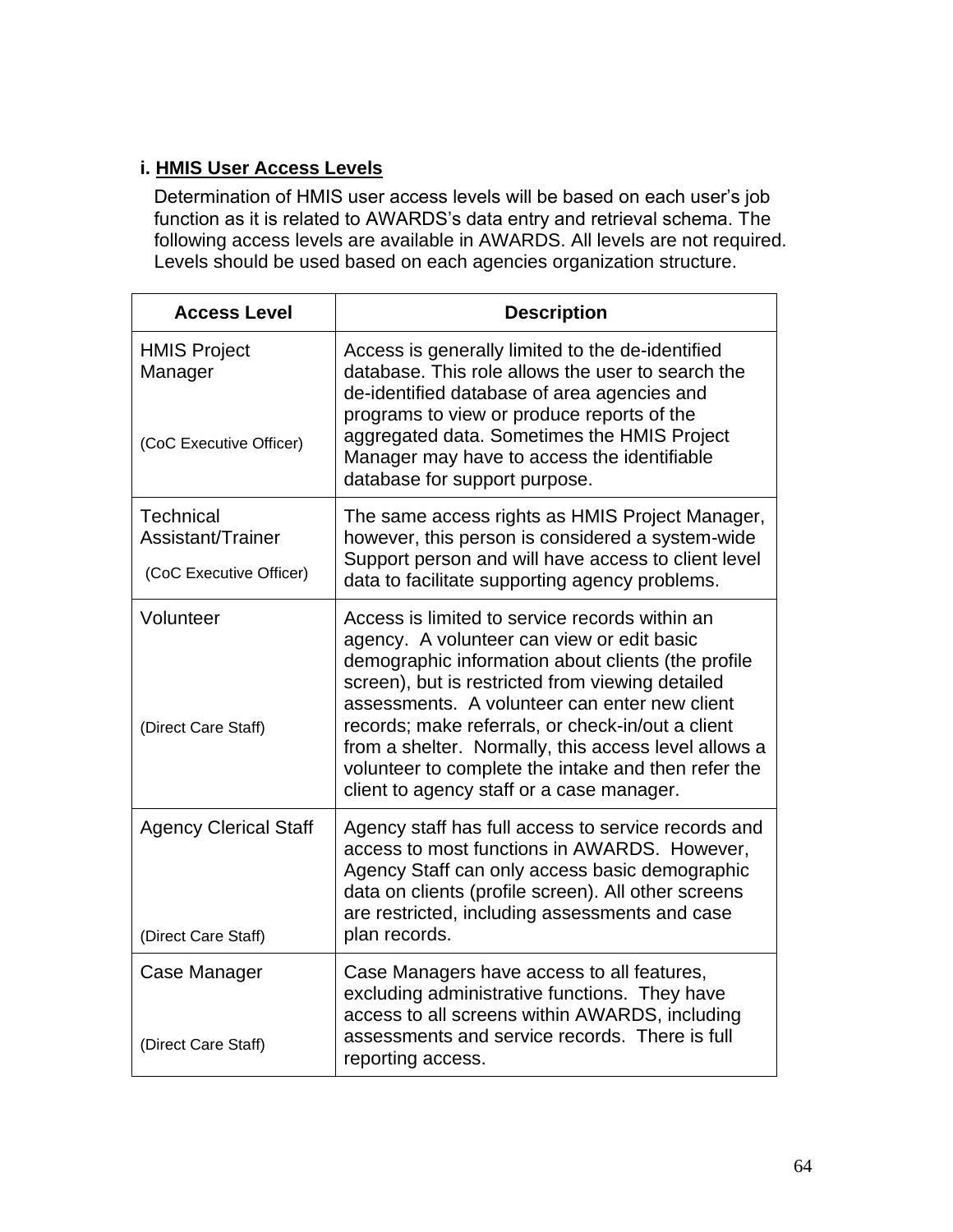### i. **HMIS User Access Levels**

Determination of HMIS user access levels will be based on each user's job function as it is related to AWARDS's data entry and retrieval schema. The following access levels are available in AWARDS. All levels are not required. Levels should be used based on each agencies organization structure.

| Access Level | Description |
|---|---|
| HMIS Project Manager<br><br>(CoC Executive Officer) | Access is generally limited to the de-identified database. This role allows the user to search the de-identified database of area agencies and programs to view or produce reports of the aggregated data. Sometimes the HMIS Project Manager may have to access the identifiable database for support purpose. |
| Technical Assistant/Trainer<br><br>(CoC Executive Officer) | The same access rights as HMIS Project Manager, however, this person is considered a system-wide Support person and will have access to client level data to facilitate supporting agency problems. |
| Volunteer<br><br>(Direct Care Staff) | Access is limited to service records within an agency. A volunteer can view or edit basic demographic information about clients (the profile screen), but is restricted from viewing detailed assessments. A volunteer can enter new client records; make referrals, or check-in/out a client from a shelter. Normally, this access level allows a volunteer to complete the intake and then refer the client to agency staff or a case manager. |
| Agency Clerical Staff<br><br>(Direct Care Staff) | Agency staff has full access to service records and access to most functions in AWARDS. However, Agency Staff can only access basic demographic data on clients (profile screen). All other screens are restricted, including assessments and case plan records. |
| Case Manager<br><br>(Direct Care Staff) | Case Managers have access to all features, excluding administrative functions. They have access to all screens within AWARDS, including assessments and service records. There is full reporting access. |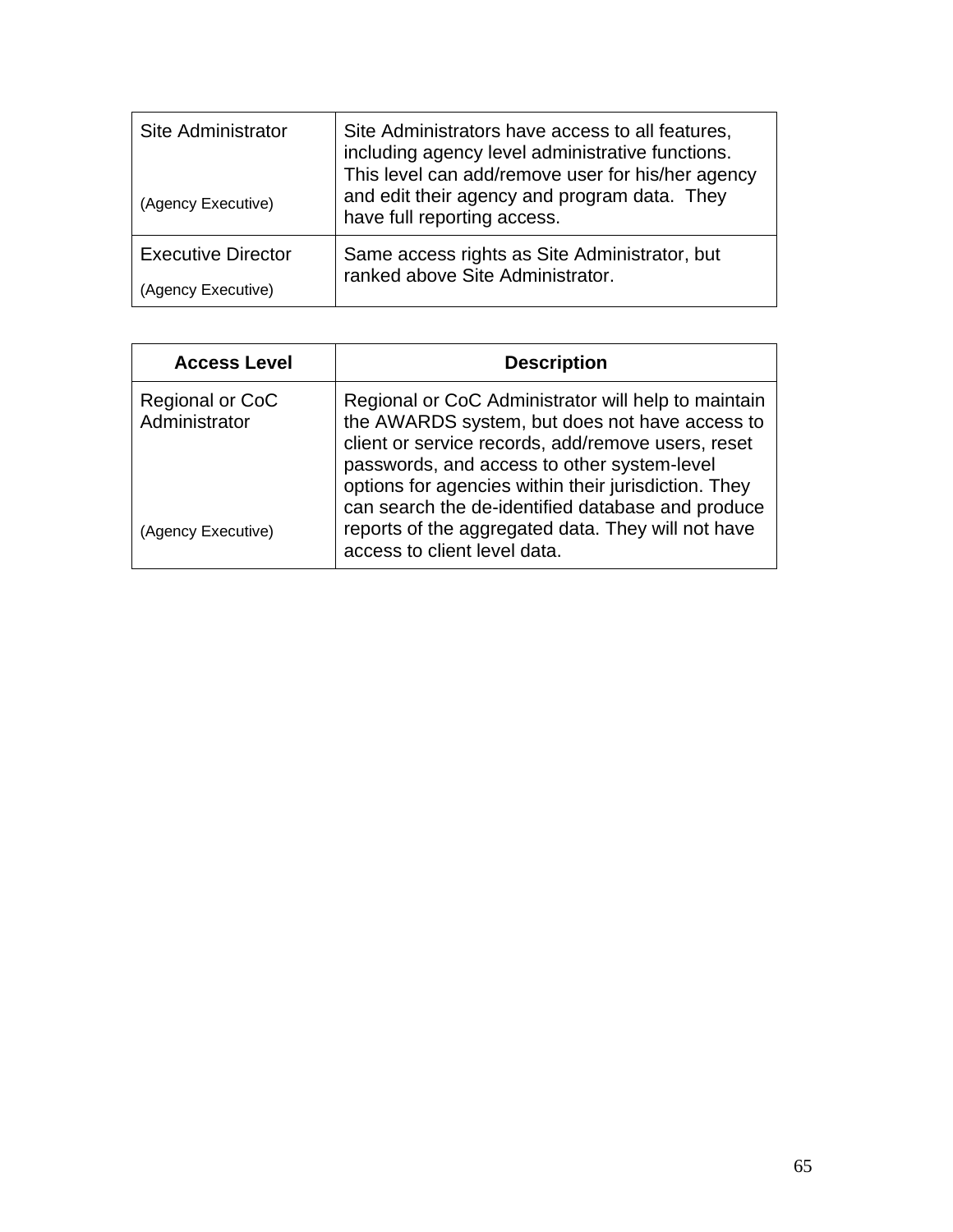| Site Administrator (Agency Executive) | Site Administrators have access to all features, including agency level administrative functions. This level can add/remove user for his/her agency and edit their agency and program data. They have full reporting access. |
|---|---|
| Executive Director (Agency Executive) | Same access rights as Site Administrator, but ranked above Site Administrator. |

| Access Level | Description |
|---|---|
| Regional or CoC Administrator (Agency Executive) | Regional or CoC Administrator will help to maintain the AWARDS system, but does not have access to client or service records, add/remove users, reset passwords, and access to other system-level options for agencies within their jurisdiction. They can search the de-identified database and produce reports of the aggregated data. They will not have access to client level data. |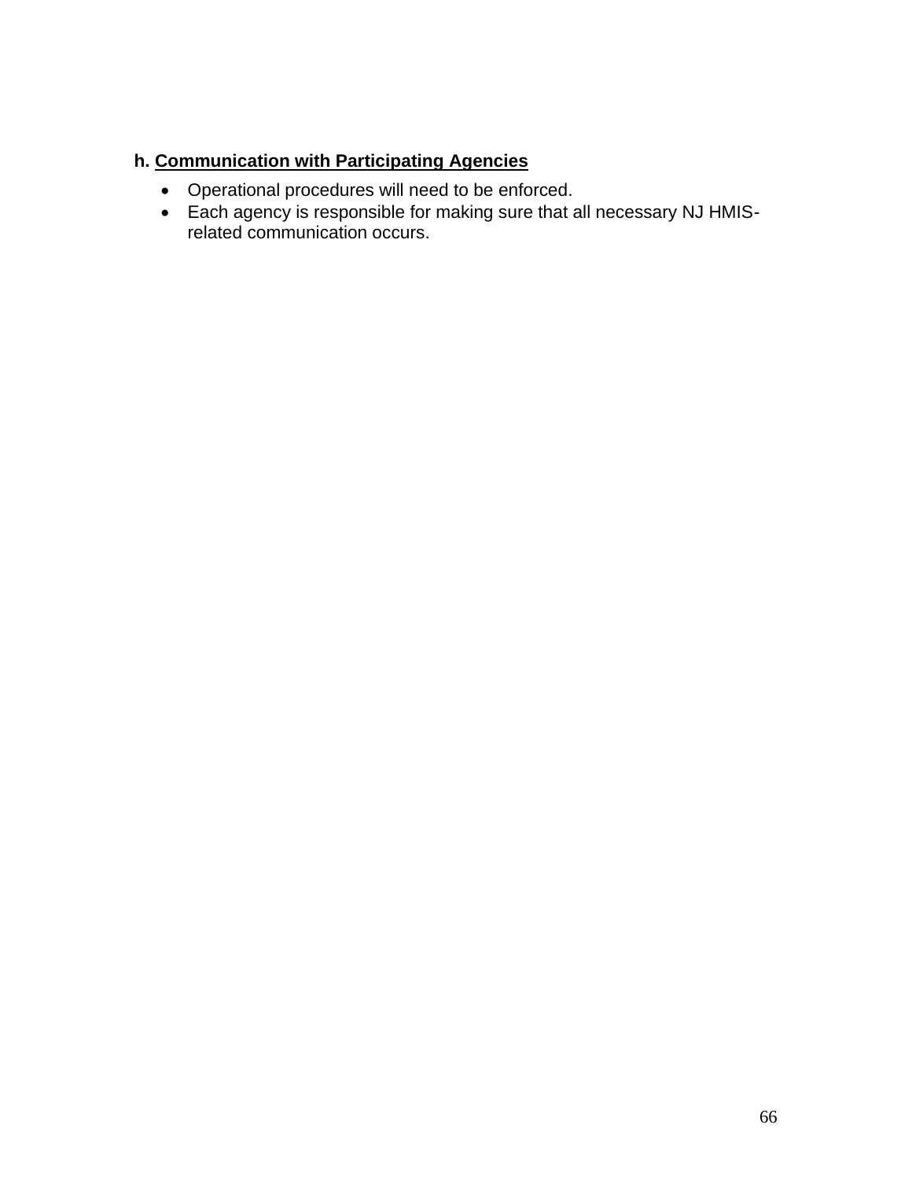**h. <u>Communication with Participating Agencies</u>**

- Operational procedures will need to be enforced.
- Each agency is responsible for making sure that all necessary NJ HMIS-related communication occurs.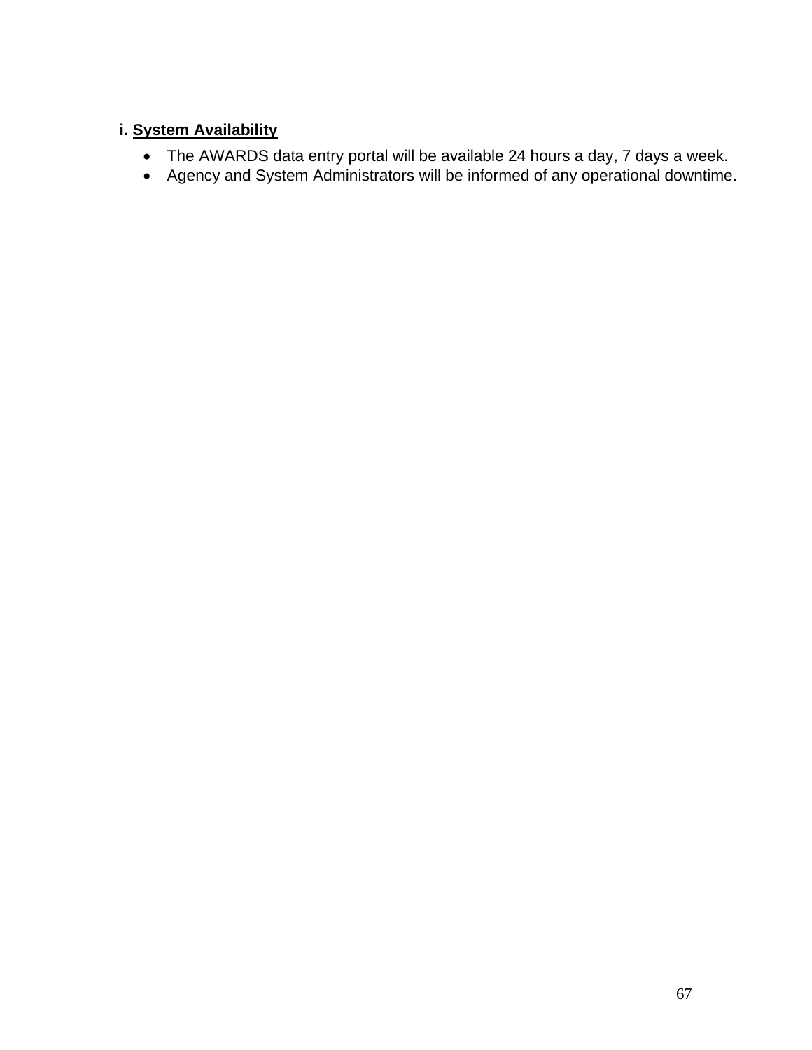**i. <u>System Availability</u>**

- The AWARDS data entry portal will be available 24 hours a day, 7 days a week.
- Agency and System Administrators will be informed of any operational downtime.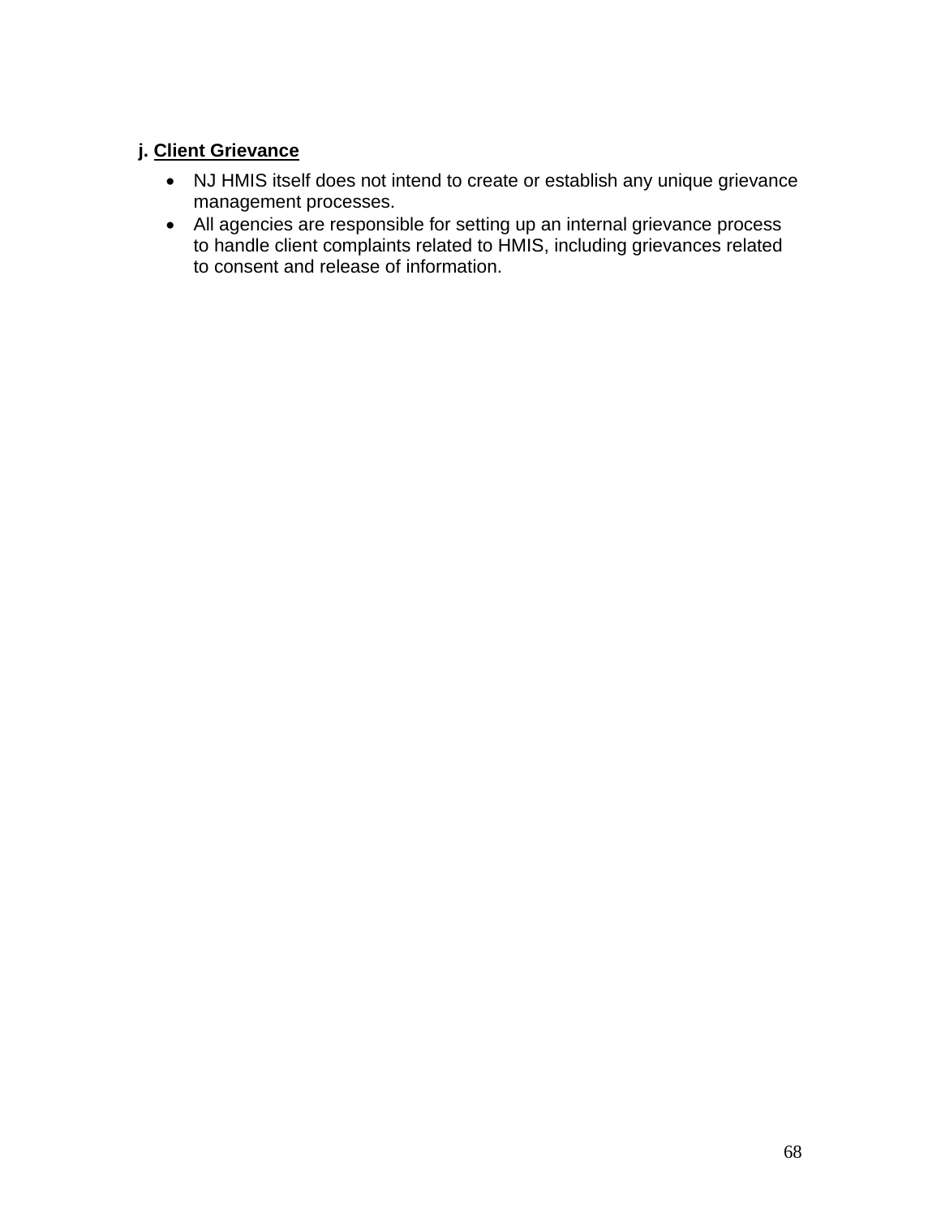**j. Client Grievance**

- NJ HMIS itself does not intend to create or establish any unique grievance management processes.
- All agencies are responsible for setting up an internal grievance process to handle client complaints related to HMIS, including grievances related to consent and release of information.